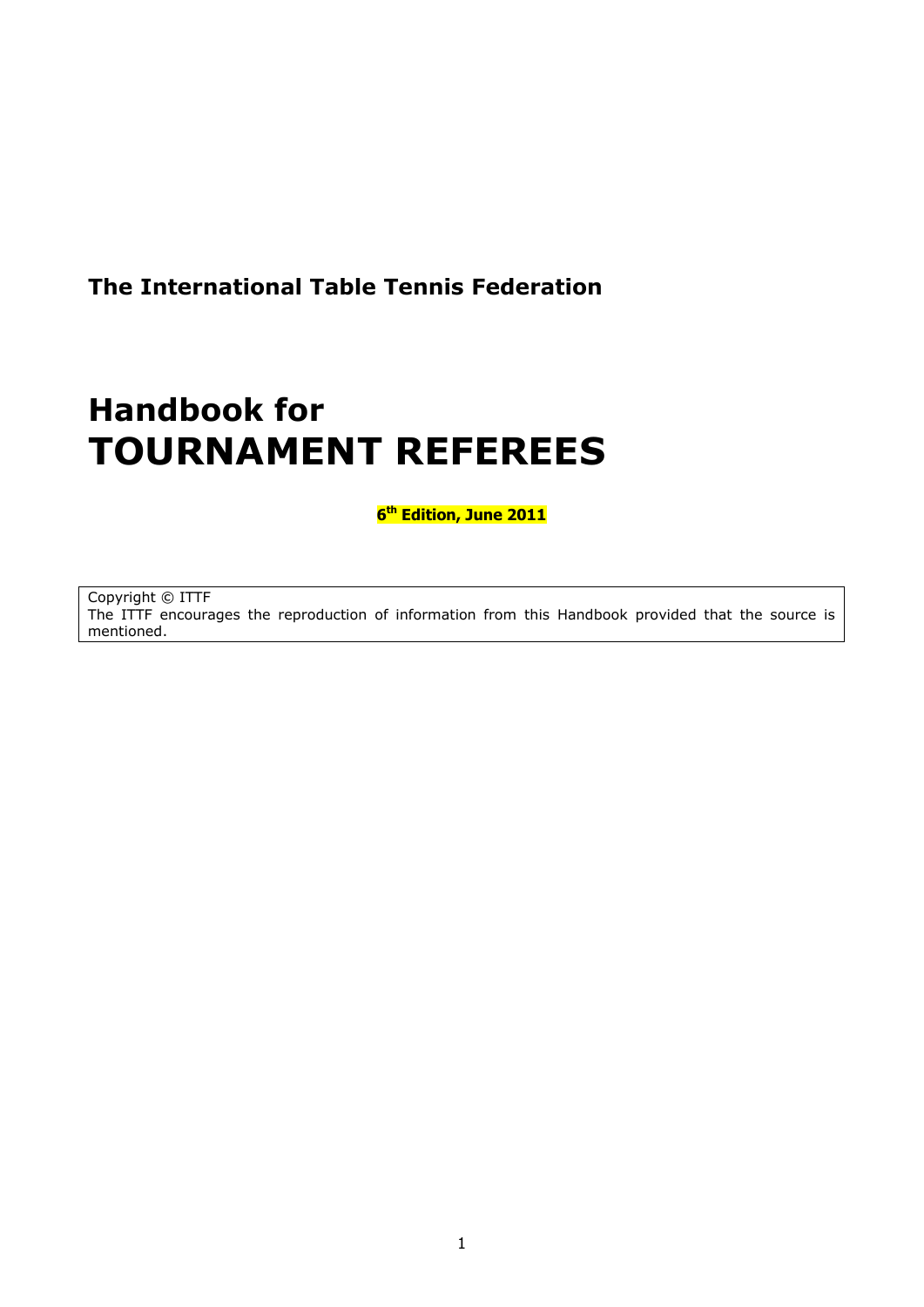**The International Table Tennis Federation**

# Handbook for
# TOURNAMENT REFEREES

**6th Edition, June 2011**

Copyright © ITTF
The ITTF encourages the reproduction of information from this Handbook provided that the source is mentioned.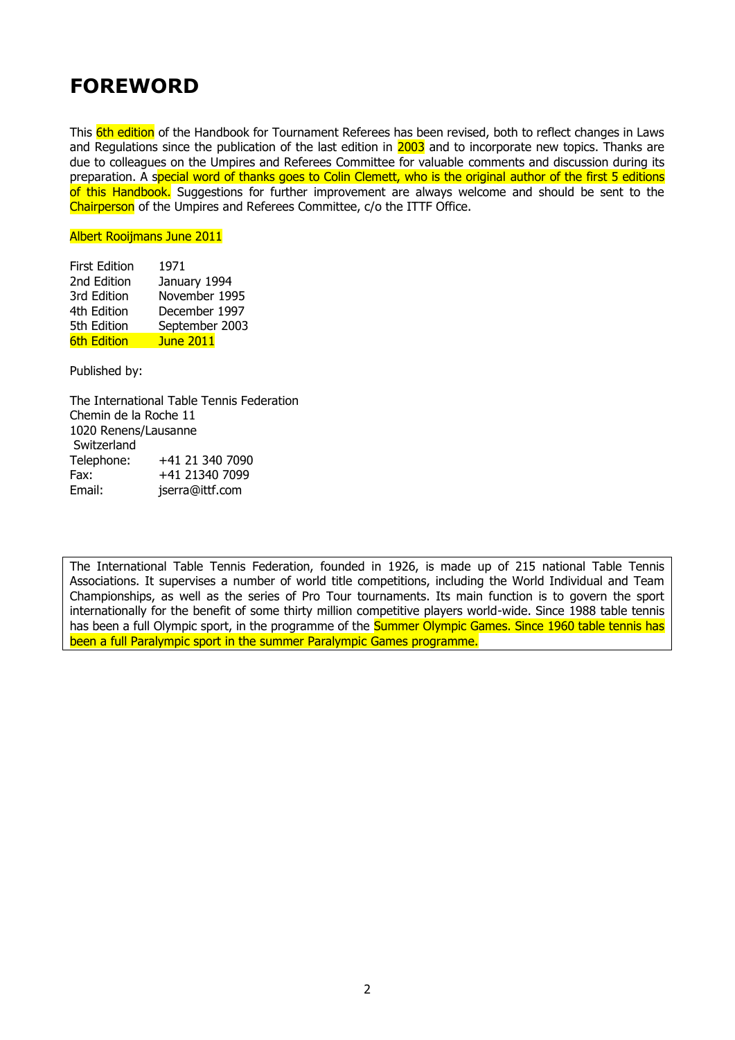# FOREWORD

This 6th edition of the Handbook for Tournament Referees has been revised, both to reflect changes in Laws and Regulations since the publication of the last edition in 2003 and to incorporate new topics. Thanks are due to colleagues on the Umpires and Referees Committee for valuable comments and discussion during its preparation. A special word of thanks goes to Colin Clemett, who is the original author of the first 5 editions of this Handbook. Suggestions for further improvement are always welcome and should be sent to the Chairperson of the Umpires and Referees Committee, c/o the ITTF Office.

Albert Rooijmans June 2011

| | |
|---|---|
| First Edition | 1971 |
| 2nd Edition | January 1994 |
| 3rd Edition | November 1995 |
| 4th Edition | December 1997 |
| 5th Edition | September 2003 |
| 6th Edition | June 2011 |

Published by:

The International Table Tennis Federation
Chemin de la Roche 11
1020 Renens/Lausanne
Switzerland
Telephone: +41 21 340 7090
Fax: +41 21340 7099
Email: jserra@ittf.com

The International Table Tennis Federation, founded in 1926, is made up of 215 national Table Tennis Associations. It supervises a number of world title competitions, including the World Individual and Team Championships, as well as the series of Pro Tour tournaments. Its main function is to govern the sport internationally for the benefit of some thirty million competitive players world-wide. Since 1988 table tennis has been a full Olympic sport, in the programme of the Summer Olympic Games. Since 1960 table tennis has been a full Paralympic sport in the summer Paralympic Games programme.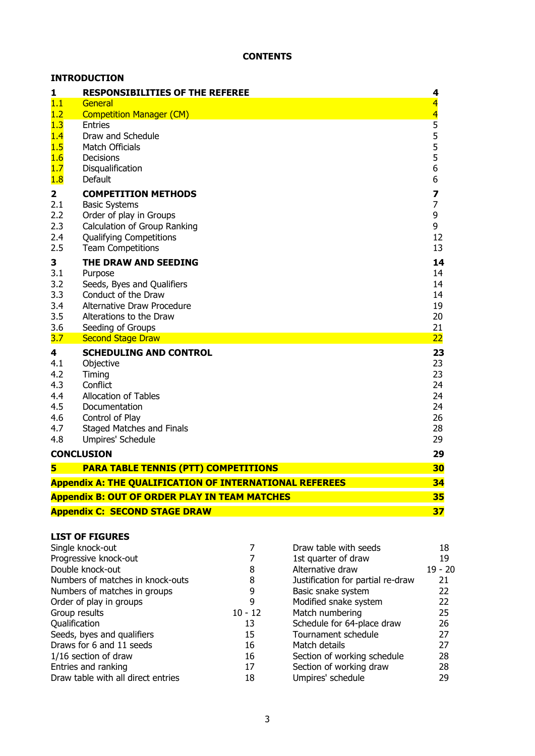# CONTENTS

**INTRODUCTION**

| | | |
|---|---|---|
| **1** | **RESPONSIBILITIES OF THE REFEREE** | **4** |
| 1.1 | General | 4 |
| 1.2 | Competition Manager (CM) | 4 |
| 1.3 | Entries | 5 |
| 1.4 | Draw and Schedule | 5 |
| 1.5 | Match Officials | 5 |
| 1.6 | Decisions | 5 |
| 1.7 | Disqualification | 6 |
| 1.8 | Default | 6 |
| **2** | **COMPETITION METHODS** | **7** |
| 2.1 | Basic Systems | 7 |
| 2.2 | Order of play in Groups | 9 |
| 2.3 | Calculation of Group Ranking | 9 |
| 2.4 | Qualifying Competitions | 12 |
| 2.5 | Team Competitions | 13 |
| **3** | **THE DRAW AND SEEDING** | **14** |
| 3.1 | Purpose | 14 |
| 3.2 | Seeds, Byes and Qualifiers | 14 |
| 3.3 | Conduct of the Draw | 14 |
| 3.4 | Alternative Draw Procedure | 19 |
| 3.5 | Alterations to the Draw | 20 |
| 3.6 | Seeding of Groups | 21 |
| 3.7 | Second Stage Draw | 22 |
| **4** | **SCHEDULING AND CONTROL** | **23** |
| 4.1 | Objective | 23 |
| 4.2 | Timing | 23 |
| 4.3 | Conflict | 24 |
| 4.4 | Allocation of Tables | 24 |
| 4.5 | Documentation | 24 |
| 4.6 | Control of Play | 26 |
| 4.7 | Staged Matches and Finals | 28 |
| 4.8 | Umpires' Schedule | 29 |
| **CONCLUSION** | | **29** |
| **5** | **PARA TABLE TENNIS (PTT) COMPETITIONS** | **30** |
| **Appendix A: THE QUALIFICATION OF INTERNATIONAL REFEREES** | | **34** |
| **Appendix B: OUT OF ORDER PLAY IN TEAM MATCHES** | | **35** |
| **Appendix C: SECOND STAGE DRAW** | | **37** |

**LIST OF FIGURES**

| | | | |
|---|---|---|---|
| Single knock-out | 7 | Draw table with seeds | 18 |
| Progressive knock-out | 7 | 1st quarter of draw | 19 |
| Double knock-out | 8 | Alternative draw | 19 - 20 |
| Numbers of matches in knock-outs | 8 | Justification for partial re-draw | 21 |
| Numbers of matches in groups | 9 | Basic snake system | 22 |
| Order of play in groups | 9 | Modified snake system | 22 |
| Group results | 10 - 12 | Match numbering | 25 |
| Qualification | 13 | Schedule for 64-place draw | 26 |
| Seeds, byes and qualifiers | 15 | Tournament schedule | 27 |
| Draws for 6 and 11 seeds | 16 | Match details | 27 |
| 1/16 section of draw | 16 | Section of working schedule | 28 |
| Entries and ranking | 17 | Section of working draw | 28 |
| Draw table with all direct entries | 18 | Umpires' schedule | 29 |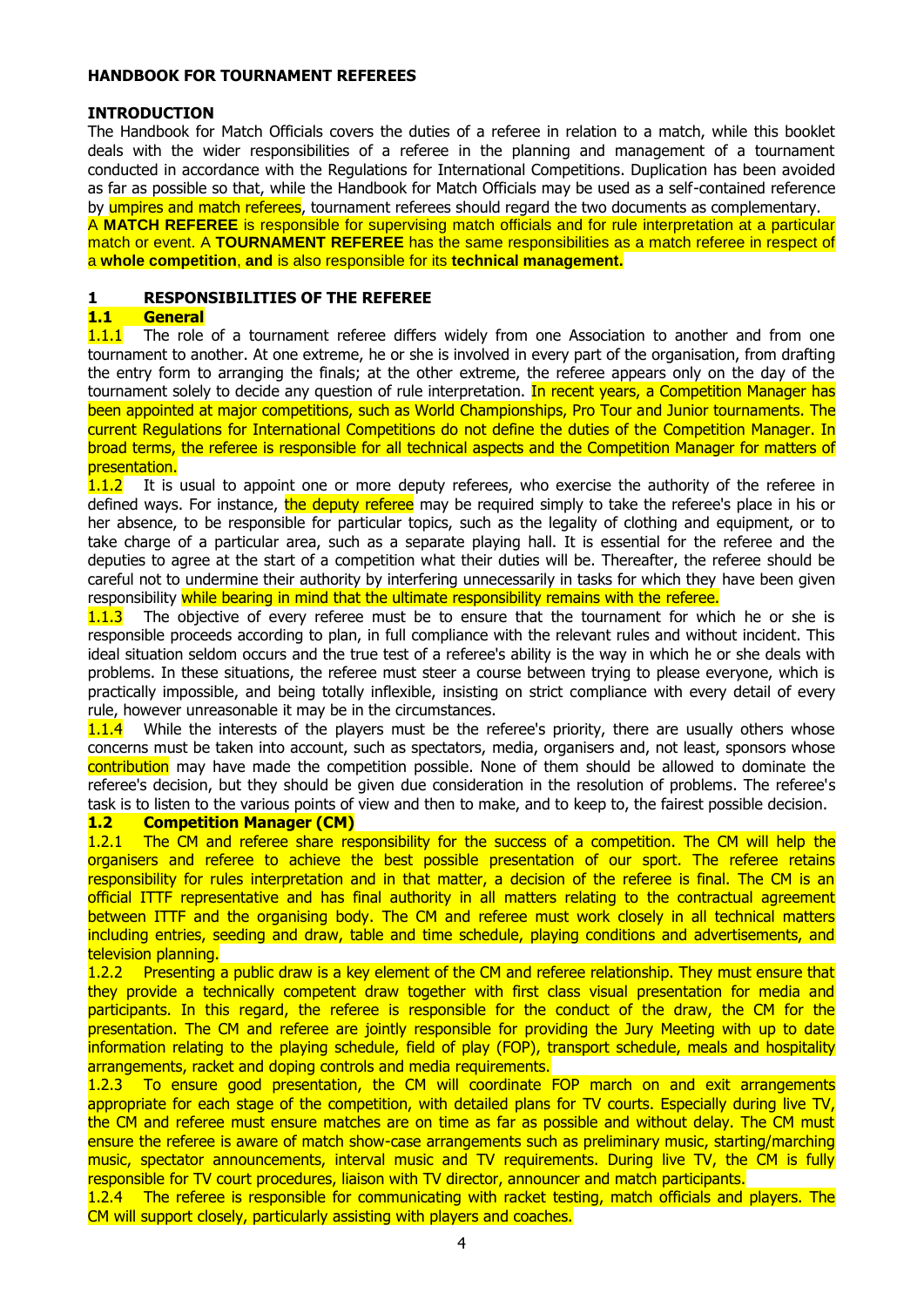**HANDBOOK FOR TOURNAMENT REFEREES**

**INTRODUCTION**

The Handbook for Match Officials covers the duties of a referee in relation to a match, while this booklet deals with the wider responsibilities of a referee in the planning and management of a tournament conducted in accordance with the Regulations for International Competitions. Duplication has been avoided as far as possible so that, while the Handbook for Match Officials may be used as a self-contained reference by umpires and match referees, tournament referees should regard the two documents as complementary.

A **MATCH REFEREE** is responsible for supervising match officials and for rule interpretation at a particular match or event. A **TOURNAMENT REFEREE** has the same responsibilities as a match referee in respect of a **whole competition**, **and** is also responsible for its **technical management.**

## 1 RESPONSIBILITIES OF THE REFEREE

### 1.1 General

1.1.1 The role of a tournament referee differs widely from one Association to another and from one tournament to another. At one extreme, he or she is involved in every part of the organisation, from drafting the entry form to arranging the finals; at the other extreme, the referee appears only on the day of the tournament solely to decide any question of rule interpretation. In recent years, a Competition Manager has been appointed at major competitions, such as World Championships, Pro Tour and Junior tournaments. The current Regulations for International Competitions do not define the duties of the Competition Manager. In broad terms, the referee is responsible for all technical aspects and the Competition Manager for matters of presentation.

1.1.2 It is usual to appoint one or more deputy referees, who exercise the authority of the referee in defined ways. For instance, the deputy referee may be required simply to take the referee's place in his or her absence, to be responsible for particular topics, such as the legality of clothing and equipment, or to take charge of a particular area, such as a separate playing hall. It is essential for the referee and the deputies to agree at the start of a competition what their duties will be. Thereafter, the referee should be careful not to undermine their authority by interfering unnecessarily in tasks for which they have been given responsibility while bearing in mind that the ultimate responsibility remains with the referee.

1.1.3 The objective of every referee must be to ensure that the tournament for which he or she is responsible proceeds according to plan, in full compliance with the relevant rules and without incident. This ideal situation seldom occurs and the true test of a referee's ability is the way in which he or she deals with problems. In these situations, the referee must steer a course between trying to please everyone, which is practically impossible, and being totally inflexible, insisting on strict compliance with every detail of every rule, however unreasonable it may be in the circumstances.

1.1.4 While the interests of the players must be the referee's priority, there are usually others whose concerns must be taken into account, such as spectators, media, organisers and, not least, sponsors whose contribution may have made the competition possible. None of them should be allowed to dominate the referee's decision, but they should be given due consideration in the resolution of problems. The referee's task is to listen to the various points of view and then to make, and to keep to, the fairest possible decision.

### 1.2 Competition Manager (CM)

1.2.1 The CM and referee share responsibility for the success of a competition. The CM will help the organisers and referee to achieve the best possible presentation of our sport. The referee retains responsibility for rules interpretation and in that matter, a decision of the referee is final. The CM is an official ITTF representative and has final authority in all matters relating to the contractual agreement between ITTF and the organising body. The CM and referee must work closely in all technical matters including entries, seeding and draw, table and time schedule, playing conditions and advertisements, and television planning.

1.2.2 Presenting a public draw is a key element of the CM and referee relationship. They must ensure that they provide a technically competent draw together with first class visual presentation for media and participants. In this regard, the referee is responsible for the conduct of the draw, the CM for the presentation. The CM and referee are jointly responsible for providing the Jury Meeting with up to date information relating to the playing schedule, field of play (FOP), transport schedule, meals and hospitality arrangements, racket and doping controls and media requirements.

1.2.3 To ensure good presentation, the CM will coordinate FOP march on and exit arrangements appropriate for each stage of the competition, with detailed plans for TV courts. Especially during live TV, the CM and referee must ensure matches are on time as far as possible and without delay. The CM must ensure the referee is aware of match show-case arrangements such as preliminary music, starting/marching music, spectator announcements, interval music and TV requirements. During live TV, the CM is fully responsible for TV court procedures, liaison with TV director, announcer and match participants.

1.2.4 The referee is responsible for communicating with racket testing, match officials and players. The CM will support closely, particularly assisting with players and coaches.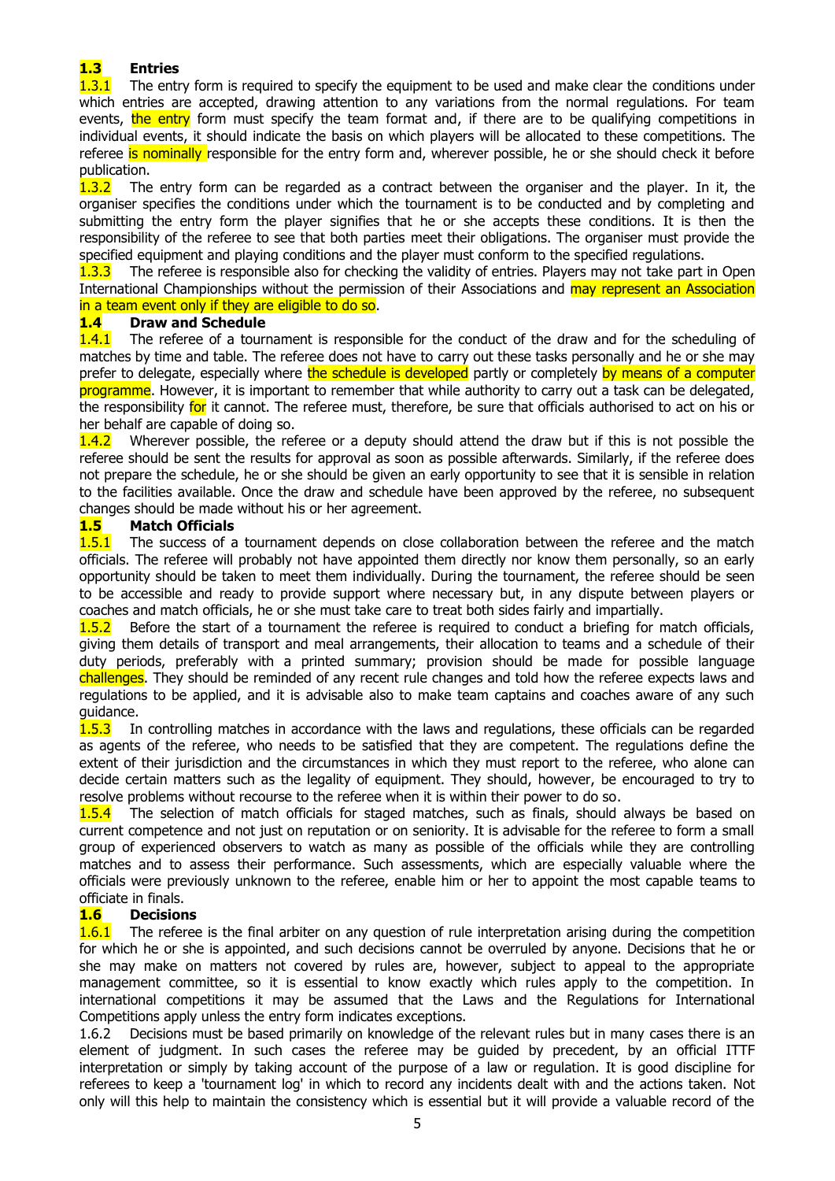### 1.3 Entries

1.3.1 The entry form is required to specify the equipment to be used and make clear the conditions under which entries are accepted, drawing attention to any variations from the normal regulations. For team events, the entry form must specify the team format and, if there are to be qualifying competitions in individual events, it should indicate the basis on which players will be allocated to these competitions. The referee is nominally responsible for the entry form and, wherever possible, he or she should check it before publication.

1.3.2 The entry form can be regarded as a contract between the organiser and the player. In it, the organiser specifies the conditions under which the tournament is to be conducted and by completing and submitting the entry form the player signifies that he or she accepts these conditions. It is then the responsibility of the referee to see that both parties meet their obligations. The organiser must provide the specified equipment and playing conditions and the player must conform to the specified regulations.

1.3.3 The referee is responsible also for checking the validity of entries. Players may not take part in Open International Championships without the permission of their Associations and may represent an Association in a team event only if they are eligible to do so.

### 1.4 Draw and Schedule

1.4.1 The referee of a tournament is responsible for the conduct of the draw and for the scheduling of matches by time and table. The referee does not have to carry out these tasks personally and he or she may prefer to delegate, especially where the schedule is developed partly or completely by means of a computer programme. However, it is important to remember that while authority to carry out a task can be delegated, the responsibility for it cannot. The referee must, therefore, be sure that officials authorised to act on his or her behalf are capable of doing so.

1.4.2 Wherever possible, the referee or a deputy should attend the draw but if this is not possible the referee should be sent the results for approval as soon as possible afterwards. Similarly, if the referee does not prepare the schedule, he or she should be given an early opportunity to see that it is sensible in relation to the facilities available. Once the draw and schedule have been approved by the referee, no subsequent changes should be made without his or her agreement.

### 1.5 Match Officials

1.5.1 The success of a tournament depends on close collaboration between the referee and the match officials. The referee will probably not have appointed them directly nor know them personally, so an early opportunity should be taken to meet them individually. During the tournament, the referee should be seen to be accessible and ready to provide support where necessary but, in any dispute between players or coaches and match officials, he or she must take care to treat both sides fairly and impartially.

1.5.2 Before the start of a tournament the referee is required to conduct a briefing for match officials, giving them details of transport and meal arrangements, their allocation to teams and a schedule of their duty periods, preferably with a printed summary; provision should be made for possible language challenges. They should be reminded of any recent rule changes and told how the referee expects laws and regulations to be applied, and it is advisable also to make team captains and coaches aware of any such guidance.

1.5.3 In controlling matches in accordance with the laws and regulations, these officials can be regarded as agents of the referee, who needs to be satisfied that they are competent. The regulations define the extent of their jurisdiction and the circumstances in which they must report to the referee, who alone can decide certain matters such as the legality of equipment. They should, however, be encouraged to try to resolve problems without recourse to the referee when it is within their power to do so.

1.5.4 The selection of match officials for staged matches, such as finals, should always be based on current competence and not just on reputation or on seniority. It is advisable for the referee to form a small group of experienced observers to watch as many as possible of the officials while they are controlling matches and to assess their performance. Such assessments, which are especially valuable where the officials were previously unknown to the referee, enable him or her to appoint the most capable teams to officiate in finals.

### 1.6 Decisions

1.6.1 The referee is the final arbiter on any question of rule interpretation arising during the competition for which he or she is appointed, and such decisions cannot be overruled by anyone. Decisions that he or she may make on matters not covered by rules are, however, subject to appeal to the appropriate management committee, so it is essential to know exactly which rules apply to the competition. In international competitions it may be assumed that the Laws and the Regulations for International Competitions apply unless the entry form indicates exceptions.

1.6.2 Decisions must be based primarily on knowledge of the relevant rules but in many cases there is an element of judgment. In such cases the referee may be guided by precedent, by an official ITTF interpretation or simply by taking account of the purpose of a law or regulation. It is good discipline for referees to keep a 'tournament log' in which to record any incidents dealt with and the actions taken. Not only will this help to maintain the consistency which is essential but it will provide a valuable record of the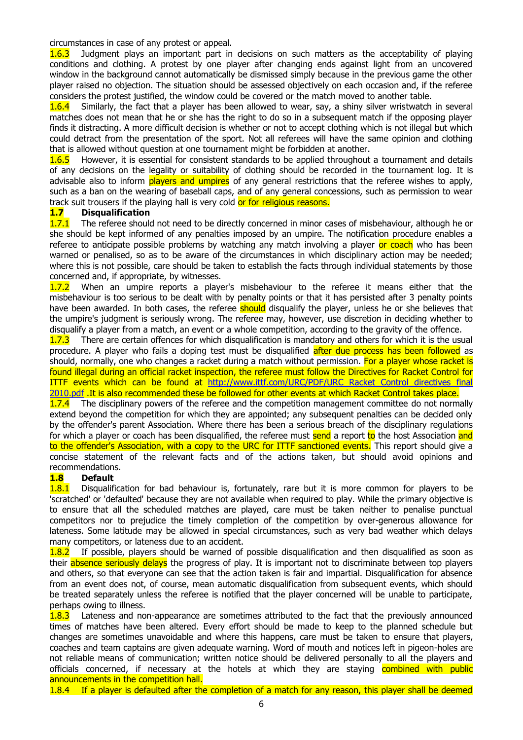circumstances in case of any protest or appeal.

1.6.3 Judgment plays an important part in decisions on such matters as the acceptability of playing conditions and clothing. A protest by one player after changing ends against light from an uncovered window in the background cannot automatically be dismissed simply because in the previous game the other player raised no objection. The situation should be assessed objectively on each occasion and, if the referee considers the protest justified, the window could be covered or the match moved to another table.

1.6.4 Similarly, the fact that a player has been allowed to wear, say, a shiny silver wristwatch in several matches does not mean that he or she has the right to do so in a subsequent match if the opposing player finds it distracting. A more difficult decision is whether or not to accept clothing which is not illegal but which could detract from the presentation of the sport. Not all referees will have the same opinion and clothing that is allowed without question at one tournament might be forbidden at another.

1.6.5 However, it is essential for consistent standards to be applied throughout a tournament and details of any decisions on the legality or suitability of clothing should be recorded in the tournament log. It is advisable also to inform players and umpires of any general restrictions that the referee wishes to apply, such as a ban on the wearing of baseball caps, and of any general concessions, such as permission to wear track suit trousers if the playing hall is very cold or for religious reasons.

## 1.7 Disqualification

1.7.1 The referee should not need to be directly concerned in minor cases of misbehaviour, although he or she should be kept informed of any penalties imposed by an umpire. The notification procedure enables a referee to anticipate possible problems by watching any match involving a player or coach who has been warned or penalised, so as to be aware of the circumstances in which disciplinary action may be needed; where this is not possible, care should be taken to establish the facts through individual statements by those concerned and, if appropriate, by witnesses.

1.7.2 When an umpire reports a player's misbehaviour to the referee it means either that the misbehaviour is too serious to be dealt with by penalty points or that it has persisted after 3 penalty points have been awarded. In both cases, the referee should disqualify the player, unless he or she believes that the umpire's judgment is seriously wrong. The referee may, however, use discretion in deciding whether to disqualify a player from a match, an event or a whole competition, according to the gravity of the offence.

1.7.3 There are certain offences for which disqualification is mandatory and others for which it is the usual procedure. A player who fails a doping test must be disqualified after due process has been followed as should, normally, one who changes a racket during a match without permission. For a player whose racket is found illegal during an official racket inspection, the referee must follow the Directives for Racket Control for ITTF events which can be found at http://www.ittf.com/URC/PDF/URC Racket Control directives final 2010.pdf .It is also recommended these be followed for other events at which Racket Control takes place.

1.7.4 The disciplinary powers of the referee and the competition management committee do not normally extend beyond the competition for which they are appointed; any subsequent penalties can be decided only by the offender's parent Association. Where there has been a serious breach of the disciplinary regulations for which a player or coach has been disqualified, the referee must send a report to the host Association and to the offender's Association, with a copy to the URC for ITTF sanctioned events. This report should give a concise statement of the relevant facts and of the actions taken, but should avoid opinions and recommendations.

## 1.8 Default

1.8.1 Disqualification for bad behaviour is, fortunately, rare but it is more common for players to be 'scratched' or 'defaulted' because they are not available when required to play. While the primary objective is to ensure that all the scheduled matches are played, care must be taken neither to penalise punctual competitors nor to prejudice the timely completion of the competition by over-generous allowance for lateness. Some latitude may be allowed in special circumstances, such as very bad weather which delays many competitors, or lateness due to an accident.

1.8.2 If possible, players should be warned of possible disqualification and then disqualified as soon as their absence seriously delays the progress of play. It is important not to discriminate between top players and others, so that everyone can see that the action taken is fair and impartial. Disqualification for absence from an event does not, of course, mean automatic disqualification from subsequent events, which should be treated separately unless the referee is notified that the player concerned will be unable to participate, perhaps owing to illness.

1.8.3 Lateness and non-appearance are sometimes attributed to the fact that the previously announced times of matches have been altered. Every effort should be made to keep to the planned schedule but changes are sometimes unavoidable and where this happens, care must be taken to ensure that players, coaches and team captains are given adequate warning. Word of mouth and notices left in pigeon-holes are not reliable means of communication; written notice should be delivered personally to all the players and officials concerned, if necessary at the hotels at which they are staying combined with public announcements in the competition hall.

1.8.4 If a player is defaulted after the completion of a match for any reason, this player shall be deemed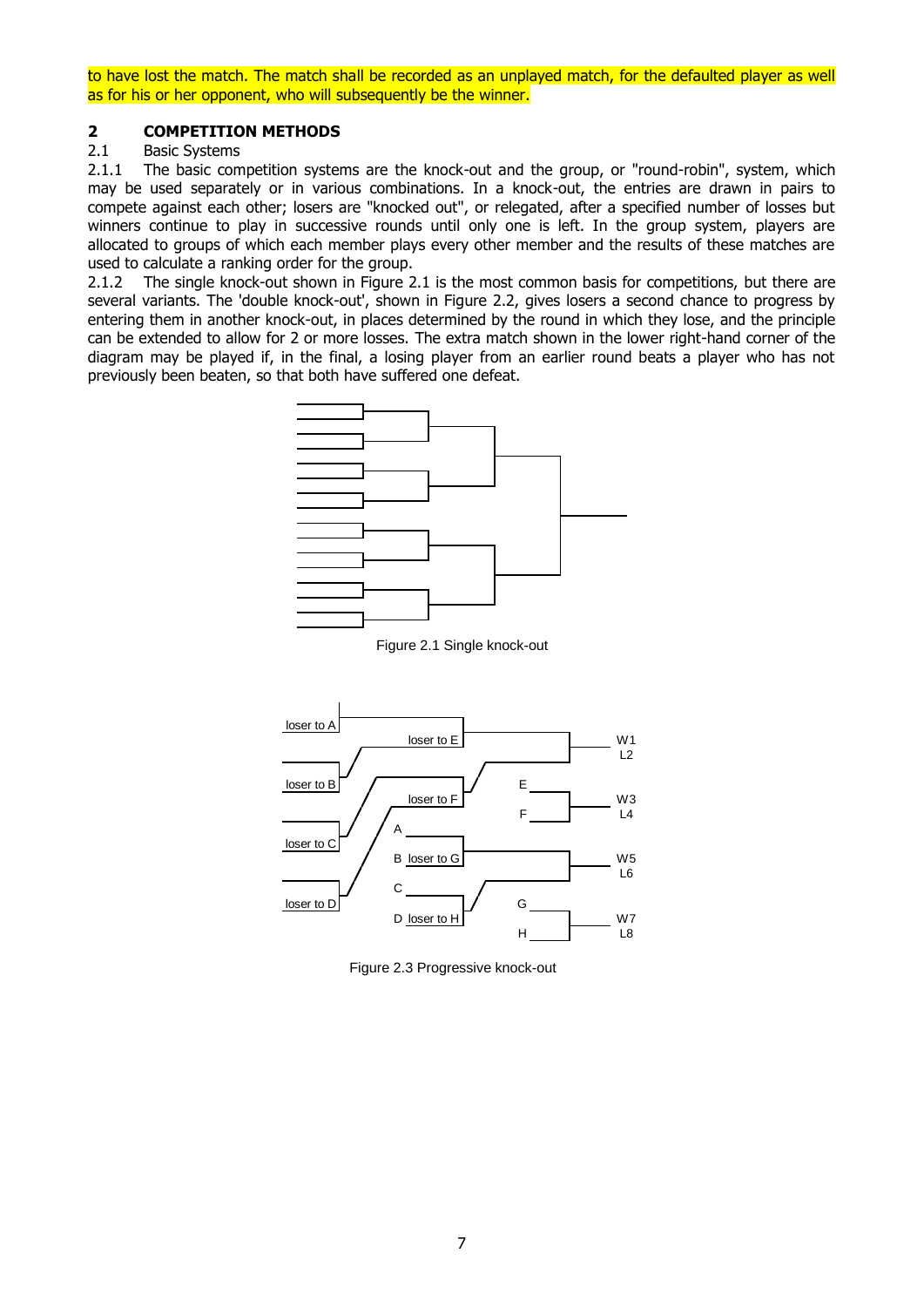to have lost the match. The match shall be recorded as an unplayed match, for the defaulted player as well as for his or her opponent, who will subsequently be the winner.

## 2 COMPETITION METHODS

### 2.1 Basic Systems

2.1.1 The basic competition systems are the knock-out and the group, or "round-robin", system, which may be used separately or in various combinations. In a knock-out, the entries are drawn in pairs to compete against each other; losers are "knocked out", or relegated, after a specified number of losses but winners continue to play in successive rounds until only one is left. In the group system, players are allocated to groups of which each member plays every other member and the results of these matches are used to calculate a ranking order for the group.

2.1.2 The single knock-out shown in Figure 2.1 is the most common basis for competitions, but there are several variants. The 'double knock-out', shown in Figure 2.2, gives losers a second chance to progress by entering them in another knock-out, in places determined by the round in which they lose, and the principle can be extended to allow for 2 or more losses. The extra match shown in the lower right-hand corner of the diagram may be played if, in the final, a losing player from an earlier round beats a player who has not previously been beaten, so that both have suffered one defeat.

Figure 2.1 Single knock-out

loser to A, loser to B, loser to C, loser to D, loser to E, loser to F, loser to G, loser to H, A, B, C, D, E, F, G, H, W1, L2, W3, L4, W5, L6, W7, L8

Figure 2.3 Progressive knock-out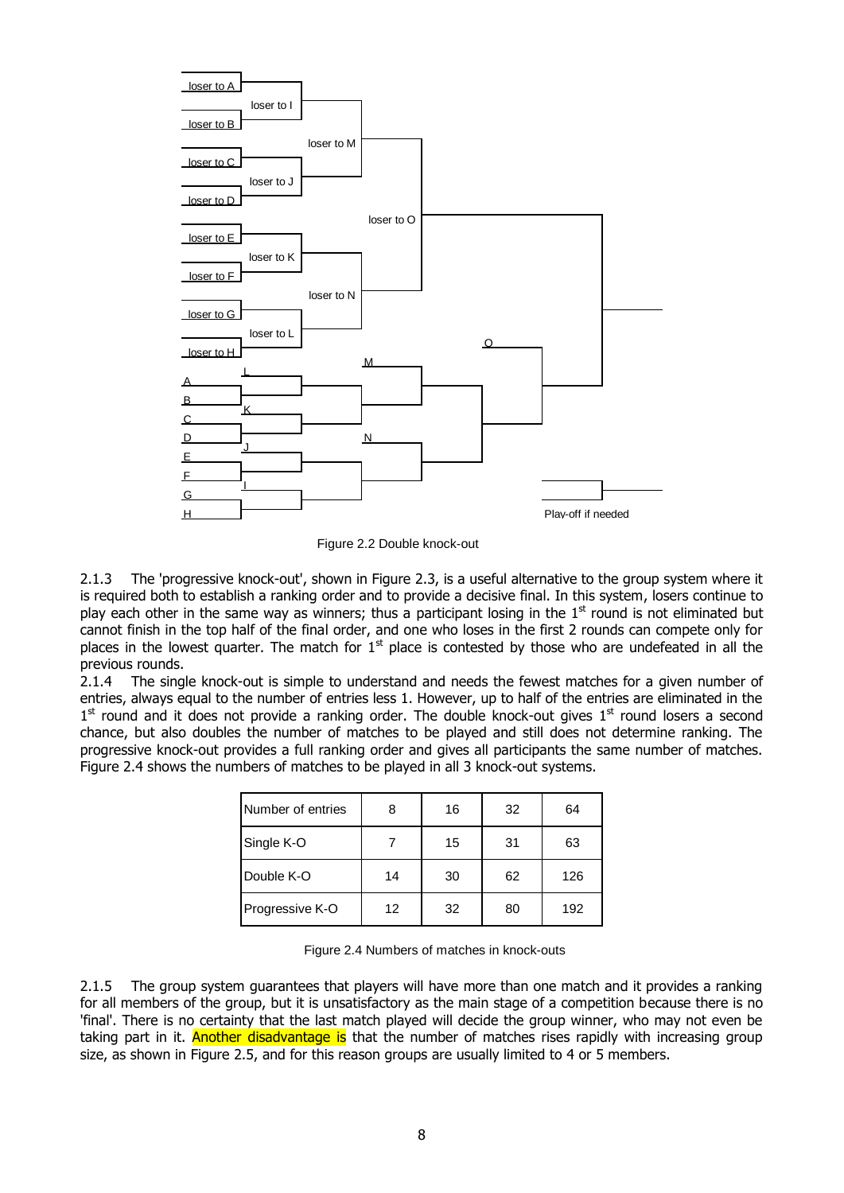Figure 2.2 Double knock-out

2.1.3 The 'progressive knock-out', shown in Figure 2.3, is a useful alternative to the group system where it is required both to establish a ranking order and to provide a decisive final. In this system, losers continue to play each other in the same way as winners; thus a participant losing in the 1st round is not eliminated but cannot finish in the top half of the final order, and one who loses in the first 2 rounds can compete only for places in the lowest quarter. The match for 1st place is contested by those who are undefeated in all the previous rounds.

2.1.4 The single knock-out is simple to understand and needs the fewest matches for a given number of entries, always equal to the number of entries less 1. However, up to half of the entries are eliminated in the 1st round and it does not provide a ranking order. The double knock-out gives 1st round losers a second chance, but also doubles the number of matches to be played and still does not determine ranking. The progressive knock-out provides a full ranking order and gives all participants the same number of matches. Figure 2.4 shows the numbers of matches to be played in all 3 knock-out systems.

| Number of entries | 8 | 16 | 32 | 64 |
|---|---|---|---|---|
| Single K-O | 7 | 15 | 31 | 63 |
| Double K-O | 14 | 30 | 62 | 126 |
| Progressive K-O | 12 | 32 | 80 | 192 |

Figure 2.4 Numbers of matches in knock-outs

2.1.5 The group system guarantees that players will have more than one match and it provides a ranking for all members of the group, but it is unsatisfactory as the main stage of a competition because there is no 'final'. There is no certainty that the last match played will decide the group winner, who may not even be taking part in it. Another disadvantage is that the number of matches rises rapidly with increasing group size, as shown in Figure 2.5, and for this reason groups are usually limited to 4 or 5 members.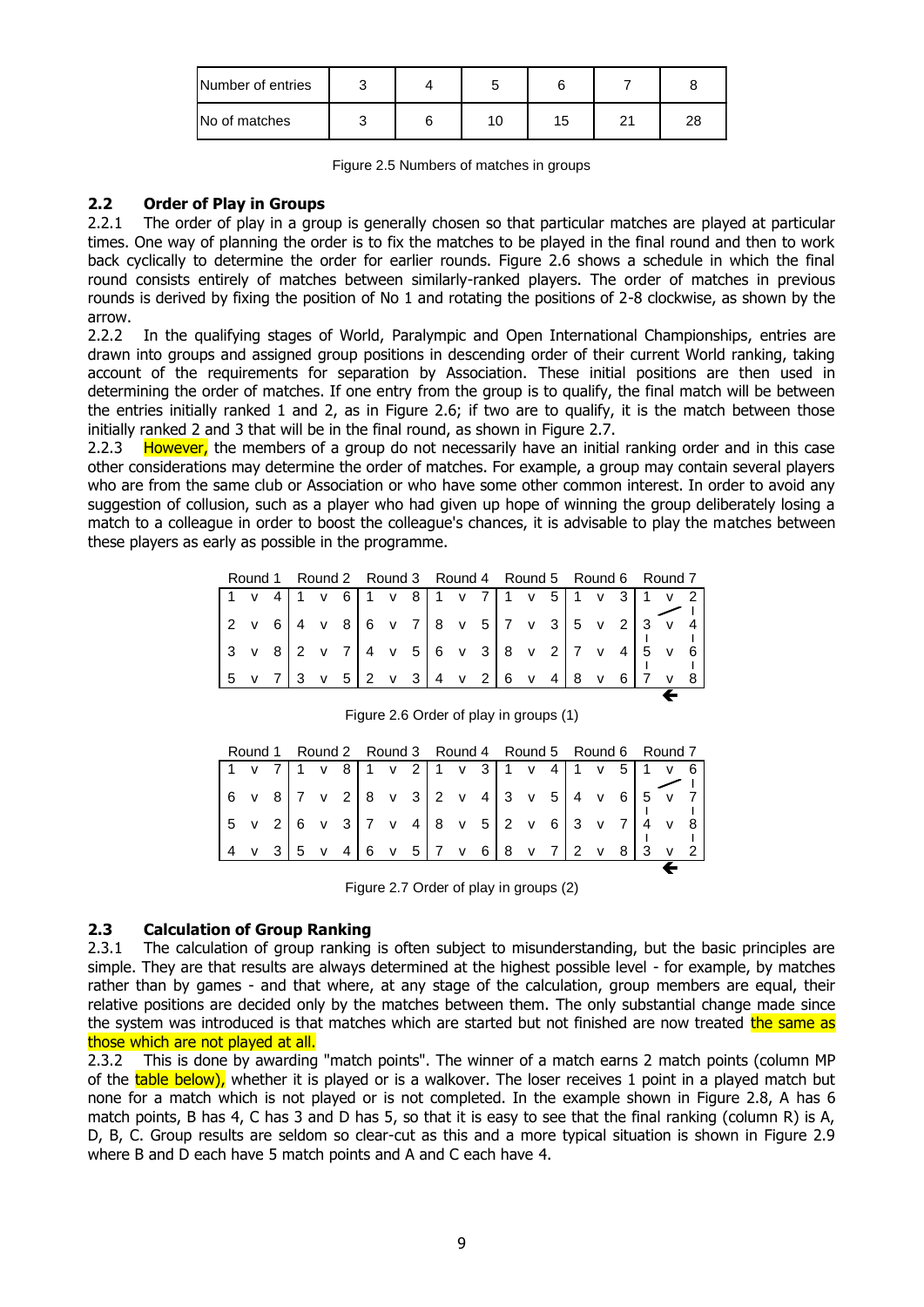| Number of entries | 3 | 4 | 5 | 6 | 7 | 8 |
|---|---|---|---|---|---|---|
| No of matches | 3 | 6 | 10 | 15 | 21 | 28 |

Figure 2.5 Numbers of matches in groups

## 2.2 Order of Play in Groups

2.2.1 The order of play in a group is generally chosen so that particular matches are played at particular times. One way of planning the order is to fix the matches to be played in the final round and then to work back cyclically to determine the order for earlier rounds. Figure 2.6 shows a schedule in which the final round consists entirely of matches between similarly-ranked players. The order of matches in previous rounds is derived by fixing the position of No 1 and rotating the positions of 2-8 clockwise, as shown by the arrow.

2.2.2 In the qualifying stages of World, Paralympic and Open International Championships, entries are drawn into groups and assigned group positions in descending order of their current World ranking, taking account of the requirements for separation by Association. These initial positions are then used in determining the order of matches. If one entry from the group is to qualify, the final match will be between the entries initially ranked 1 and 2, as in Figure 2.6; if two are to qualify, it is the match between those initially ranked 2 and 3 that will be in the final round, as shown in Figure 2.7.

2.2.3 However, the members of a group do not necessarily have an initial ranking order and in this case other considerations may determine the order of matches. For example, a group may contain several players who are from the same club or Association or who have some other common interest. In order to avoid any suggestion of collusion, such as a player who had given up hope of winning the group deliberately losing a match to a colleague in order to boost the colleague's chances, it is advisable to play the matches between these players as early as possible in the programme.

| Round 1 | Round 2 | Round 3 | Round 4 | Round 5 | Round 6 | Round 7 |
|---|---|---|---|---|---|---|
| 1 v 4 | 1 v 6 | 1 v 8 | 1 v 7 | 1 v 5 | 1 v 3 | 1 v 2 |
| 2 v 6 | 4 v 8 | 6 v 7 | 8 v 5 | 7 v 3 | 5 v 2 | 3 v 4 |
| 3 v 8 | 2 v 7 | 4 v 5 | 6 v 3 | 8 v 2 | 7 v 4 | 5 v 6 |
| 5 v 7 | 3 v 5 | 2 v 3 | 4 v 2 | 6 v 4 | 8 v 6 | 7 v 8 |

Figure 2.6 Order of play in groups (1)

| Round 1 | Round 2 | Round 3 | Round 4 | Round 5 | Round 6 | Round 7 |
|---|---|---|---|---|---|---|
| 1 v 7 | 1 v 8 | 1 v 2 | 1 v 3 | 1 v 4 | 1 v 5 | 1 v 6 |
| 6 v 8 | 7 v 2 | 8 v 3 | 2 v 4 | 3 v 5 | 4 v 6 | 5 v 7 |
| 5 v 2 | 6 v 3 | 7 v 4 | 8 v 5 | 2 v 6 | 3 v 7 | 4 v 8 |
| 4 v 3 | 5 v 4 | 6 v 5 | 7 v 6 | 8 v 7 | 2 v 8 | 3 v 2 |

Figure 2.7 Order of play in groups (2)

## 2.3 Calculation of Group Ranking

2.3.1 The calculation of group ranking is often subject to misunderstanding, but the basic principles are simple. They are that results are always determined at the highest possible level - for example, by matches rather than by games - and that where, at any stage of the calculation, group members are equal, their relative positions are decided only by the matches between them. The only substantial change made since the system was introduced is that matches which are started but not finished are now treated the same as those which are not played at all.

2.3.2 This is done by awarding "match points". The winner of a match earns 2 match points (column MP of the table below), whether it is played or is a walkover. The loser receives 1 point in a played match but none for a match which is not played or is not completed. In the example shown in Figure 2.8, A has 6 match points, B has 4, C has 3 and D has 5, so that it is easy to see that the final ranking (column R) is A, D, B, C. Group results are seldom so clear-cut as this and a more typical situation is shown in Figure 2.9 where B and D each have 5 match points and A and C each have 4.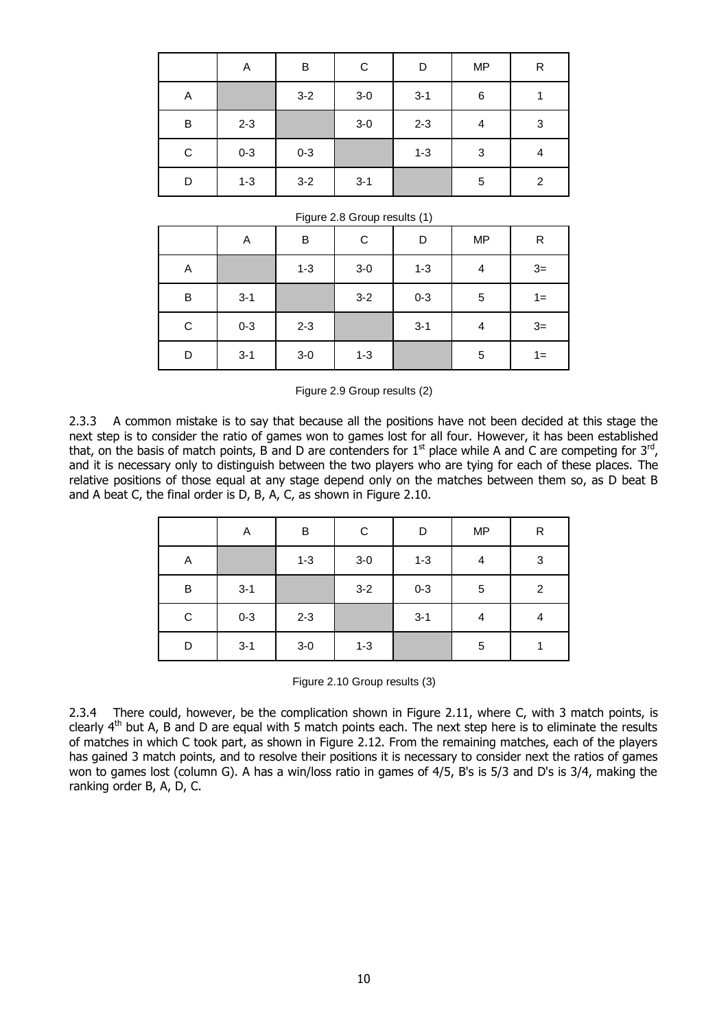|   | A | B | C | D | MP | R |
|---|---|---|---|---|---|---|
| A |   | 3-2 | 3-0 | 3-1 | 6 | 1 |
| B | 2-3 |   | 3-0 | 2-3 | 4 | 3 |
| C | 0-3 | 0-3 |   | 1-3 | 3 | 4 |
| D | 1-3 | 3-2 | 3-1 |   | 5 | 2 |

Figure 2.8 Group results (1)

|   | A | B | C | D | MP | R |
|---|---|---|---|---|---|---|
| A |   | 1-3 | 3-0 | 1-3 | 4 | 3= |
| B | 3-1 |   | 3-2 | 0-3 | 5 | 1= |
| C | 0-3 | 2-3 |   | 3-1 | 4 | 3= |
| D | 3-1 | 3-0 | 1-3 |   | 5 | 1= |

Figure 2.9 Group results (2)

2.3.3 A common mistake is to say that because all the positions have not been decided at this stage the next step is to consider the ratio of games won to games lost for all four. However, it has been established that, on the basis of match points, B and D are contenders for 1st place while A and C are competing for 3rd, and it is necessary only to distinguish between the two players who are tying for each of these places. The relative positions of those equal at any stage depend only on the matches between them so, as D beat B and A beat C, the final order is D, B, A, C, as shown in Figure 2.10.

|   | A | B | C | D | MP | R |
|---|---|---|---|---|---|---|
| A |   | 1-3 | 3-0 | 1-3 | 4 | 3 |
| B | 3-1 |   | 3-2 | 0-3 | 5 | 2 |
| C | 0-3 | 2-3 |   | 3-1 | 4 | 4 |
| D | 3-1 | 3-0 | 1-3 |   | 5 | 1 |

Figure 2.10 Group results (3)

2.3.4 There could, however, be the complication shown in Figure 2.11, where C, with 3 match points, is clearly 4th but A, B and D are equal with 5 match points each. The next step here is to eliminate the results of matches in which C took part, as shown in Figure 2.12. From the remaining matches, each of the players has gained 3 match points, and to resolve their positions it is necessary to consider next the ratios of games won to games lost (column G). A has a win/loss ratio in games of 4/5, B's is 5/3 and D's is 3/4, making the ranking order B, A, D, C.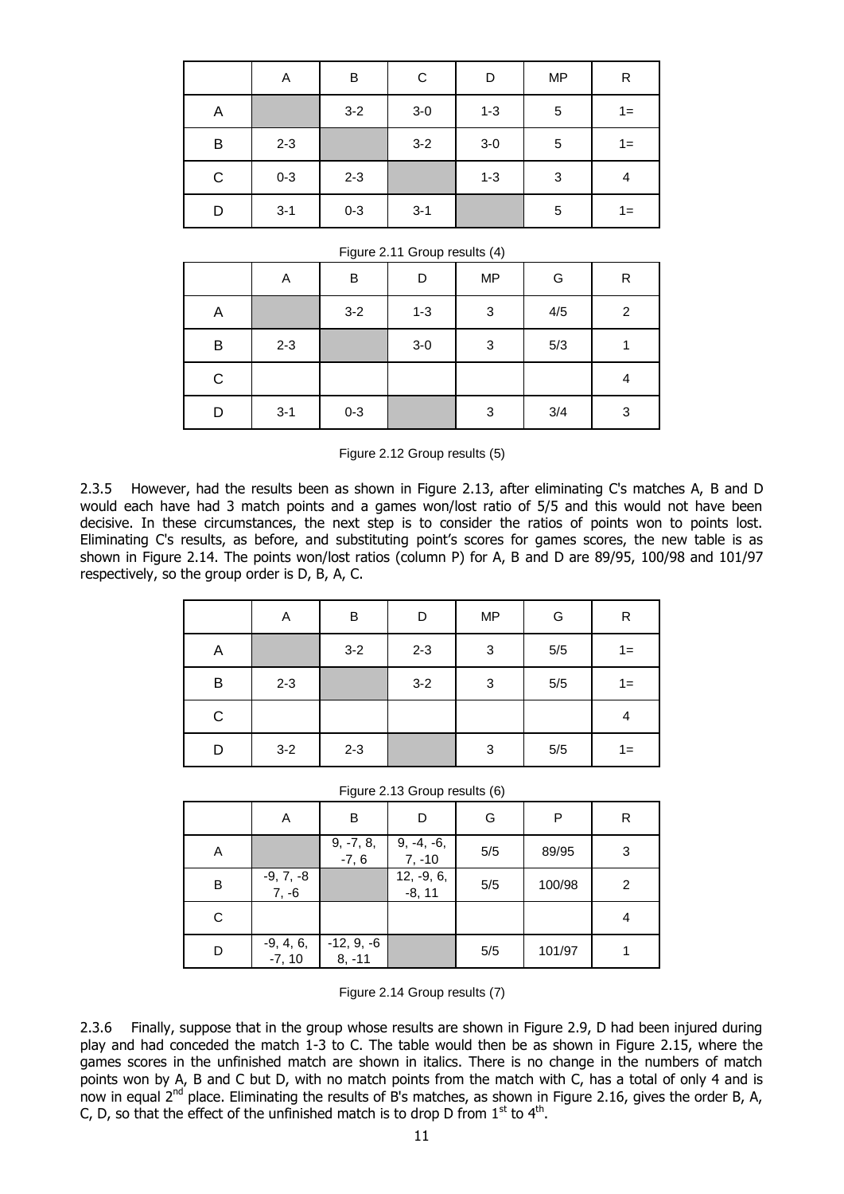|   | A | B | C | D | MP | R |
|---|---|---|---|---|---|---|
| A |   | 3-2 | 3-0 | 1-3 | 5 | 1= |
| B | 2-3 |   | 3-2 | 3-0 | 5 | 1= |
| C | 0-3 | 2-3 |   | 1-3 | 3 | 4 |
| D | 3-1 | 0-3 | 3-1 |   | 5 | 1= |

Figure 2.11 Group results (4)

|   | A | B | D | MP | G | R |
|---|---|---|---|---|---|---|
| A |   | 3-2 | 1-3 | 3 | 4/5 | 2 |
| B | 2-3 |   | 3-0 | 3 | 5/3 | 1 |
| C |   |   |   |   |   | 4 |
| D | 3-1 | 0-3 |   | 3 | 3/4 | 3 |

Figure 2.12 Group results (5)

2.3.5 However, had the results been as shown in Figure 2.13, after eliminating C's matches A, B and D would each have had 3 match points and a games won/lost ratio of 5/5 and this would not have been decisive. In these circumstances, the next step is to consider the ratios of points won to points lost. Eliminating C's results, as before, and substituting point's scores for games scores, the new table is as shown in Figure 2.14. The points won/lost ratios (column P) for A, B and D are 89/95, 100/98 and 101/97 respectively, so the group order is D, B, A, C.

|   | A | B | D | MP | G | R |
|---|---|---|---|---|---|---|
| A |   | 3-2 | 2-3 | 3 | 5/5 | 1= |
| B | 2-3 |   | 3-2 | 3 | 5/5 | 1= |
| C |   |   |   |   |   | 4 |
| D | 3-2 | 2-3 |   | 3 | 5/5 | 1= |

Figure 2.13 Group results (6)

|   | A | B | D | G | P | R |
|---|---|---|---|---|---|---|
| A |   | 9, -7, 8, -7, 6 | 9, -4, -6, 7, -10 | 5/5 | 89/95 | 3 |
| B | -9, 7, -8 7, -6 |   | 12, -9, 6, -8, 11 | 5/5 | 100/98 | 2 |
| C |   |   |   |   |   | 4 |
| D | -9, 4, 6, -7, 10 | -12, 9, -6 8, -11 |   | 5/5 | 101/97 | 1 |

Figure 2.14 Group results (7)

2.3.6 Finally, suppose that in the group whose results are shown in Figure 2.9, D had been injured during play and had conceded the match 1-3 to C. The table would then be as shown in Figure 2.15, where the games scores in the unfinished match are shown in italics. There is no change in the numbers of match points won by A, B and C but D, with no match points from the match with C, has a total of only 4 and is now in equal 2nd place. Eliminating the results of B's matches, as shown in Figure 2.16, gives the order B, A, C, D, so that the effect of the unfinished match is to drop D from 1st to 4th.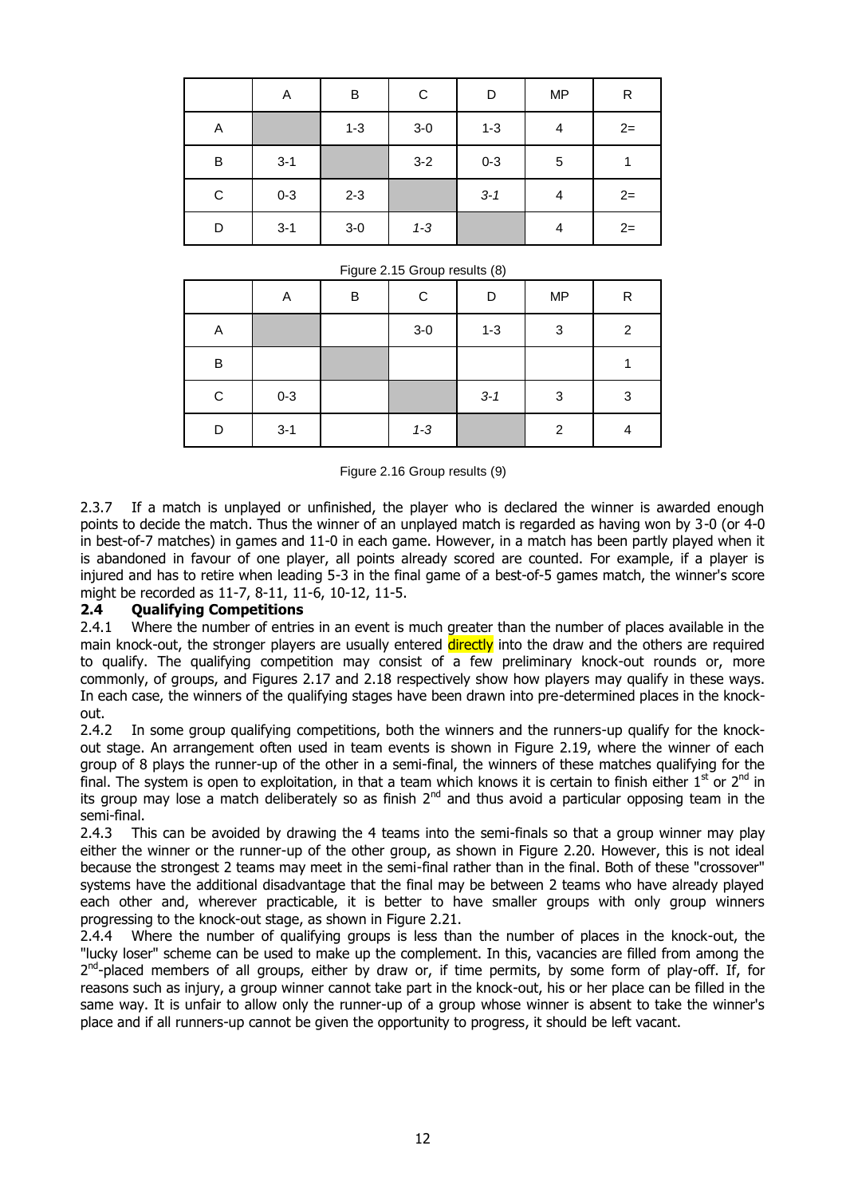| | A | B | C | D | MP | R |
|---|---|---|---|---|---|---|
| A | | 1-3 | 3-0 | 1-3 | 4 | 2= |
| B | 3-1 | | 3-2 | 0-3 | 5 | 1 |
| C | 0-3 | 2-3 | | *3-1* | 4 | 2= |
| D | 3-1 | 3-0 | *1-3* | | 4 | 2= |

Figure 2.15 Group results (8)

| | A | B | C | D | MP | R |
|---|---|---|---|---|---|---|
| A | | | 3-0 | 1-3 | 3 | 2 |
| B | | | | | | 1 |
| C | 0-3 | | | *3-1* | 3 | 3 |
| D | 3-1 | | *1-3* | | 2 | 4 |

Figure 2.16 Group results (9)

2.3.7 If a match is unplayed or unfinished, the player who is declared the winner is awarded enough points to decide the match. Thus the winner of an unplayed match is regarded as having won by 3-0 (or 4-0 in best-of-7 matches) in games and 11-0 in each game. However, in a match has been partly played when it is abandoned in favour of one player, all points already scored are counted. For example, if a player is injured and has to retire when leading 5-3 in the final game of a best-of-5 games match, the winner's score might be recorded as 11-7, 8-11, 11-6, 10-12, 11-5.

## 2.4 Qualifying Competitions

2.4.1 Where the number of entries in an event is much greater than the number of places available in the main knock-out, the stronger players are usually entered directly into the draw and the others are required to qualify. The qualifying competition may consist of a few preliminary knock-out rounds or, more commonly, of groups, and Figures 2.17 and 2.18 respectively show how players may qualify in these ways. In each case, the winners of the qualifying stages have been drawn into pre-determined places in the knock-out.

2.4.2 In some group qualifying competitions, both the winners and the runners-up qualify for the knock-out stage. An arrangement often used in team events is shown in Figure 2.19, where the winner of each group of 8 plays the runner-up of the other in a semi-final, the winners of these matches qualifying for the final. The system is open to exploitation, in that a team which knows it is certain to finish either 1st or 2nd in its group may lose a match deliberately so as finish 2nd and thus avoid a particular opposing team in the semi-final.

2.4.3 This can be avoided by drawing the 4 teams into the semi-finals so that a group winner may play either the winner or the runner-up of the other group, as shown in Figure 2.20. However, this is not ideal because the strongest 2 teams may meet in the semi-final rather than in the final. Both of these "crossover" systems have the additional disadvantage that the final may be between 2 teams who have already played each other and, wherever practicable, it is better to have smaller groups with only group winners progressing to the knock-out stage, as shown in Figure 2.21.

2.4.4 Where the number of qualifying groups is less than the number of places in the knock-out, the "lucky loser" scheme can be used to make up the complement. In this, vacancies are filled from among the 2nd-placed members of all groups, either by draw or, if time permits, by some form of play-off. If, for reasons such as injury, a group winner cannot take part in the knock-out, his or her place can be filled in the same way. It is unfair to allow only the runner-up of a group whose winner is absent to take the winner's place and if all runners-up cannot be given the opportunity to progress, it should be left vacant.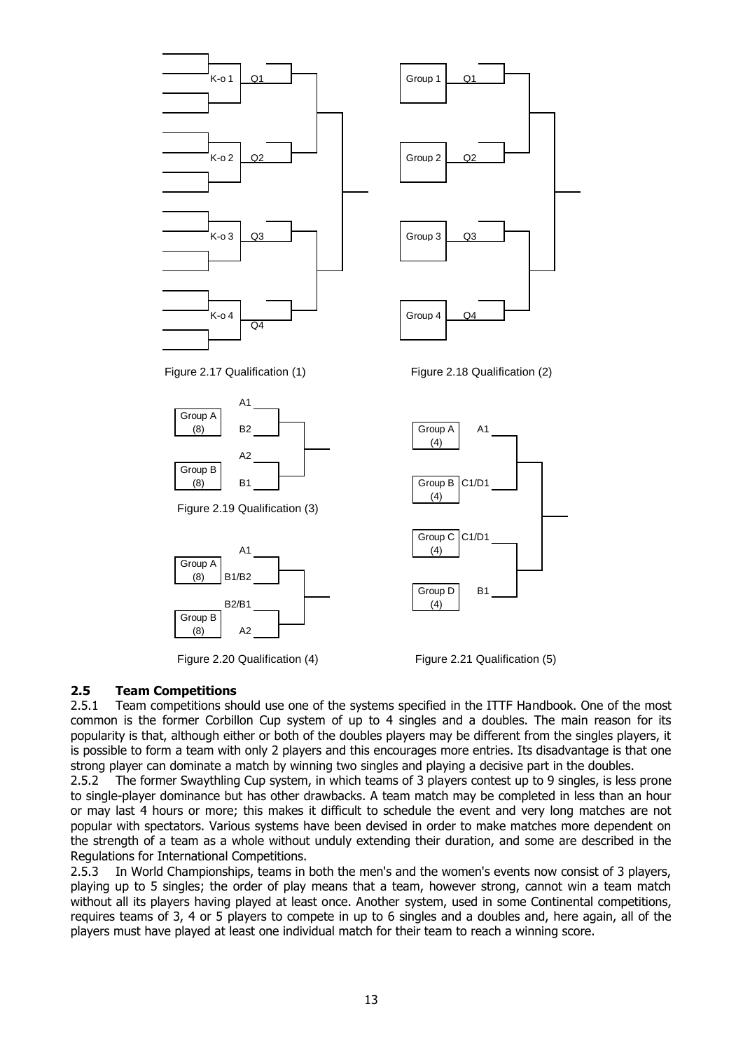K-o 1 Q1

K-o 2 Q2

K-o 3 Q3

K-o 4 Q4

Figure 2.17 Qualification (1)

Group 1 Q1

Group 2 Q2

Group 3 Q3

Group 4 Q4

Figure 2.18 Qualification (2)

Group A (8) A1 B2

Group B (8) A2 B1

Figure 2.19 Qualification (3)

Group A (8) A1 B1/B2

Group B (8) B2/B1 A2

Figure 2.20 Qualification (4)

Group A (4) A1

Group B (4) C1/D1

Group C (4) C1/D1

Group D (4) B1

Figure 2.21 Qualification (5)

## 2.5 Team Competitions

2.5.1 Team competitions should use one of the systems specified in the ITTF Handbook. One of the most common is the former Corbillon Cup system of up to 4 singles and a doubles. The main reason for its popularity is that, although either or both of the doubles players may be different from the singles players, it is possible to form a team with only 2 players and this encourages more entries. Its disadvantage is that one strong player can dominate a match by winning two singles and playing a decisive part in the doubles.

2.5.2 The former Swaythling Cup system, in which teams of 3 players contest up to 9 singles, is less prone to single-player dominance but has other drawbacks. A team match may be completed in less than an hour or may last 4 hours or more; this makes it difficult to schedule the event and very long matches are not popular with spectators. Various systems have been devised in order to make matches more dependent on the strength of a team as a whole without unduly extending their duration, and some are described in the Regulations for International Competitions.

2.5.3 In World Championships, teams in both the men's and the women's events now consist of 3 players, playing up to 5 singles; the order of play means that a team, however strong, cannot win a team match without all its players having played at least once. Another system, used in some Continental competitions, requires teams of 3, 4 or 5 players to compete in up to 6 singles and a doubles and, here again, all of the players must have played at least one individual match for their team to reach a winning score.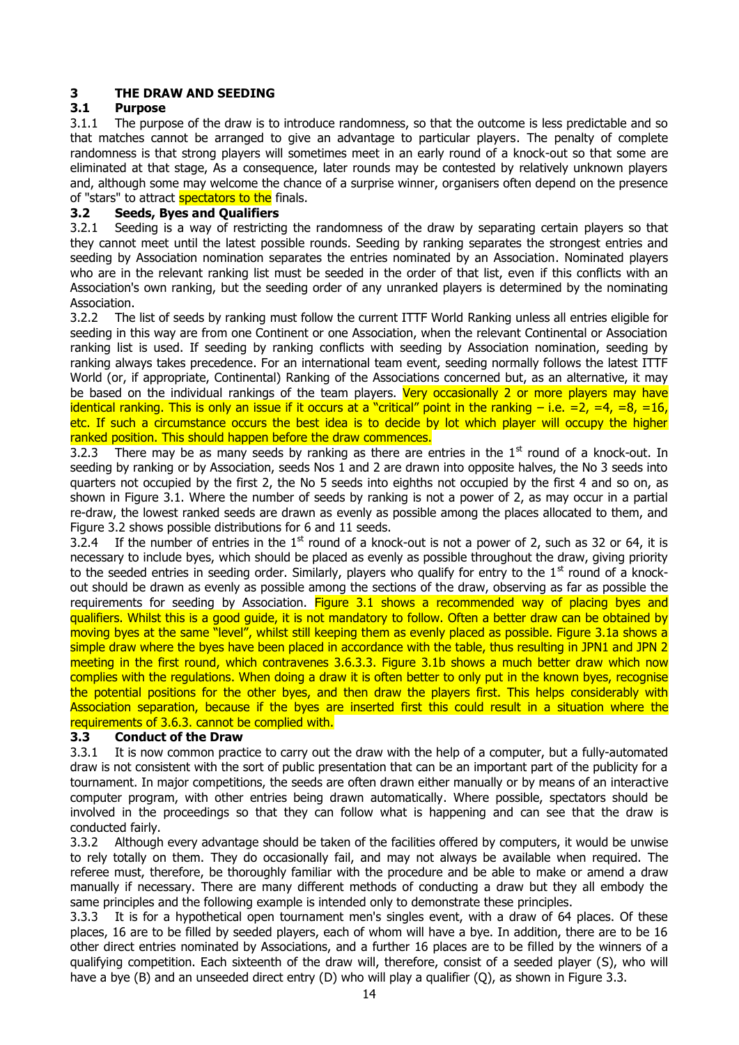# 3 THE DRAW AND SEEDING

## 3.1 Purpose

3.1.1 The purpose of the draw is to introduce randomness, so that the outcome is less predictable and so that matches cannot be arranged to give an advantage to particular players. The penalty of complete randomness is that strong players will sometimes meet in an early round of a knock-out so that some are eliminated at that stage, As a consequence, later rounds may be contested by relatively unknown players and, although some may welcome the chance of a surprise winner, organisers often depend on the presence of "stars" to attract spectators to the finals.

## 3.2 Seeds, Byes and Qualifiers

3.2.1 Seeding is a way of restricting the randomness of the draw by separating certain players so that they cannot meet until the latest possible rounds. Seeding by ranking separates the strongest entries and seeding by Association nomination separates the entries nominated by an Association. Nominated players who are in the relevant ranking list must be seeded in the order of that list, even if this conflicts with an Association's own ranking, but the seeding order of any unranked players is determined by the nominating Association.

3.2.2 The list of seeds by ranking must follow the current ITTF World Ranking unless all entries eligible for seeding in this way are from one Continent or one Association, when the relevant Continental or Association ranking list is used. If seeding by ranking conflicts with seeding by Association nomination, seeding by ranking always takes precedence. For an international team event, seeding normally follows the latest ITTF World (or, if appropriate, Continental) Ranking of the Associations concerned but, as an alternative, it may be based on the individual rankings of the team players. Very occasionally 2 or more players may have identical ranking. This is only an issue if it occurs at a "critical" point in the ranking – i.e. =2, =4, =8, =16, etc. If such a circumstance occurs the best idea is to decide by lot which player will occupy the higher ranked position. This should happen before the draw commences.

3.2.3 There may be as many seeds by ranking as there are entries in the 1st round of a knock-out. In seeding by ranking or by Association, seeds Nos 1 and 2 are drawn into opposite halves, the No 3 seeds into quarters not occupied by the first 2, the No 5 seeds into eighths not occupied by the first 4 and so on, as shown in Figure 3.1. Where the number of seeds by ranking is not a power of 2, as may occur in a partial re-draw, the lowest ranked seeds are drawn as evenly as possible among the places allocated to them, and Figure 3.2 shows possible distributions for 6 and 11 seeds.

3.2.4 If the number of entries in the 1st round of a knock-out is not a power of 2, such as 32 or 64, it is necessary to include byes, which should be placed as evenly as possible throughout the draw, giving priority to the seeded entries in seeding order. Similarly, players who qualify for entry to the 1st round of a knock-out should be drawn as evenly as possible among the sections of the draw, observing as far as possible the requirements for seeding by Association. Figure 3.1 shows a recommended way of placing byes and qualifiers. Whilst this is a good guide, it is not mandatory to follow. Often a better draw can be obtained by moving byes at the same "level", whilst still keeping them as evenly placed as possible. Figure 3.1a shows a simple draw where the byes have been placed in accordance with the table, thus resulting in JPN1 and JPN 2 meeting in the first round, which contravenes 3.6.3.3. Figure 3.1b shows a much better draw which now complies with the regulations. When doing a draw it is often better to only put in the known byes, recognise the potential positions for the other byes, and then draw the players first. This helps considerably with Association separation, because if the byes are inserted first this could result in a situation where the requirements of 3.6.3. cannot be complied with.

## 3.3 Conduct of the Draw

3.3.1 It is now common practice to carry out the draw with the help of a computer, but a fully-automated draw is not consistent with the sort of public presentation that can be an important part of the publicity for a tournament. In major competitions, the seeds are often drawn either manually or by means of an interactive computer program, with other entries being drawn automatically. Where possible, spectators should be involved in the proceedings so that they can follow what is happening and can see that the draw is conducted fairly.

3.3.2 Although every advantage should be taken of the facilities offered by computers, it would be unwise to rely totally on them. They do occasionally fail, and may not always be available when required. The referee must, therefore, be thoroughly familiar with the procedure and be able to make or amend a draw manually if necessary. There are many different methods of conducting a draw but they all embody the same principles and the following example is intended only to demonstrate these principles.

3.3.3 It is for a hypothetical open tournament men's singles event, with a draw of 64 places. Of these places, 16 are to be filled by seeded players, each of whom will have a bye. In addition, there are to be 16 other direct entries nominated by Associations, and a further 16 places are to be filled by the winners of a qualifying competition. Each sixteenth of the draw will, therefore, consist of a seeded player (S), who will have a bye (B) and an unseeded direct entry (D) who will play a qualifier (Q), as shown in Figure 3.3.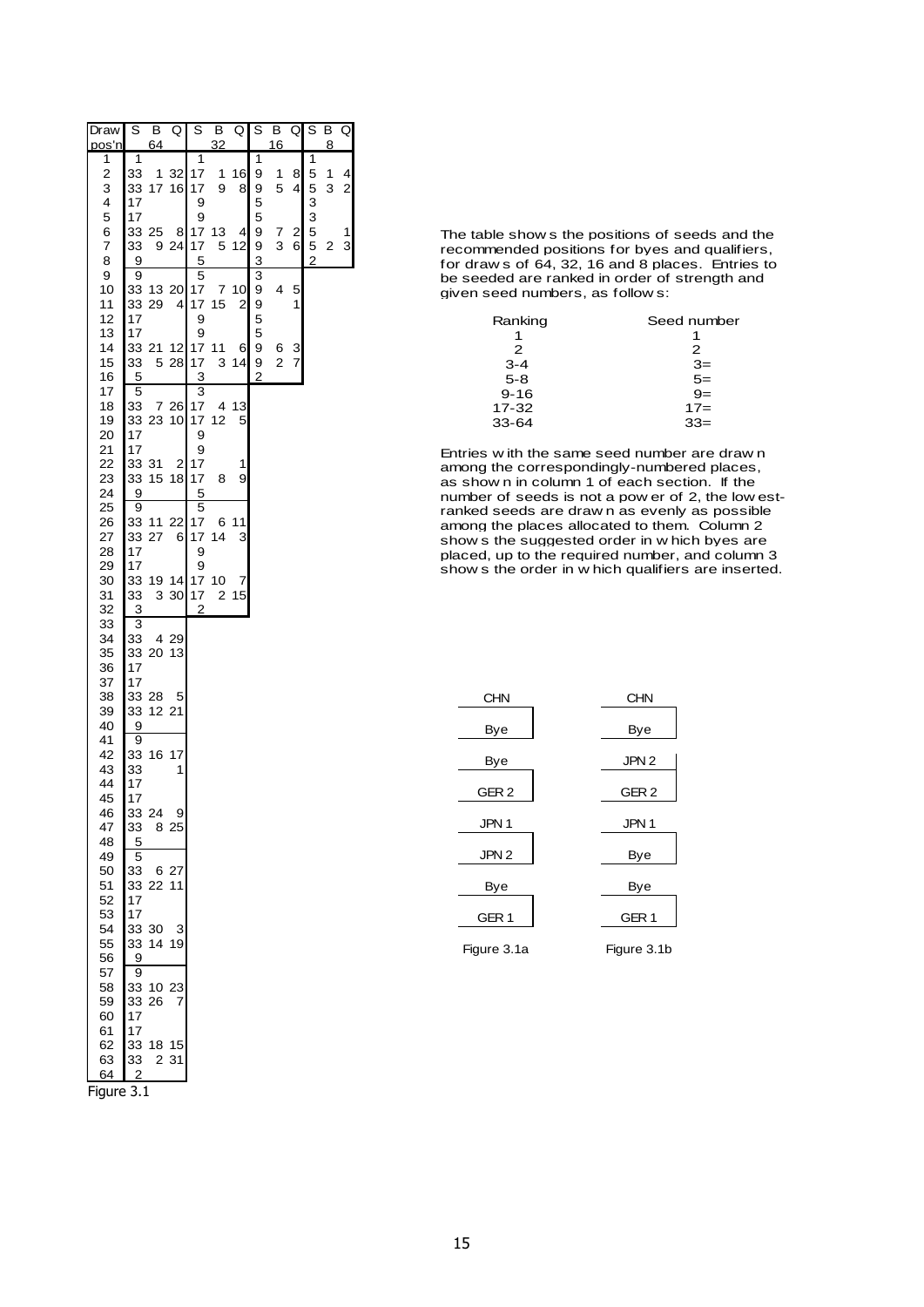| Draw pos'n | S (64) | B (64) | Q (64) | S (32) | B (32) | Q (32) | S (16) | B (16) | Q (16) | S (8) | B (8) | Q (8) |
|---|---|---|---|---|---|---|---|---|---|---|---|---|
| 1 | 1 | | | 1 | | | 1 | | | 1 | | |
| 2 | 33 | 1 | 32 | 17 | 1 | 16 | 9 | 1 | 8 | 5 | 1 | 4 |
| 3 | 33 | 17 | 16 | 17 | 9 | 8 | 9 | 5 | 4 | 5 | 3 | 2 |
| 4 | 17 | | | 9 | | | 5 | | | 3 | | |
| 5 | 17 | | | 9 | | | 5 | | | 3 | | |
| 6 | 33 | 25 | 8 | 17 | 13 | 4 | 9 | 7 | 2 | 5 | | 1 |
| 7 | 33 | 9 | 24 | 17 | 5 | 12 | 9 | 3 | 6 | 5 | 2 | 3 |
| 8 | 9 | | | 5 | | | 3 | | | 2 | | |
| 9 | 9 | | | 5 | | | 3 | | | | | |
| 10 | 33 | 13 | 20 | 17 | 7 | 10 | 9 | 4 | 5 | | | |
| 11 | 33 | 29 | 4 | 17 | 15 | 2 | 9 | | 1 | | | |
| 12 | 17 | | | 9 | | | 5 | | | | | |
| 13 | 17 | | | 9 | | | 5 | | | | | |
| 14 | 33 | 21 | 12 | 17 | 11 | 6 | 9 | 6 | 3 | | | |
| 15 | 33 | 5 | 28 | 17 | 3 | 14 | 9 | 2 | 7 | | | |
| 16 | 5 | | | 3 | | | 2 | | | | | |
| 17 | 5 | | | 3 | | | | | | | | |
| 18 | 33 | 7 | 26 | 17 | 4 | 13 | | | | | | |
| 19 | 33 | 23 | 10 | 17 | 12 | 5 | | | | | | |
| 20 | 17 | | | 9 | | | | | | | | |
| 21 | 17 | | | 9 | | | | | | | | |
| 22 | 33 | 31 | 2 | 17 | | 1 | | | | | | |
| 23 | 33 | 15 | 18 | 17 | 8 | 9 | | | | | | |
| 24 | 9 | | | 5 | | | | | | | | |
| 25 | 9 | | | 5 | | | | | | | | |
| 26 | 33 | 11 | 22 | 17 | 6 | 11 | | | | | | |
| 27 | 33 | 27 | 6 | 17 | 14 | 3 | | | | | | |
| 28 | 17 | | | 9 | | | | | | | | |
| 29 | 17 | | | 9 | | | | | | | | |
| 30 | 33 | 19 | 14 | 17 | 10 | 7 | | | | | | |
| 31 | 33 | 3 | 30 | 17 | 2 | 15 | | | | | | |
| 32 | 3 | | | 2 | | | | | | | | |
| 33 | 3 | | | | | | | | | | | |
| 34 | 33 | 4 | 29 | | | | | | | | | |
| 35 | 33 | 20 | 13 | | | | | | | | | |
| 36 | 17 | | | | | | | | | | | |
| 37 | 17 | | | | | | | | | | | |
| 38 | 33 | 28 | 5 | | | | | | | | | |
| 39 | 33 | 12 | 21 | | | | | | | | | |
| 40 | 9 | | | | | | | | | | | |
| 41 | 9 | | | | | | | | | | | |
| 42 | 33 | 16 | 17 | | | | | | | | | |
| 43 | 33 | | 1 | | | | | | | | | |
| 44 | 17 | | | | | | | | | | | |
| 45 | 17 | | | | | | | | | | | |
| 46 | 33 | 24 | 9 | | | | | | | | | |
| 47 | 33 | 8 | 25 | | | | | | | | | |
| 48 | 5 | | | | | | | | | | | |
| 49 | 5 | | | | | | | | | | | |
| 50 | 33 | 6 | 27 | | | | | | | | | |
| 51 | 33 | 22 | 11 | | | | | | | | | |
| 52 | 17 | | | | | | | | | | | |
| 53 | 17 | | | | | | | | | | | |
| 54 | 33 | 30 | 3 | | | | | | | | | |
| 55 | 33 | 14 | 19 | | | | | | | | | |
| 56 | 9 | | | | | | | | | | | |
| 57 | 9 | | | | | | | | | | | |
| 58 | 33 | 10 | 23 | | | | | | | | | |
| 59 | 33 | 26 | 7 | | | | | | | | | |
| 60 | 17 | | | | | | | | | | | |
| 61 | 17 | | | | | | | | | | | |
| 62 | 33 | 18 | 15 | | | | | | | | | |
| 63 | 33 | 2 | 31 | | | | | | | | | |
| 64 | 2 | | | | | | | | | | | |

Figure 3.1

The table shows the positions of seeds and the recommended positions for byes and qualifiers, for draws of 64, 32, 16 and 8 places. Entries to be seeded are ranked in order of strength and given seed numbers, as follows:

| Ranking | Seed number |
|---|---|
| 1 | 1 |
| 2 | 2 |
| 3-4 | 3= |
| 5-8 | 5= |
| 9-16 | 9= |
| 17-32 | 17= |
| 33-64 | 33= |

Entries with the same seed number are drawn among the correspondingly-numbered places, as shown in column 1 of each section. If the number of seeds is not a power of 2, the lowest-ranked seeds are drawn as evenly as possible among the places allocated to them. Column 2 shows the suggested order in which byes are placed, up to the required number, and column 3 shows the order in which qualifiers are inserted.

| Figure 3.1a | Figure 3.1b |
|---|---|
| CHN | CHN |
| Bye | Bye |
| Bye | JPN 2 |
| GER 2 | GER 2 |
| JPN 1 | JPN 1 |
| JPN 2 | Bye |
| Bye | Bye |
| GER 1 | GER 1 |

Figure 3.1a    Figure 3.1b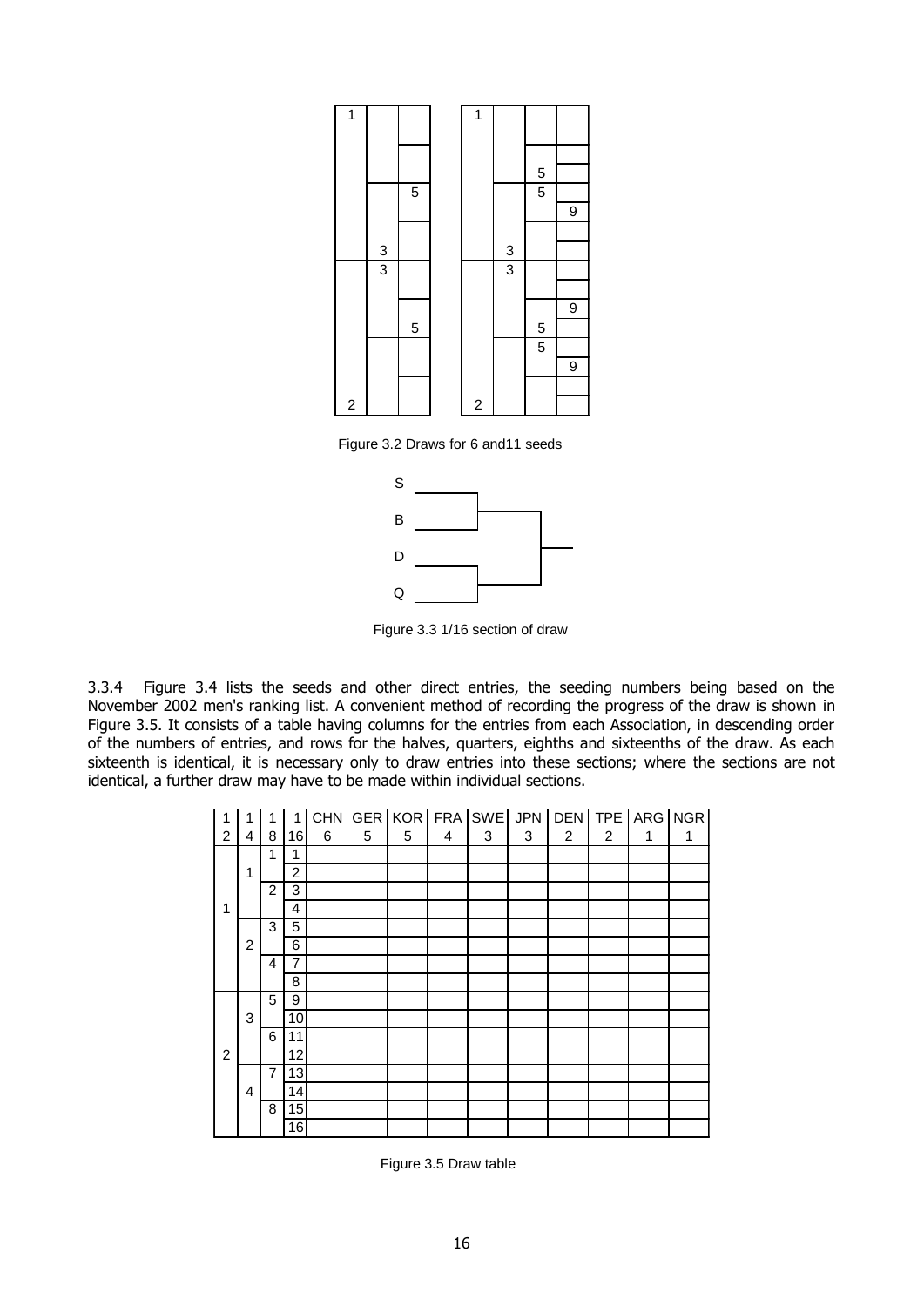Figure 3.2 Draws for 6 and11 seeds

Figure 3.3 1/16 section of draw

3.3.4 Figure 3.4 lists the seeds and other direct entries, the seeding numbers being based on the November 2002 men's ranking list. A convenient method of recording the progress of the draw is shown in Figure 3.5. It consists of a table having columns for the entries from each Association, in descending order of the numbers of entries, and rows for the halves, quarters, eighths and sixteenths of the draw. As each sixteenth is identical, it is necessary only to draw entries into these sections; where the sections are not identical, a further draw may have to be made within individual sections.

| 1 | 1 | 1 | 1 | CHN | GER | KOR | FRA | SWE | JPN | DEN | TPE | ARG | NGR |
|---|---|---|---|---|---|---|---|---|---|---|---|---|---|
| 2 | 4 | 8 | 16 | 6 | 5 | 5 | 4 | 3 | 3 | 2 | 2 | 1 | 1 |
| 1 | 1 | 1 | 1 | | | | | | | | | | |
| | | | 2 | | | | | | | | | | |
| | | 2 | 3 | | | | | | | | | | |
| | | | 4 | | | | | | | | | | |
| | 2 | 3 | 5 | | | | | | | | | | |
| | | | 6 | | | | | | | | | | |
| | | 4 | 7 | | | | | | | | | | |
| | | | 8 | | | | | | | | | | |
| 2 | 3 | 5 | 9 | | | | | | | | | | |
| | | | 10 | | | | | | | | | | |
| | | 6 | 11 | | | | | | | | | | |
| | | | 12 | | | | | | | | | | |
| | 4 | 7 | 13 | | | | | | | | | | |
| | | | 14 | | | | | | | | | | |
| | | 8 | 15 | | | | | | | | | | |
| | | | 16 | | | | | | | | | | |

Figure 3.5 Draw table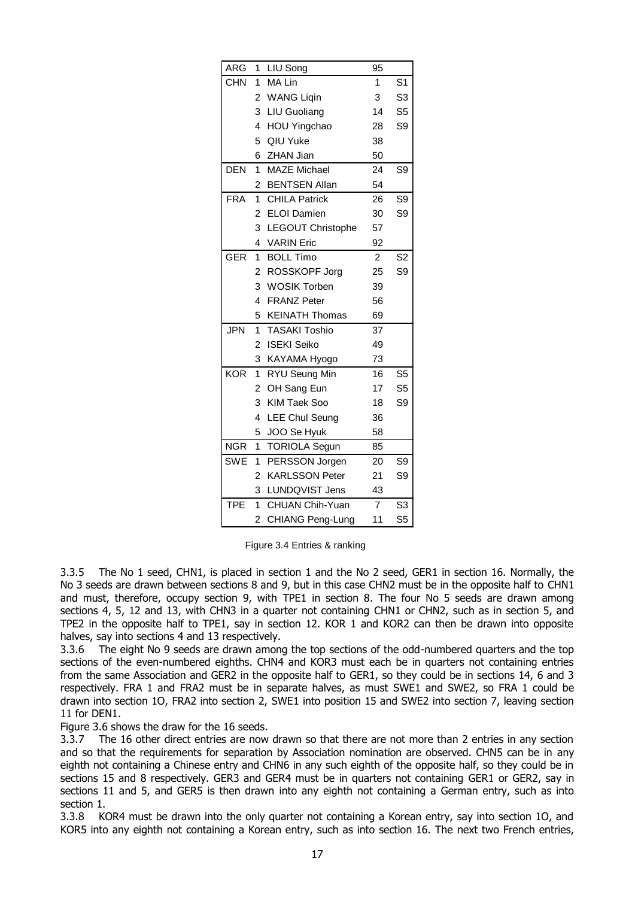| Association | No. | Name | Ranking | Seed |
|---|---|---|---|---|
| ARG | 1 | LIU Song | 95 | |
| CHN | 1 | MA Lin | 1 | S1 |
| | 2 | WANG Liqin | 3 | S3 |
| | 3 | LIU Guoliang | 14 | S5 |
| | 4 | HOU Yingchao | 28 | S9 |
| | 5 | QIU Yuke | 38 | |
| | 6 | ZHAN Jian | 50 | |
| DEN | 1 | MAZE Michael | 24 | S9 |
| | 2 | BENTSEN Allan | 54 | |
| FRA | 1 | CHILA Patrick | 26 | S9 |
| | 2 | ELOI Damien | 30 | S9 |
| | 3 | LEGOUT Christophe | 57 | |
| | 4 | VARIN Eric | 92 | |
| GER | 1 | BOLL Timo | 2 | S2 |
| | 2 | ROSSKOPF Jorg | 25 | S9 |
| | 3 | WOSIK Torben | 39 | |
| | 4 | FRANZ Peter | 56 | |
| | 5 | KEINATH Thomas | 69 | |
| JPN | 1 | TASAKI Toshio | 37 | |
| | 2 | ISEKI Seiko | 49 | |
| | 3 | KAYAMA Hyogo | 73 | |
| KOR | 1 | RYU Seung Min | 16 | S5 |
| | 2 | OH Sang Eun | 17 | S5 |
| | 3 | KIM Taek Soo | 18 | S9 |
| | 4 | LEE Chul Seung | 36 | |
| | 5 | JOO Se Hyuk | 58 | |
| NGR | 1 | TORIOLA Segun | 85 | |
| SWE | 1 | PERSSON Jorgen | 20 | S9 |
| | 2 | KARLSSON Peter | 21 | S9 |
| | 3 | LUNDQVIST Jens | 43 | |
| TPE | 1 | CHUAN Chih-Yuan | 7 | S3 |
| | 2 | CHIANG Peng-Lung | 11 | S5 |

Figure 3.4 Entries & ranking

3.3.5 The No 1 seed, CHN1, is placed in section 1 and the No 2 seed, GER1 in section 16. Normally, the No 3 seeds are drawn between sections 8 and 9, but in this case CHN2 must be in the opposite half to CHN1 and must, therefore, occupy section 9, with TPE1 in section 8. The four No 5 seeds are drawn among sections 4, 5, 12 and 13, with CHN3 in a quarter not containing CHN1 or CHN2, such as in section 5, and TPE2 in the opposite half to TPE1, say in section 12. KOR 1 and KOR2 can then be drawn into opposite halves, say into sections 4 and 13 respectively.

3.3.6 The eight No 9 seeds are drawn among the top sections of the odd-numbered quarters and the top sections of the even-numbered eighths. CHN4 and KOR3 must each be in quarters not containing entries from the same Association and GER2 in the opposite half to GER1, so they could be in sections 14, 6 and 3 respectively. FRA 1 and FRA2 must be in separate halves, as must SWE1 and SWE2, so FRA 1 could be drawn into section 1O, FRA2 into section 2, SWE1 into position 15 and SWE2 into section 7, leaving section 11 for DEN1.

Figure 3.6 shows the draw for the 16 seeds.

3.3.7 The 16 other direct entries are now drawn so that there are not more than 2 entries in any section and so that the requirements for separation by Association nomination are observed. CHN5 can be in any eighth not containing a Chinese entry and CHN6 in any such eighth of the opposite half, so they could be in sections 15 and 8 respectively. GER3 and GER4 must be in quarters not containing GER1 or GER2, say in sections 11 and 5, and GER5 is then drawn into any eighth not containing a German entry, such as into section 1.

3.3.8 KOR4 must be drawn into the only quarter not containing a Korean entry, say into section 1O, and KOR5 into any eighth not containing a Korean entry, such as into section 16. The next two French entries,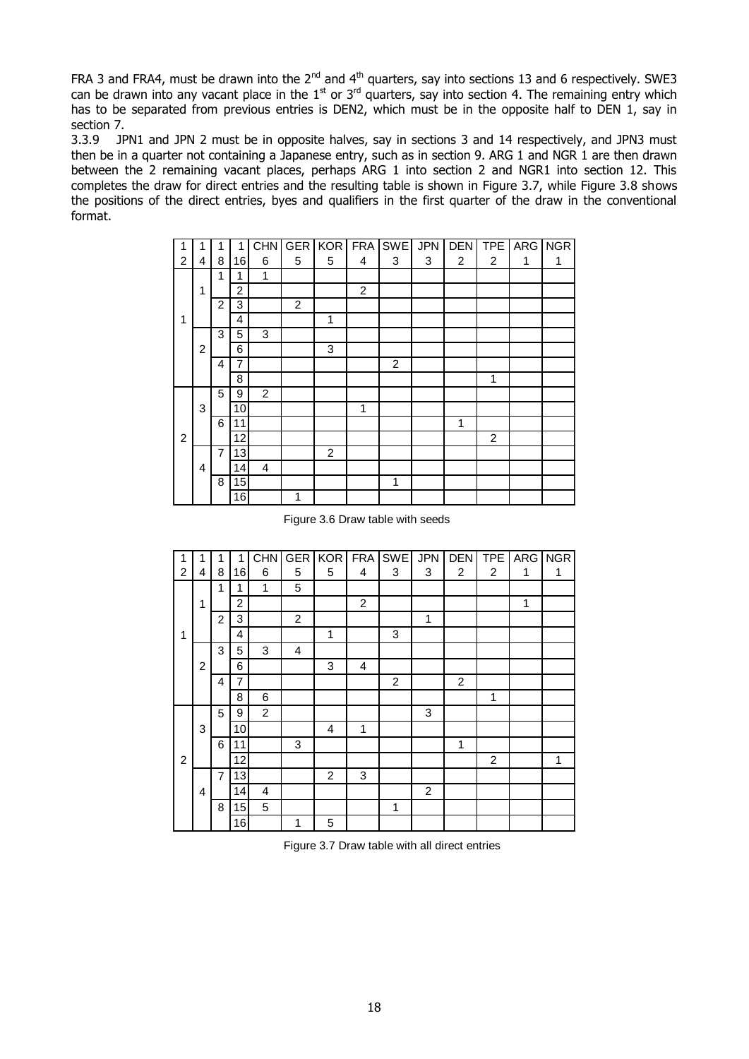FRA 3 and FRA4, must be drawn into the 2nd and 4th quarters, say into sections 13 and 6 respectively. SWE3 can be drawn into any vacant place in the 1st or 3rd quarters, say into section 4. The remaining entry which has to be separated from previous entries is DEN2, which must be in the opposite half to DEN 1, say in section 7.

3.3.9 JPN1 and JPN 2 must be in opposite halves, say in sections 3 and 14 respectively, and JPN3 must then be in a quarter not containing a Japanese entry, such as in section 9. ARG 1 and NGR 1 are then drawn between the 2 remaining vacant places, perhaps ARG 1 into section 2 and NGR1 into section 12. This completes the draw for direct entries and the resulting table is shown in Figure 3.7, while Figure 3.8 shows the positions of the direct entries, byes and qualifiers in the first quarter of the draw in the conventional format.

| 1 | 1 | 1 | 1 | CHN | GER | KOR | FRA | SWE | JPN | DEN | TPE | ARG | NGR |
|---|---|---|---|---|---|---|---|---|---|---|---|---|---|
| 2 | 4 | 8 | 16 | 6 | 5 | 5 | 4 | 3 | 3 | 2 | 2 | 1 | 1 |
| | | 1 | 1 | 1 | | | | | | | | | |
| | 1 | | 2 | | | | 2 | | | | | | |
| | | 2 | 3 | | 2 | | | | | | | | |
| 1 | | | 4 | | | 1 | | | | | | | |
| | | 3 | 5 | 3 | | | | | | | | | |
| | 2 | | 6 | | | 3 | | | | | | | |
| | | 4 | 7 | | | | | 2 | | | | | |
| | | | 8 | | | | | | | | 1 | | |
| | | 5 | 9 | 2 | | | | | | | | | |
| | 3 | | 10 | | | | 1 | | | | | | |
| | | 6 | 11 | | | | | | | 1 | | | |
| 2 | | | 12 | | | | | | | | 2 | | |
| | | 7 | 13 | | | 2 | | | | | | | |
| | 4 | | 14 | 4 | | | | | | | | | |
| | | 8 | 15 | | | | | 1 | | | | | |
| | | | 16 | | 1 | | | | | | | | |

Figure 3.6 Draw table with seeds

| 1 | 1 | 1 | 1 | CHN | GER | KOR | FRA | SWE | JPN | DEN | TPE | ARG | NGR |
|---|---|---|---|---|---|---|---|---|---|---|---|---|---|
| 2 | 4 | 8 | 16 | 6 | 5 | 5 | 4 | 3 | 3 | 2 | 2 | 1 | 1 |
| | | 1 | 1 | 1 | 5 | | | | | | | | |
| | 1 | | 2 | | | | 2 | | | | | 1 | |
| | | 2 | 3 | | 2 | | | | 1 | | | | |
| 1 | | | 4 | | | 1 | | 3 | | | | | |
| | | 3 | 5 | 3 | 4 | | | | | | | | |
| | 2 | | 6 | | | 3 | 4 | | | | | | |
| | | 4 | 7 | | | | | 2 | | 2 | | | |
| | | | 8 | 6 | | | | | | | 1 | | |
| | | 5 | 9 | 2 | | | | | 3 | | | | |
| | 3 | | 10 | | | 4 | 1 | | | | | | |
| | | 6 | 11 | | 3 | | | | | 1 | | | |
| 2 | | | 12 | | | | | | | | 2 | | 1 |
| | | 7 | 13 | | | 2 | 3 | | | | | | |
| | 4 | | 14 | 4 | | | | | 2 | | | | |
| | | 8 | 15 | 5 | | | | 1 | | | | | |
| | | | 16 | | 1 | 5 | | | | | | | |

Figure 3.7 Draw table with all direct entries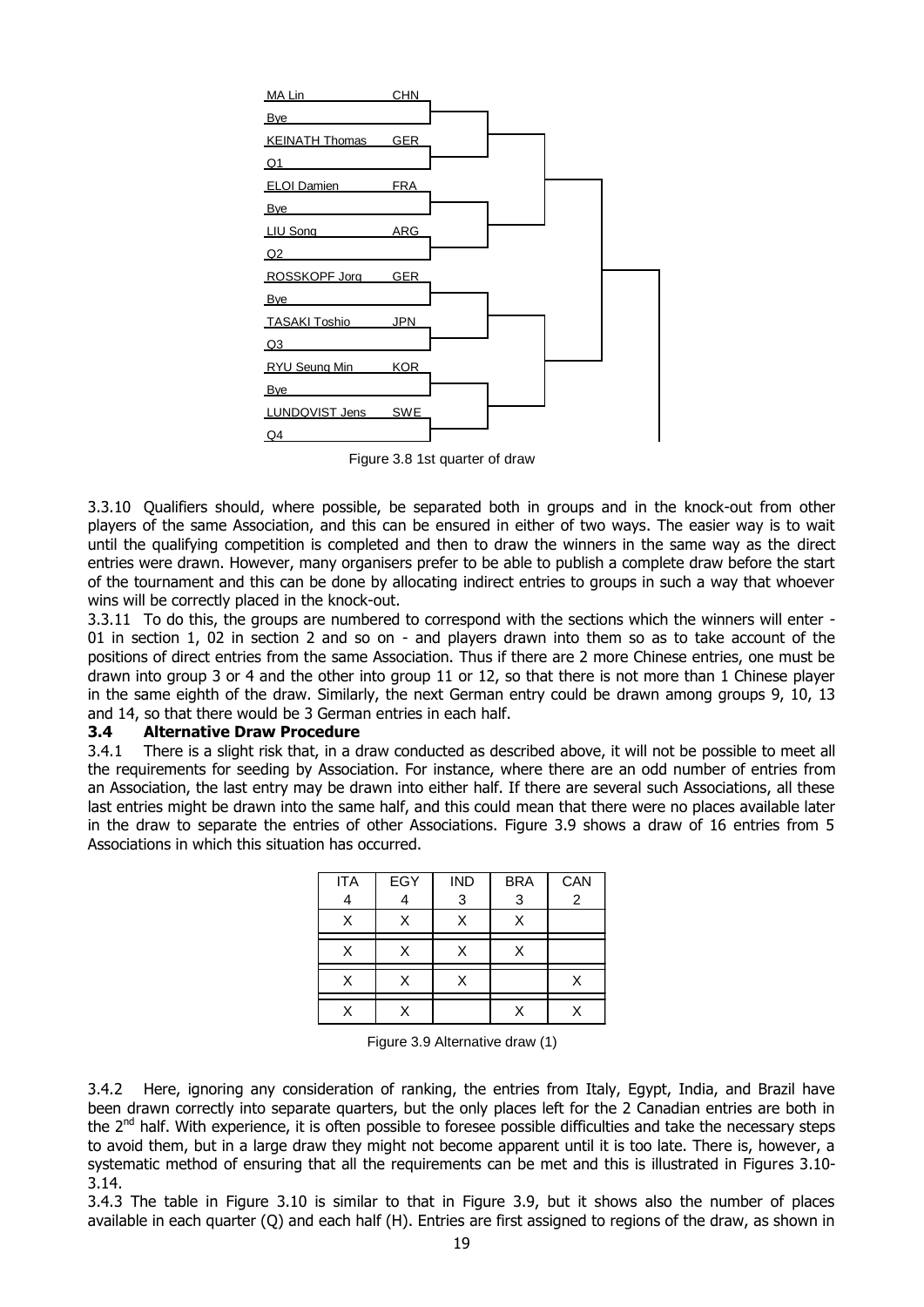| Player | Association |
|---|---|
| MA Lin | CHN |
| Bye | |
| KEINATH Thomas | GER |
| Q1 | |
| ELOI Damien | FRA |
| Bye | |
| LIU Song | ARG |
| Q2 | |
| ROSSKOPF Jorg | GER |
| Bye | |
| TASAKI Toshio | JPN |
| Q3 | |
| RYU Seung Min | KOR |
| Bye | |
| LUNDQVIST Jens | SWE |
| Q4 | |

Figure 3.8 1st quarter of draw

3.3.10 Qualifiers should, where possible, be separated both in groups and in the knock-out from other players of the same Association, and this can be ensured in either of two ways. The easier way is to wait until the qualifying competition is completed and then to draw the winners in the same way as the direct entries were drawn. However, many organisers prefer to be able to publish a complete draw before the start of the tournament and this can be done by allocating indirect entries to groups in such a way that whoever wins will be correctly placed in the knock-out.

3.3.11 To do this, the groups are numbered to correspond with the sections which the winners will enter - 01 in section 1, 02 in section 2 and so on - and players drawn into them so as to take account of the positions of direct entries from the same Association. Thus if there are 2 more Chinese entries, one must be drawn into group 3 or 4 and the other into group 11 or 12, so that there is not more than 1 Chinese player in the same eighth of the draw. Similarly, the next German entry could be drawn among groups 9, 10, 13 and 14, so that there would be 3 German entries in each half.

### 3.4 Alternative Draw Procedure

3.4.1 There is a slight risk that, in a draw conducted as described above, it will not be possible to meet all the requirements for seeding by Association. For instance, where there are an odd number of entries from an Association, the last entry may be drawn into either half. If there are several such Associations, all these last entries might be drawn into the same half, and this could mean that there were no places available later in the draw to separate the entries of other Associations. Figure 3.9 shows a draw of 16 entries from 5 Associations in which this situation has occurred.

| ITA 4 | EGY 4 | IND 3 | BRA 3 | CAN 2 |
|---|---|---|---|---|
| X | X | X | X | |
| X | X | X | X | |
| X | X | X | | X |
| X | X | | X | X |

Figure 3.9 Alternative draw (1)

3.4.2 Here, ignoring any consideration of ranking, the entries from Italy, Egypt, India, and Brazil have been drawn correctly into separate quarters, but the only places left for the 2 Canadian entries are both in the 2nd half. With experience, it is often possible to foresee possible difficulties and take the necessary steps to avoid them, but in a large draw they might not become apparent until it is too late. There is, however, a systematic method of ensuring that all the requirements can be met and this is illustrated in Figures 3.10-3.14.

3.4.3 The table in Figure 3.10 is similar to that in Figure 3.9, but it shows also the number of places available in each quarter (Q) and each half (H). Entries are first assigned to regions of the draw, as shown in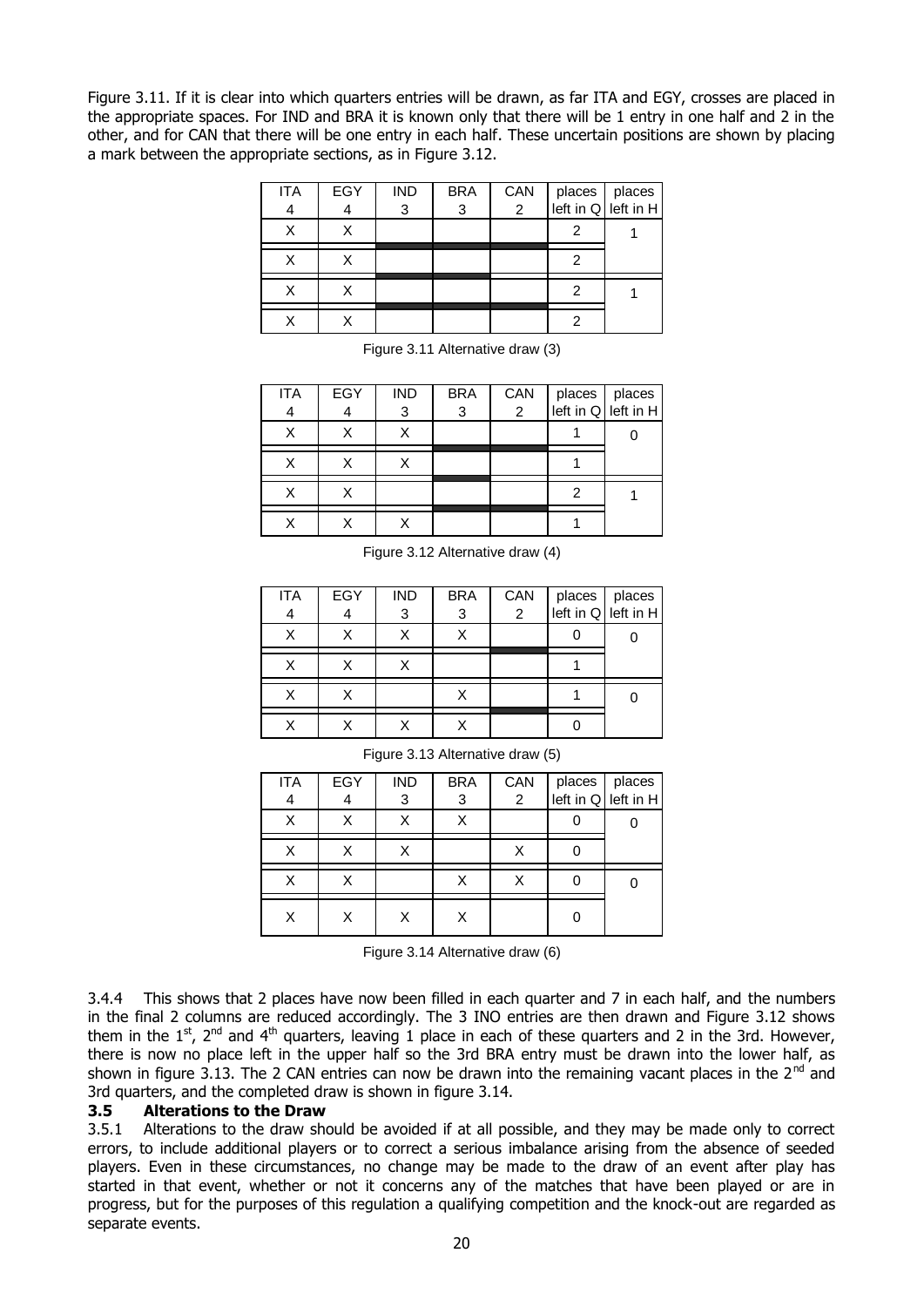Figure 3.11. If it is clear into which quarters entries will be drawn, as far ITA and EGY, crosses are placed in the appropriate spaces. For IND and BRA it is known only that there will be 1 entry in one half and 2 in the other, and for CAN that there will be one entry in each half. These uncertain positions are shown by placing a mark between the appropriate sections, as in Figure 3.12.

| ITA 4 | EGY 4 | IND 3 | BRA 3 | CAN 2 | places left in Q | places left in H |
|---|---|---|---|---|---|---|
| X | X | | | | 2 | 1 |
| X | X | | | | 2 | |
| X | X | | | | 2 | 1 |
| X | X | | | | 2 | |

Figure 3.11 Alternative draw (3)

| ITA 4 | EGY 4 | IND 3 | BRA 3 | CAN 2 | places left in Q | places left in H |
|---|---|---|---|---|---|---|
| X | X | X | | | 1 | 0 |
| X | X | X | | | 1 | |
| X | X | | | | 2 | 1 |
| X | X | X | | | 1 | |

Figure 3.12 Alternative draw (4)

| ITA 4 | EGY 4 | IND 3 | BRA 3 | CAN 2 | places left in Q | places left in H |
|---|---|---|---|---|---|---|
| X | X | X | X | | 0 | 0 |
| X | X | X | | | 1 | |
| X | X | | X | | 1 | 0 |
| X | X | X | X | | 0 | |

Figure 3.13 Alternative draw (5)

| ITA 4 | EGY 4 | IND 3 | BRA 3 | CAN 2 | places left in Q | places left in H |
|---|---|---|---|---|---|---|
| X | X | X | X | | 0 | 0 |
| X | X | X | | X | 0 | |
| X | X | | X | X | 0 | 0 |
| X | X | X | X | | 0 | |

Figure 3.14 Alternative draw (6)

3.4.4 This shows that 2 places have now been filled in each quarter and 7 in each half, and the numbers in the final 2 columns are reduced accordingly. The 3 INO entries are then drawn and Figure 3.12 shows them in the 1st, 2nd and 4th quarters, leaving 1 place in each of these quarters and 2 in the 3rd. However, there is now no place left in the upper half so the 3rd BRA entry must be drawn into the lower half, as shown in figure 3.13. The 2 CAN entries can now be drawn into the remaining vacant places in the 2nd and 3rd quarters, and the completed draw is shown in figure 3.14.

### 3.5 Alterations to the Draw

3.5.1 Alterations to the draw should be avoided if at all possible, and they may be made only to correct errors, to include additional players or to correct a serious imbalance arising from the absence of seeded players. Even in these circumstances, no change may be made to the draw of an event after play has started in that event, whether or not it concerns any of the matches that have been played or are in progress, but for the purposes of this regulation a qualifying competition and the knock-out are regarded as separate events.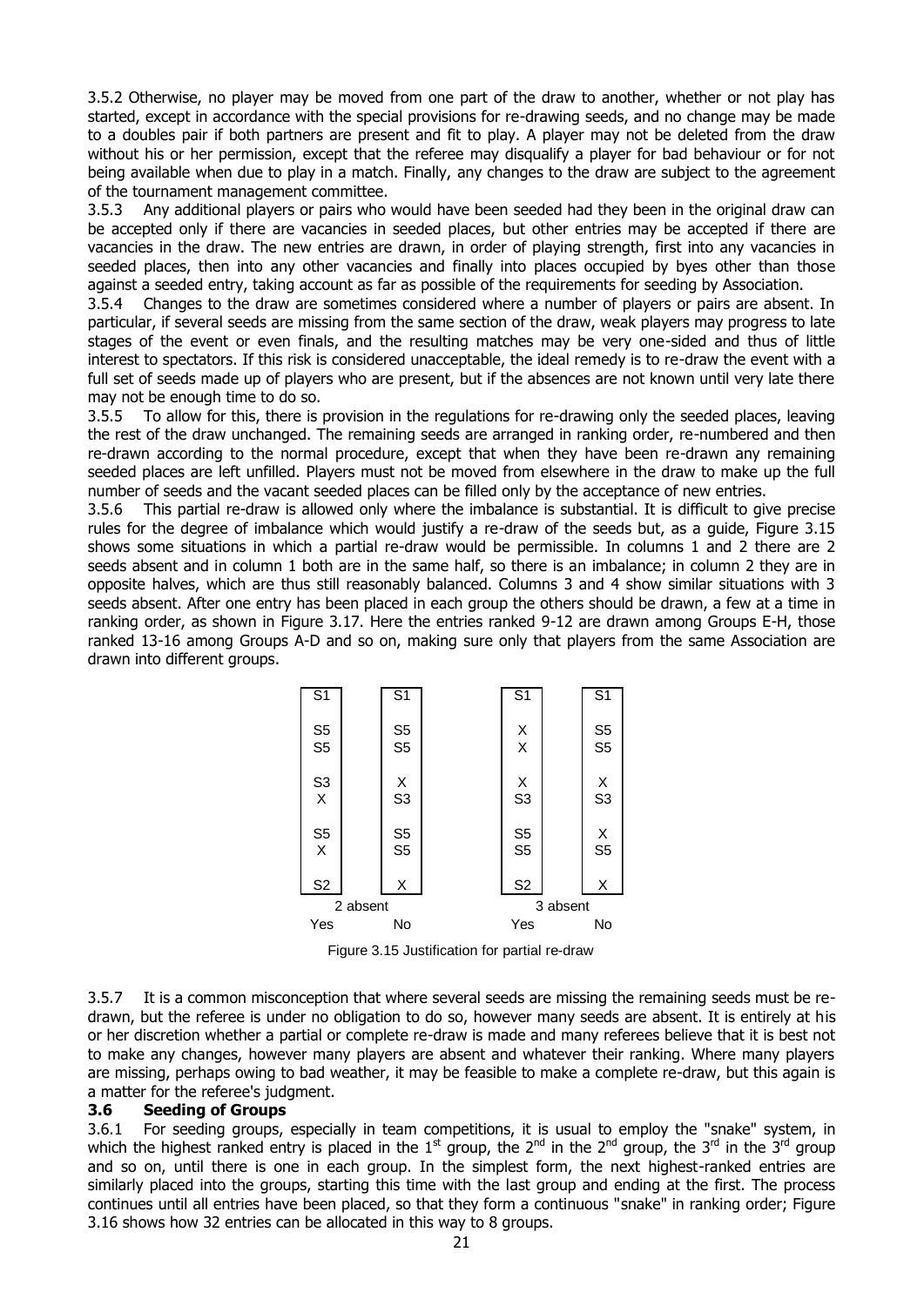3.5.2 Otherwise, no player may be moved from one part of the draw to another, whether or not play has started, except in accordance with the special provisions for re-drawing seeds, and no change may be made to a doubles pair if both partners are present and fit to play. A player may not be deleted from the draw without his or her permission, except that the referee may disqualify a player for bad behaviour or for not being available when due to play in a match. Finally, any changes to the draw are subject to the agreement of the tournament management committee.

3.5.3 Any additional players or pairs who would have been seeded had they been in the original draw can be accepted only if there are vacancies in seeded places, but other entries may be accepted if there are vacancies in the draw. The new entries are drawn, in order of playing strength, first into any vacancies in seeded places, then into any other vacancies and finally into places occupied by byes other than those against a seeded entry, taking account as far as possible of the requirements for seeding by Association.

3.5.4 Changes to the draw are sometimes considered where a number of players or pairs are absent. In particular, if several seeds are missing from the same section of the draw, weak players may progress to late stages of the event or even finals, and the resulting matches may be very one-sided and thus of little interest to spectators. If this risk is considered unacceptable, the ideal remedy is to re-draw the event with a full set of seeds made up of players who are present, but if the absences are not known until very late there may not be enough time to do so.

3.5.5 To allow for this, there is provision in the regulations for re-drawing only the seeded places, leaving the rest of the draw unchanged. The remaining seeds are arranged in ranking order, re-numbered and then re-drawn according to the normal procedure, except that when they have been re-drawn any remaining seeded places are left unfilled. Players must not be moved from elsewhere in the draw to make up the full number of seeds and the vacant seeded places can be filled only by the acceptance of new entries.

3.5.6 This partial re-draw is allowed only where the imbalance is substantial. It is difficult to give precise rules for the degree of imbalance which would justify a re-draw of the seeds but, as a guide, Figure 3.15 shows some situations in which a partial re-draw would be permissible. In columns 1 and 2 there are 2 seeds absent and in column 1 both are in the same half, so there is an imbalance; in column 2 they are in opposite halves, which are thus still reasonably balanced. Columns 3 and 4 show similar situations with 3 seeds absent. After one entry has been placed in each group the others should be drawn, a few at a time in ranking order, as shown in Figure 3.17. Here the entries ranked 9-12 are drawn among Groups E-H, those ranked 13-16 among Groups A-D and so on, making sure only that players from the same Association are drawn into different groups.

| 2 absent | | 3 absent | |
|---|---|---|---|
| S1 | S1 | S1 | S1 |
| S5 | S5 | X | S5 |
| S5 | S5 | X | S5 |
| S3 | X | X | X |
| X | S3 | S3 | S3 |
| S5 | S5 | S5 | X |
| X | S5 | S5 | S5 |
| S2 | X | S2 | X |
| Yes | No | Yes | No |

Figure 3.15 Justification for partial re-draw

3.5.7 It is a common misconception that where several seeds are missing the remaining seeds must be re-drawn, but the referee is under no obligation to do so, however many seeds are absent. It is entirely at his or her discretion whether a partial or complete re-draw is made and many referees believe that it is best not to make any changes, however many players are absent and whatever their ranking. Where many players are missing, perhaps owing to bad weather, it may be feasible to make a complete re-draw, but this again is a matter for the referee's judgment.

### 3.6 Seeding of Groups

3.6.1 For seeding groups, especially in team competitions, it is usual to employ the "snake" system, in which the highest ranked entry is placed in the 1st group, the 2nd in the 2nd group, the 3rd in the 3rd group and so on, until there is one in each group. In the simplest form, the next highest-ranked entries are similarly placed into the groups, starting this time with the last group and ending at the first. The process continues until all entries have been placed, so that they form a continuous "snake" in ranking order; Figure 3.16 shows how 32 entries can be allocated in this way to 8 groups.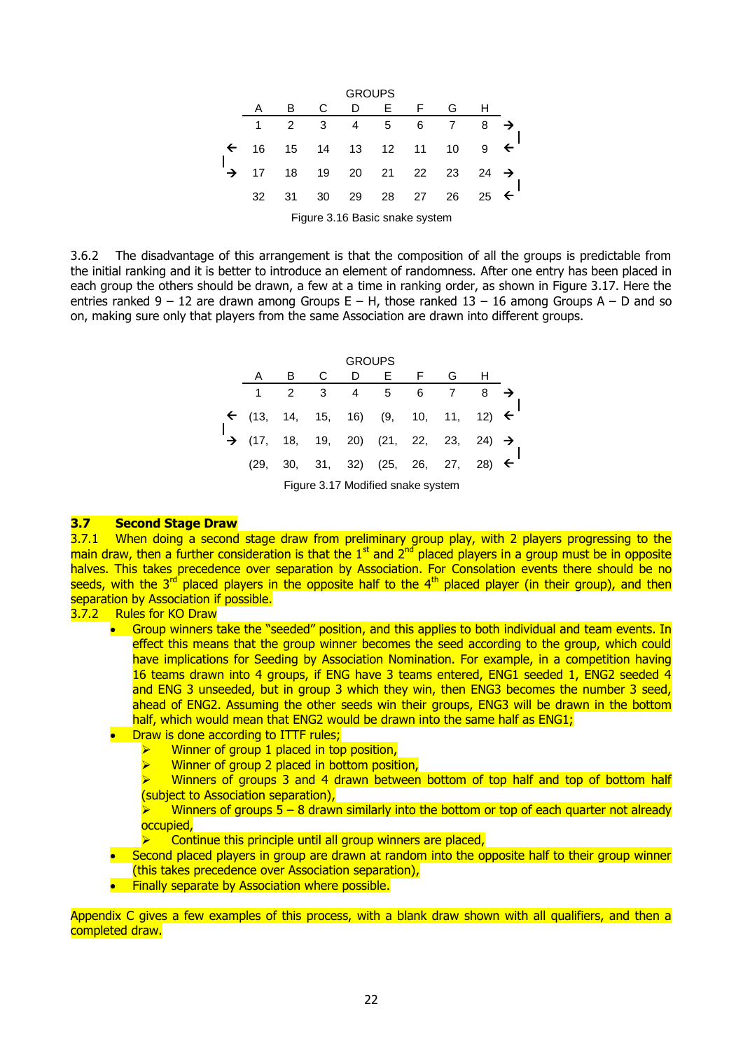| | A | B | C | D | E | F | G | H | |
|---|---|---|---|---|---|---|---|---|---|
| | 1 | 2 | 3 | 4 | 5 | 6 | 7 | 8 | → |
| ← | 16 | 15 | 14 | 13 | 12 | 11 | 10 | 9 | ← |
| → | 17 | 18 | 19 | 20 | 21 | 22 | 23 | 24 | → |
| | 32 | 31 | 30 | 29 | 28 | 27 | 26 | 25 | ← |

GROUPS

Figure 3.16 Basic snake system

3.6.2 The disadvantage of this arrangement is that the composition of all the groups is predictable from the initial ranking and it is better to introduce an element of randomness. After one entry has been placed in each group the others should be drawn, a few at a time in ranking order, as shown in Figure 3.17. Here the entries ranked 9 – 12 are drawn among Groups E – H, those ranked 13 – 16 among Groups A – D and so on, making sure only that players from the same Association are drawn into different groups.

| | A | B | C | D | E | F | G | H | |
|---|---|---|---|---|---|---|---|---|---|
| | 1 | 2 | 3 | 4 | 5 | 6 | 7 | 8 | → |
| ← | (13, | 14, | 15, | 16) | (9, | 10, | 11, | 12) | ← |
| → | (17, | 18, | 19, | 20) | (21, | 22, | 23, | 24) | → |
| | (29, | 30, | 31, | 32) | (25, | 26, | 27, | 28) | ← |

GROUPS

Figure 3.17 Modified snake system

## 3.7 Second Stage Draw

3.7.1 When doing a second stage draw from preliminary group play, with 2 players progressing to the main draw, then a further consideration is that the 1st and 2nd placed players in a group must be in opposite halves. This takes precedence over separation by Association. For Consolation events there should be no seeds, with the 3rd placed players in the opposite half to the 4th placed player (in their group), and then separation by Association if possible.

3.7.2 Rules for KO Draw

- Group winners take the "seeded" position, and this applies to both individual and team events. In effect this means that the group winner becomes the seed according to the group, which could have implications for Seeding by Association Nomination. For example, in a competition having 16 teams drawn into 4 groups, if ENG have 3 teams entered, ENG1 seeded 1, ENG2 seeded 4 and ENG 3 unseeded, but in group 3 which they win, then ENG3 becomes the number 3 seed, ahead of ENG2. Assuming the other seeds win their groups, ENG3 will be drawn in the bottom half, which would mean that ENG2 would be drawn into the same half as ENG1;
- Draw is done according to ITTF rules;
  - Winner of group 1 placed in top position,
  - Winner of group 2 placed in bottom position,
  - Winners of groups 3 and 4 drawn between bottom of top half and top of bottom half (subject to Association separation),
  - Winners of groups 5 – 8 drawn similarly into the bottom or top of each quarter not already occupied,
  - Continue this principle until all group winners are placed,
- Second placed players in group are drawn at random into the opposite half to their group winner (this takes precedence over Association separation),
- Finally separate by Association where possible.

Appendix C gives a few examples of this process, with a blank draw shown with all qualifiers, and then a completed draw.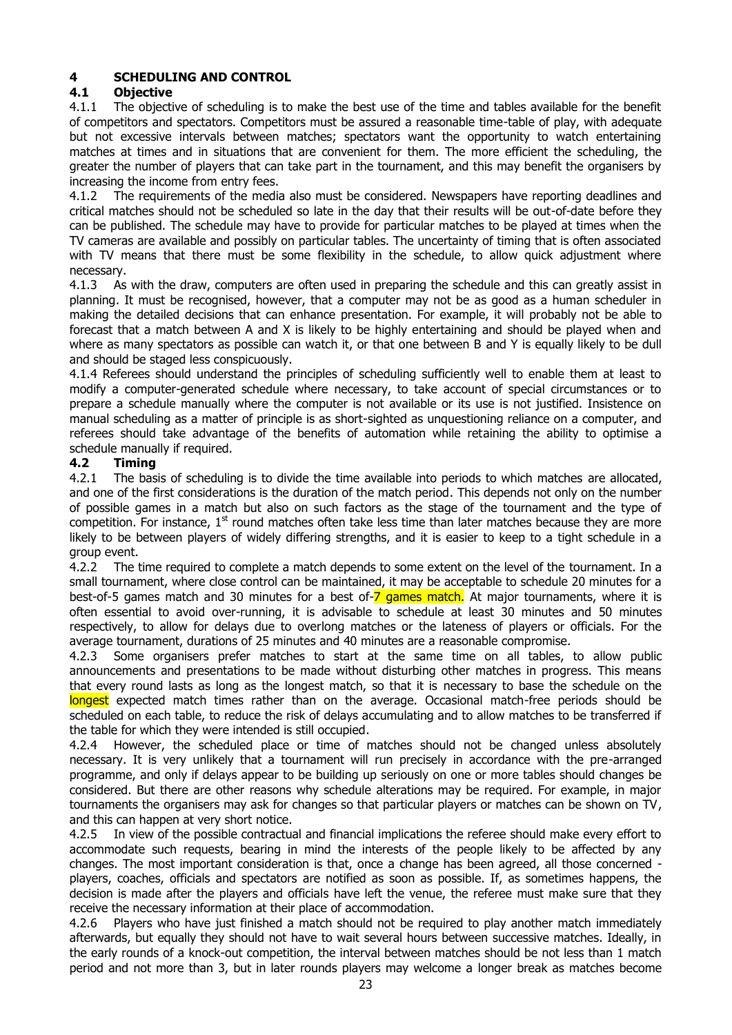# 4 SCHEDULING AND CONTROL

## 4.1 Objective

4.1.1 The objective of scheduling is to make the best use of the time and tables available for the benefit of competitors and spectators. Competitors must be assured a reasonable time-table of play, with adequate but not excessive intervals between matches; spectators want the opportunity to watch entertaining matches at times and in situations that are convenient for them. The more efficient the scheduling, the greater the number of players that can take part in the tournament, and this may benefit the organisers by increasing the income from entry fees.

4.1.2 The requirements of the media also must be considered. Newspapers have reporting deadlines and critical matches should not be scheduled so late in the day that their results will be out-of-date before they can be published. The schedule may have to provide for particular matches to be played at times when the TV cameras are available and possibly on particular tables. The uncertainty of timing that is often associated with TV means that there must be some flexibility in the schedule, to allow quick adjustment where necessary.

4.1.3 As with the draw, computers are often used in preparing the schedule and this can greatly assist in planning. It must be recognised, however, that a computer may not be as good as a human scheduler in making the detailed decisions that can enhance presentation. For example, it will probably not be able to forecast that a match between A and X is likely to be highly entertaining and should be played when and where as many spectators as possible can watch it, or that one between B and Y is equally likely to be dull and should be staged less conspicuously.

4.1.4 Referees should understand the principles of scheduling sufficiently well to enable them at least to modify a computer-generated schedule where necessary, to take account of special circumstances or to prepare a schedule manually where the computer is not available or its use is not justified. Insistence on manual scheduling as a matter of principle is as short-sighted as unquestioning reliance on a computer, and referees should take advantage of the benefits of automation while retaining the ability to optimise a schedule manually if required.

## 4.2 Timing

4.2.1 The basis of scheduling is to divide the time available into periods to which matches are allocated, and one of the first considerations is the duration of the match period. This depends not only on the number of possible games in a match but also on such factors as the stage of the tournament and the type of competition. For instance, 1st round matches often take less time than later matches because they are more likely to be between players of widely differing strengths, and it is easier to keep to a tight schedule in a group event.

4.2.2 The time required to complete a match depends to some extent on the level of the tournament. In a small tournament, where close control can be maintained, it may be acceptable to schedule 20 minutes for a best-of-5 games match and 30 minutes for a best of-7 games match. At major tournaments, where it is often essential to avoid over-running, it is advisable to schedule at least 30 minutes and 50 minutes respectively, to allow for delays due to overlong matches or the lateness of players or officials. For the average tournament, durations of 25 minutes and 40 minutes are a reasonable compromise.

4.2.3 Some organisers prefer matches to start at the same time on all tables, to allow public announcements and presentations to be made without disturbing other matches in progress. This means that every round lasts as long as the longest match, so that it is necessary to base the schedule on the longest expected match times rather than on the average. Occasional match-free periods should be scheduled on each table, to reduce the risk of delays accumulating and to allow matches to be transferred if the table for which they were intended is still occupied.

4.2.4 However, the scheduled place or time of matches should not be changed unless absolutely necessary. It is very unlikely that a tournament will run precisely in accordance with the pre-arranged programme, and only if delays appear to be building up seriously on one or more tables should changes be considered. But there are other reasons why schedule alterations may be required. For example, in major tournaments the organisers may ask for changes so that particular players or matches can be shown on TV, and this can happen at very short notice.

4.2.5 In view of the possible contractual and financial implications the referee should make every effort to accommodate such requests, bearing in mind the interests of the people likely to be affected by any changes. The most important consideration is that, once a change has been agreed, all those concerned - players, coaches, officials and spectators are notified as soon as possible. If, as sometimes happens, the decision is made after the players and officials have left the venue, the referee must make sure that they receive the necessary information at their place of accommodation.

4.2.6 Players who have just finished a match should not be required to play another match immediately afterwards, but equally they should not have to wait several hours between successive matches. Ideally, in the early rounds of a knock-out competition, the interval between matches should be not less than 1 match period and not more than 3, but in later rounds players may welcome a longer break as matches become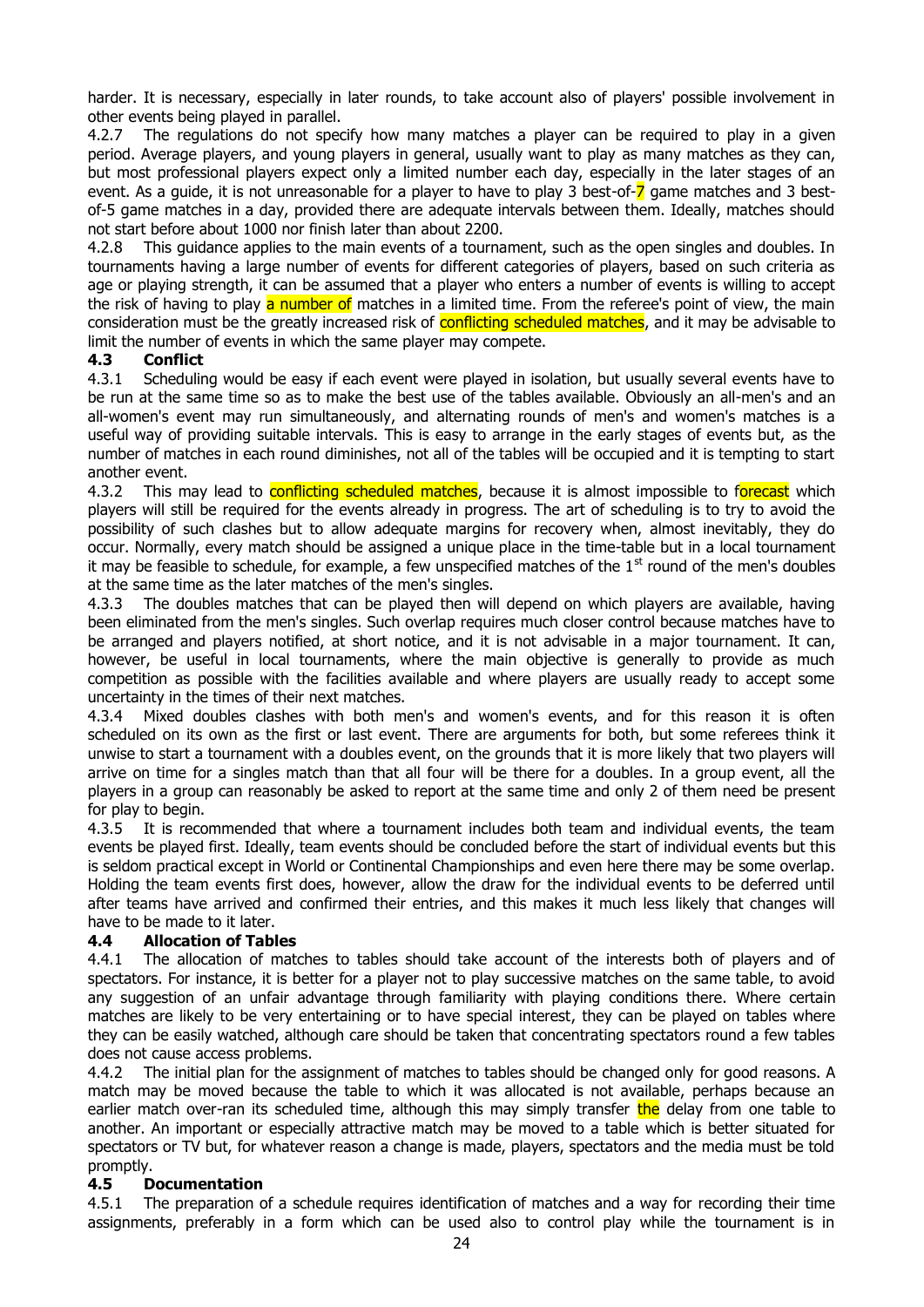harder. It is necessary, especially in later rounds, to take account also of players' possible involvement in other events being played in parallel.

4.2.7 The regulations do not specify how many matches a player can be required to play in a given period. Average players, and young players in general, usually want to play as many matches as they can, but most professional players expect only a limited number each day, especially in the later stages of an event. As a guide, it is not unreasonable for a player to have to play 3 best-of-7 game matches and 3 best-of-5 game matches in a day, provided there are adequate intervals between them. Ideally, matches should not start before about 1000 nor finish later than about 2200.

4.2.8 This guidance applies to the main events of a tournament, such as the open singles and doubles. In tournaments having a large number of events for different categories of players, based on such criteria as age or playing strength, it can be assumed that a player who enters a number of events is willing to accept the risk of having to play a number of matches in a limited time. From the referee's point of view, the main consideration must be the greatly increased risk of conflicting scheduled matches, and it may be advisable to limit the number of events in which the same player may compete.

### 4.3 Conflict

4.3.1 Scheduling would be easy if each event were played in isolation, but usually several events have to be run at the same time so as to make the best use of the tables available. Obviously an all-men's and an all-women's event may run simultaneously, and alternating rounds of men's and women's matches is a useful way of providing suitable intervals. This is easy to arrange in the early stages of events but, as the number of matches in each round diminishes, not all of the tables will be occupied and it is tempting to start another event.

4.3.2 This may lead to conflicting scheduled matches, because it is almost impossible to forecast which players will still be required for the events already in progress. The art of scheduling is to try to avoid the possibility of such clashes but to allow adequate margins for recovery when, almost inevitably, they do occur. Normally, every match should be assigned a unique place in the time-table but in a local tournament it may be feasible to schedule, for example, a few unspecified matches of the 1st round of the men's doubles at the same time as the later matches of the men's singles.

4.3.3 The doubles matches that can be played then will depend on which players are available, having been eliminated from the men's singles. Such overlap requires much closer control because matches have to be arranged and players notified, at short notice, and it is not advisable in a major tournament. It can, however, be useful in local tournaments, where the main objective is generally to provide as much competition as possible with the facilities available and where players are usually ready to accept some uncertainty in the times of their next matches.

4.3.4 Mixed doubles clashes with both men's and women's events, and for this reason it is often scheduled on its own as the first or last event. There are arguments for both, but some referees think it unwise to start a tournament with a doubles event, on the grounds that it is more likely that two players will arrive on time for a singles match than that all four will be there for a doubles. In a group event, all the players in a group can reasonably be asked to report at the same time and only 2 of them need be present for play to begin.

4.3.5 It is recommended that where a tournament includes both team and individual events, the team events be played first. Ideally, team events should be concluded before the start of individual events but this is seldom practical except in World or Continental Championships and even here there may be some overlap. Holding the team events first does, however, allow the draw for the individual events to be deferred until after teams have arrived and confirmed their entries, and this makes it much less likely that changes will have to be made to it later.

### 4.4 Allocation of Tables

4.4.1 The allocation of matches to tables should take account of the interests both of players and of spectators. For instance, it is better for a player not to play successive matches on the same table, to avoid any suggestion of an unfair advantage through familiarity with playing conditions there. Where certain matches are likely to be very entertaining or to have special interest, they can be played on tables where they can be easily watched, although care should be taken that concentrating spectators round a few tables does not cause access problems.

4.4.2 The initial plan for the assignment of matches to tables should be changed only for good reasons. A match may be moved because the table to which it was allocated is not available, perhaps because an earlier match over-ran its scheduled time, although this may simply transfer the delay from one table to another. An important or especially attractive match may be moved to a table which is better situated for spectators or TV but, for whatever reason a change is made, players, spectators and the media must be told promptly.

### 4.5 Documentation

4.5.1 The preparation of a schedule requires identification of matches and a way for recording their time assignments, preferably in a form which can be used also to control play while the tournament is in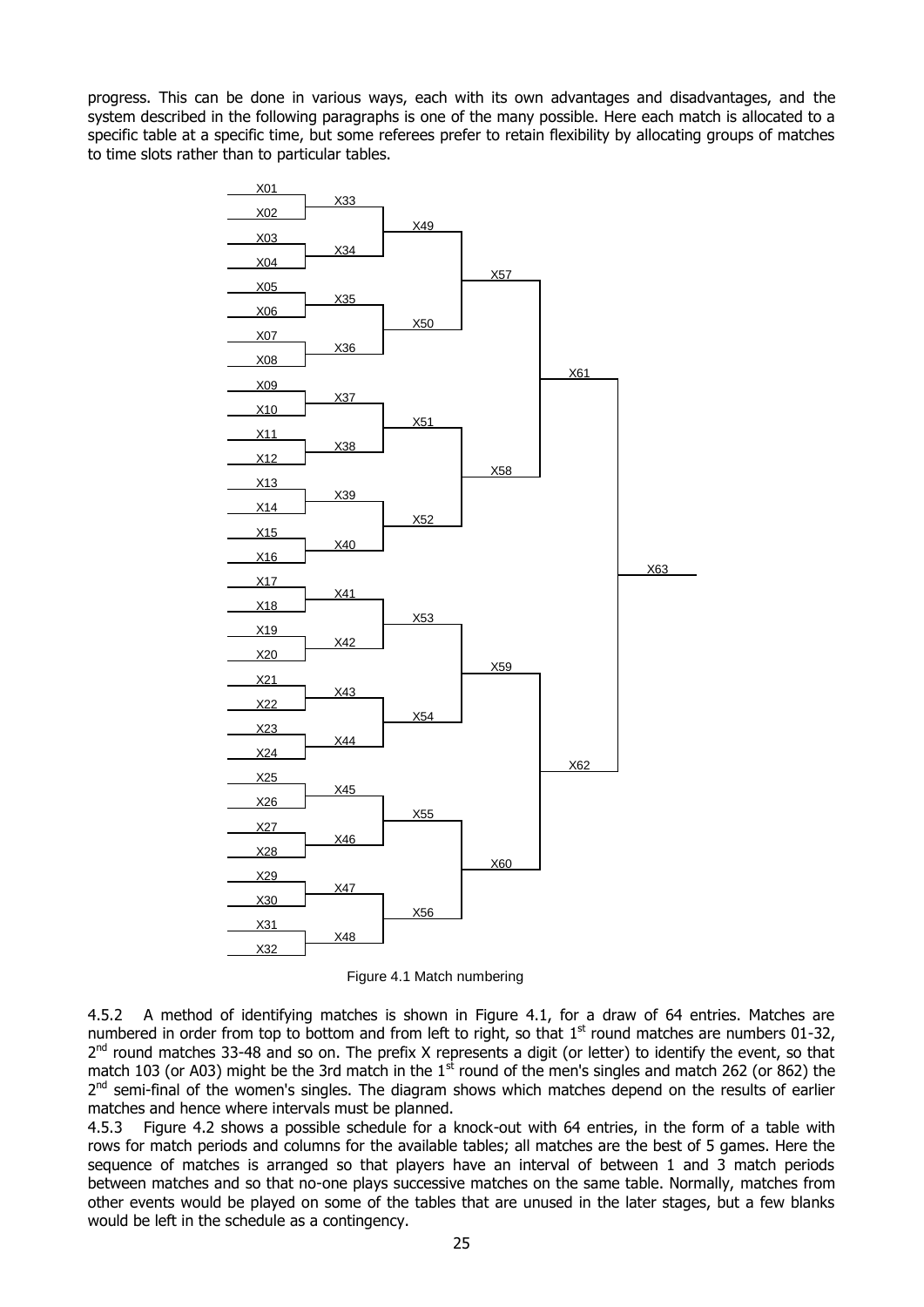progress. This can be done in various ways, each with its own advantages and disadvantages, and the system described in the following paragraphs is one of the many possible. Here each match is allocated to a specific table at a specific time, but some referees prefer to retain flexibility by allocating groups of matches to time slots rather than to particular tables.

Figure 4.1 Match numbering

4.5.2 A method of identifying matches is shown in Figure 4.1, for a draw of 64 entries. Matches are numbered in order from top to bottom and from left to right, so that 1st round matches are numbers 01-32, 2nd round matches 33-48 and so on. The prefix X represents a digit (or letter) to identify the event, so that match 103 (or A03) might be the 3rd match in the 1st round of the men's singles and match 262 (or 862) the 2nd semi-final of the women's singles. The diagram shows which matches depend on the results of earlier matches and hence where intervals must be planned.

4.5.3 Figure 4.2 shows a possible schedule for a knock-out with 64 entries, in the form of a table with rows for match periods and columns for the available tables; all matches are the best of 5 games. Here the sequence of matches is arranged so that players have an interval of between 1 and 3 match periods between matches and so that no-one plays successive matches on the same table. Normally, matches from other events would be played on some of the tables that are unused in the later stages, but a few blanks would be left in the schedule as a contingency.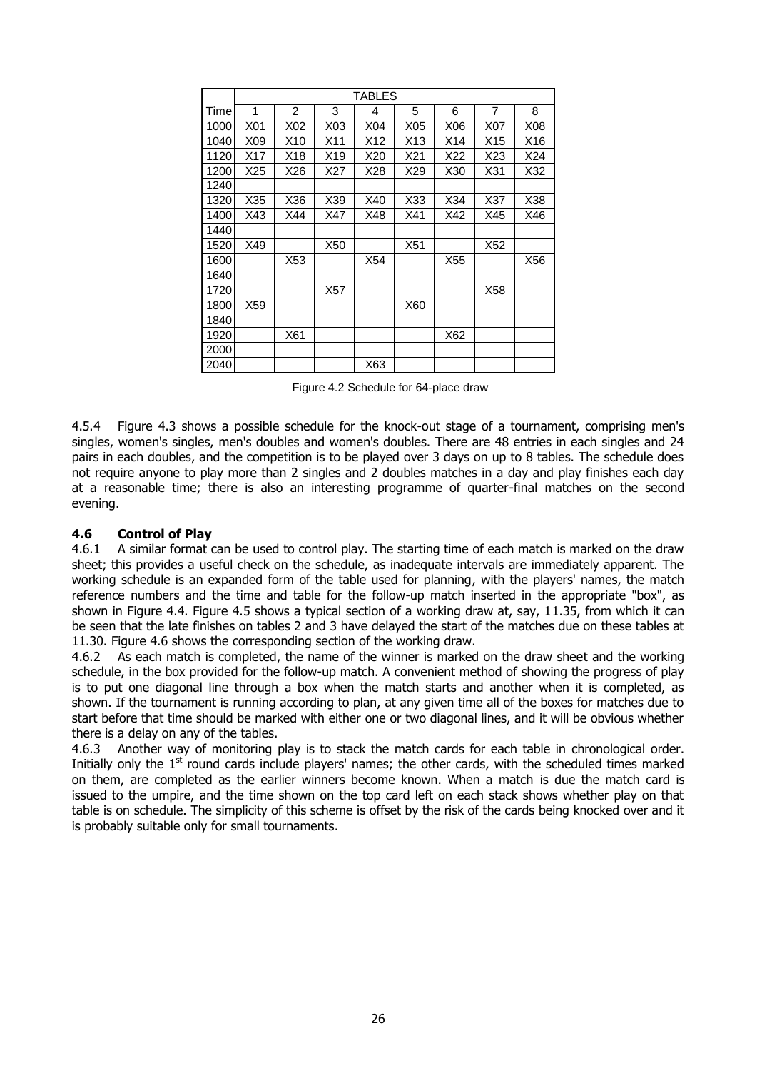| | TABLES | | | | | | | |
|---|---|---|---|---|---|---|---|---|
| Time | 1 | 2 | 3 | 4 | 5 | 6 | 7 | 8 |
| 1000 | X01 | X02 | X03 | X04 | X05 | X06 | X07 | X08 |
| 1040 | X09 | X10 | X11 | X12 | X13 | X14 | X15 | X16 |
| 1120 | X17 | X18 | X19 | X20 | X21 | X22 | X23 | X24 |
| 1200 | X25 | X26 | X27 | X28 | X29 | X30 | X31 | X32 |
| 1240 | | | | | | | | |
| 1320 | X35 | X36 | X39 | X40 | X33 | X34 | X37 | X38 |
| 1400 | X43 | X44 | X47 | X48 | X41 | X42 | X45 | X46 |
| 1440 | | | | | | | | |
| 1520 | X49 | | X50 | | X51 | | X52 | |
| 1600 | | X53 | | X54 | | X55 | | X56 |
| 1640 | | | | | | | | |
| 1720 | | | X57 | | | | X58 | |
| 1800 | X59 | | | | X60 | | | |
| 1840 | | | | | | | | |
| 1920 | | X61 | | | | X62 | | |
| 2000 | | | | | | | | |
| 2040 | | | | X63 | | | | |

Figure 4.2 Schedule for 64-place draw

4.5.4 Figure 4.3 shows a possible schedule for the knock-out stage of a tournament, comprising men's singles, women's singles, men's doubles and women's doubles. There are 48 entries in each singles and 24 pairs in each doubles, and the competition is to be played over 3 days on up to 8 tables. The schedule does not require anyone to play more than 2 singles and 2 doubles matches in a day and play finishes each day at a reasonable time; there is also an interesting programme of quarter-final matches on the second evening.

### 4.6 Control of Play

4.6.1 A similar format can be used to control play. The starting time of each match is marked on the draw sheet; this provides a useful check on the schedule, as inadequate intervals are immediately apparent. The working schedule is an expanded form of the table used for planning, with the players' names, the match reference numbers and the time and table for the follow-up match inserted in the appropriate "box", as shown in Figure 4.4. Figure 4.5 shows a typical section of a working draw at, say, 11.35, from which it can be seen that the late finishes on tables 2 and 3 have delayed the start of the matches due on these tables at 11.30. Figure 4.6 shows the corresponding section of the working draw.

4.6.2 As each match is completed, the name of the winner is marked on the draw sheet and the working schedule, in the box provided for the follow-up match. A convenient method of showing the progress of play is to put one diagonal line through a box when the match starts and another when it is completed, as shown. If the tournament is running according to plan, at any given time all of the boxes for matches due to start before that time should be marked with either one or two diagonal lines, and it will be obvious whether there is a delay on any of the tables.

4.6.3 Another way of monitoring play is to stack the match cards for each table in chronological order. Initially only the 1st round cards include players' names; the other cards, with the scheduled times marked on them, are completed as the earlier winners become known. When a match is due the match card is issued to the umpire, and the time shown on the top card left on each stack shows whether play on that table is on schedule. The simplicity of this scheme is offset by the risk of the cards being knocked over and it is probably suitable only for small tournaments.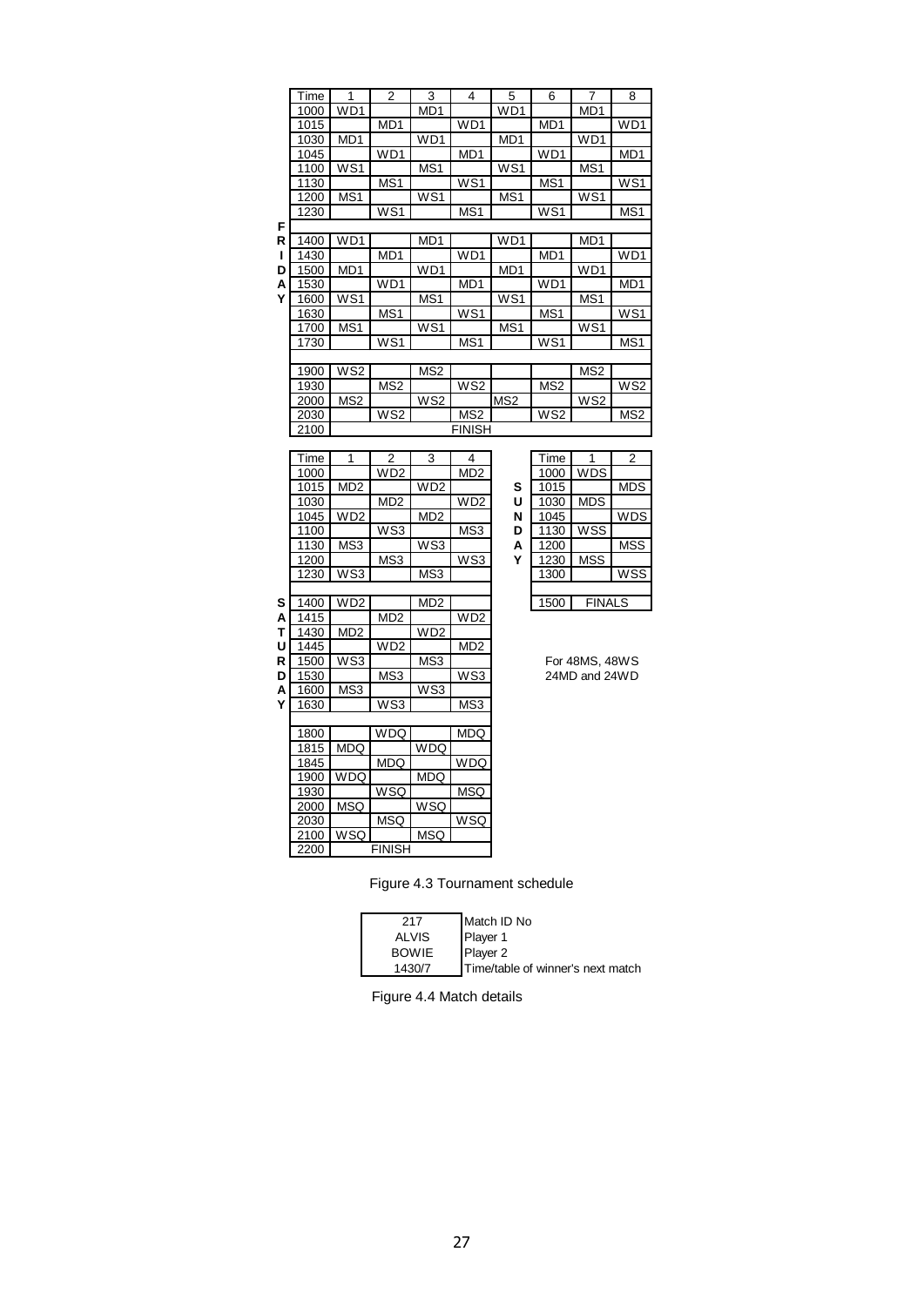**Friday**

| Time | 1 | 2 | 3 | 4 | 5 | 6 | 7 | 8 |
|---|---|---|---|---|---|---|---|---|
| 1000 | WD1 | | MD1 | | WD1 | | MD1 | |
| 1015 | | MD1 | | WD1 | | MD1 | | WD1 |
| 1030 | MD1 | | WD1 | | MD1 | | WD1 | |
| 1045 | | WD1 | | MD1 | | WD1 | | MD1 |
| 1100 | WS1 | | MS1 | | WS1 | | MS1 | |
| 1130 | | MS1 | | WS1 | | MS1 | | WS1 |
| 1200 | MS1 | | WS1 | | MS1 | | WS1 | |
| 1230 | | WS1 | | MS1 | | WS1 | | MS1 |
| | | | | | | | | |
| 1400 | WD1 | | MD1 | | WD1 | | MD1 | |
| 1430 | | MD1 | | WD1 | | MD1 | | WD1 |
| 1500 | MD1 | | WD1 | | MD1 | | WD1 | |
| 1530 | | WD1 | | MD1 | | WD1 | | MD1 |
| 1600 | WS1 | | MS1 | | WS1 | | MS1 | |
| 1630 | | MS1 | | WS1 | | MS1 | | WS1 |
| 1700 | MS1 | | WS1 | | MS1 | | WS1 | |
| 1730 | | WS1 | | MS1 | | WS1 | | MS1 |
| | | | | | | | | |
| 1900 | WS2 | | MS2 | | | | MS2 | |
| 1930 | | MS2 | | WS2 | | MS2 | | WS2 |
| 2000 | MS2 | | WS2 | | MS2 | | WS2 | |
| 2030 | | WS2 | | MS2 | | WS2 | | MS2 |
| 2100 | | | | FINISH | | | | |

**Saturday**

| Time | 1 | 2 | 3 | 4 |
|---|---|---|---|---|
| 1000 | | WD2 | | MD2 |
| 1015 | MD2 | | WD2 | |
| 1030 | | MD2 | | WD2 |
| 1045 | WD2 | | MD2 | |
| 1100 | | WS3 | | MS3 |
| 1130 | MS3 | | WS3 | |
| 1200 | | MS3 | | WS3 |
| 1230 | WS3 | | MS3 | |
| | | | | |
| 1400 | WD2 | | MD2 | |
| 1415 | | MD2 | | WD2 |
| 1430 | MD2 | | WD2 | |
| 1445 | | WD2 | | MD2 |
| 1500 | WS3 | | MS3 | |
| 1530 | | MS3 | | WS3 |
| 1600 | MS3 | | WS3 | |
| 1630 | | WS3 | | MS3 |
| | | | | |
| 1800 | | WDQ | | MDQ |
| 1815 | MDQ | | WDQ | |
| 1845 | | MDQ | | WDQ |
| 1900 | WDQ | | MDQ | |
| 1930 | | WSQ | | MSQ |
| 2000 | MSQ | | WSQ | |
| 2030 | | MSQ | | WSQ |
| 2100 | WSQ | | MSQ | |
| 2200 | | FINISH | | |

**Sunday**

| Time | 1 | 2 |
|---|---|---|
| 1000 | WDS | |
| 1015 | | MDS |
| 1030 | MDS | |
| 1045 | | WDS |
| 1130 | WSS | |
| 1200 | | MSS |
| 1230 | MSS | |
| 1300 | | WSS |
| | | |
| 1500 | FINALS | |

For 48MS, 48WS
24MD and 24WD

Figure 4.3 Tournament schedule

| | |
|---|---|
| 217 | Match ID No |
| ALVIS | Player 1 |
| BOWIE | Player 2 |
| 1430/7 | Time/table of winner's next match |

Figure 4.4 Match details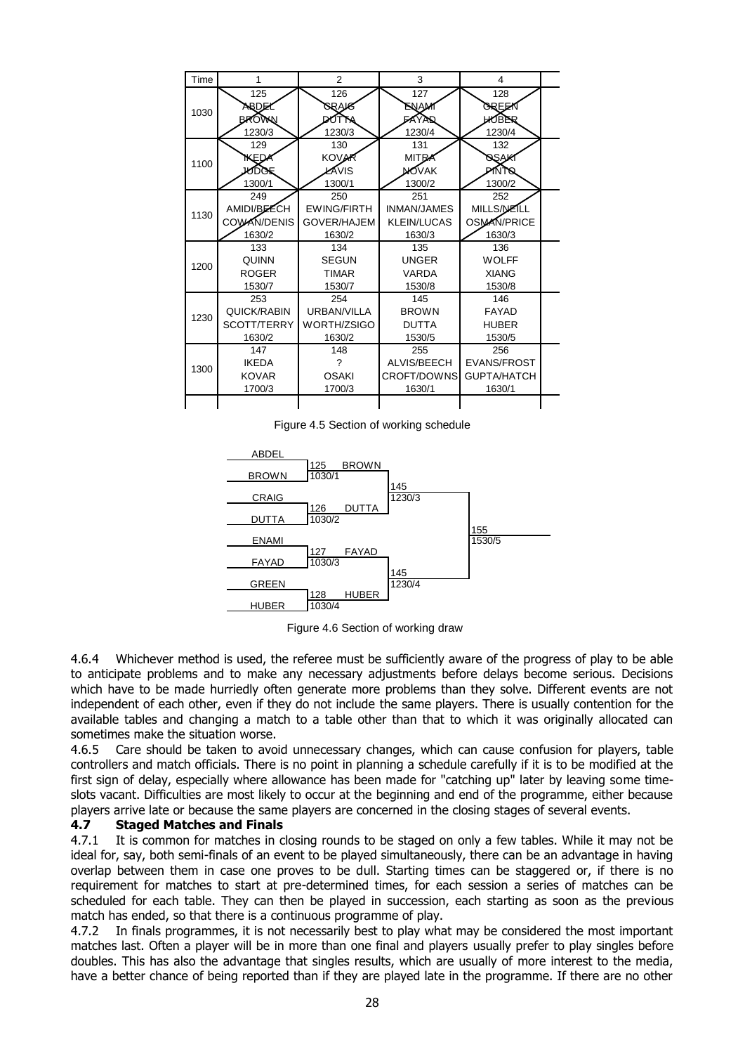| Time | 1 | 2 | 3 | 4 |  |
|---|---|---|---|---|---|
| 1030 | 125<br>ABDEL<br>BROWN<br>1230/3 | 126<br>CRAIG<br>DUTTA<br>1230/3 | 127<br>ENAMI<br>FAYAD<br>1230/4 | 128<br>GREEN<br>HUBER<br>1230/4 |  |
| 1100 | 129<br>IKEDA<br>JUDGE<br>1300/1 | 130<br>KOVAR<br>LAVIS<br>1300/1 | 131<br>MITRA<br>NOVAK<br>1300/2 | 132<br>OSAKI<br>PINTO<br>1300/2 |  |
| 1130 | 249<br>AMIDI/BEECH<br>COWAN/DENIS<br>1630/2 | 250<br>EWING/FIRTH<br>GOVER/HAJEM<br>1630/2 | 251<br>INMAN/JAMES<br>KLEIN/LUCAS<br>1630/3 | 252<br>MILLS/NEILL<br>OSMAN/PRICE<br>1630/3 |  |
| 1200 | 133<br>QUINN<br>ROGER<br>1530/7 | 134<br>SEGUN<br>TIMAR<br>1530/7 | 135<br>UNGER<br>VARDA<br>1530/8 | 136<br>WOLFF<br>XIANG<br>1530/8 |  |
| 1230 | 253<br>QUICK/RABIN<br>SCOTT/TERRY<br>1630/2 | 254<br>URBAN/VILLA<br>WORTH/ZSIGO<br>1630/2 | 145<br>BROWN<br>DUTTA<br>1530/5 | 146<br>FAYAD<br>HUBER<br>1530/5 |  |
| 1300 | 147<br>IKEDA<br>KOVAR<br>1700/3 | 148<br>?<br>OSAKI<br>1700/3 | 255<br>ALVIS/BEECH<br>CROFT/DOWNS<br>1630/1 | 256<br>EVANS/FROST<br>GUPTA/HATCH<br>1630/1 |  |

Figure 4.5 Section of working schedule

| Player | Round 1 | Round 2 | Round 3 |
|---|---|---|---|
| ABDEL / BROWN | 125 1030/1 – BROWN | 145 1230/3 | 155 1530/5 |
| CRAIG / DUTTA | 126 1030/2 – DUTTA |  |  |
| ENAMI / FAYAD | 127 1030/3 – FAYAD | 145 1230/4 |  |
| GREEN / HUBER | 128 1030/4 – HUBER |  |  |

Figure 4.6 Section of working draw

4.6.4 Whichever method is used, the referee must be sufficiently aware of the progress of play to be able to anticipate problems and to make any necessary adjustments before delays become serious. Decisions which have to be made hurriedly often generate more problems than they solve. Different events are not independent of each other, even if they do not include the same players. There is usually contention for the available tables and changing a match to a table other than that to which it was originally allocated can sometimes make the situation worse.

4.6.5 Care should be taken to avoid unnecessary changes, which can cause confusion for players, table controllers and match officials. There is no point in planning a schedule carefully if it is to be modified at the first sign of delay, especially where allowance has been made for "catching up" later by leaving some time-slots vacant. Difficulties are most likely to occur at the beginning and end of the programme, either because players arrive late or because the same players are concerned in the closing stages of several events.

### 4.7 Staged Matches and Finals

4.7.1 It is common for matches in closing rounds to be staged on only a few tables. While it may not be ideal for, say, both semi-finals of an event to be played simultaneously, there can be an advantage in having overlap between them in case one proves to be dull. Starting times can be staggered or, if there is no requirement for matches to start at pre-determined times, for each session a series of matches can be scheduled for each table. They can then be played in succession, each starting as soon as the previous match has ended, so that there is a continuous programme of play.

4.7.2 In finals programmes, it is not necessarily best to play what may be considered the most important matches last. Often a player will be in more than one final and players usually prefer to play singles before doubles. This has also the advantage that singles results, which are usually of more interest to the media, have a better chance of being reported than if they are played late in the programme. If there are no other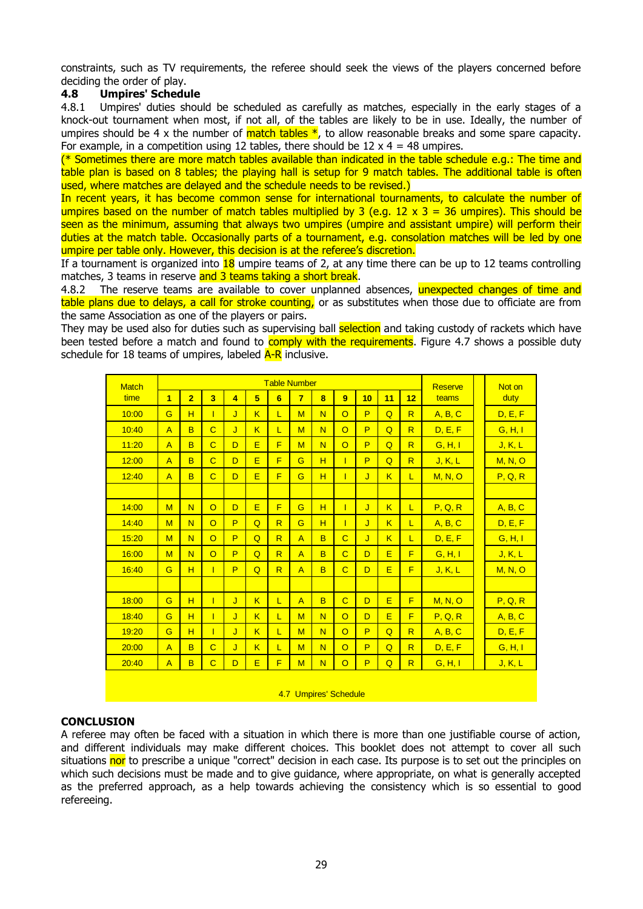constraints, such as TV requirements, the referee should seek the views of the players concerned before deciding the order of play.

### 4.8 Umpires' Schedule

4.8.1 Umpires' duties should be scheduled as carefully as matches, especially in the early stages of a knock-out tournament when most, if not all, of the tables are likely to be in use. Ideally, the number of umpires should be 4 x the number of match tables *, to allow reasonable breaks and some spare capacity. For example, in a competition using 12 tables, there should be 12 x 4 = 48 umpires.

(* Sometimes there are more match tables available than indicated in the table schedule e.g.: The time and table plan is based on 8 tables; the playing hall is setup for 9 match tables. The additional table is often used, where matches are delayed and the schedule needs to be revised.)

In recent years, it has become common sense for international tournaments, to calculate the number of umpires based on the number of match tables multiplied by 3 (e.g. 12 x 3 = 36 umpires). This should be seen as the minimum, assuming that always two umpires (umpire and assistant umpire) will perform their duties at the match table. Occasionally parts of a tournament, e.g. consolation matches will be led by one umpire per table only. However, this decision is at the referee's discretion.

If a tournament is organized into 18 umpire teams of 2, at any time there can be up to 12 teams controlling matches, 3 teams in reserve and 3 teams taking a short break.

4.8.2 The reserve teams are available to cover unplanned absences, unexpected changes of time and table plans due to delays, a call for stroke counting, or as substitutes when those due to officiate are from the same Association as one of the players or pairs.

They may be used also for duties such as supervising ball selection and taking custody of rackets which have been tested before a match and found to comply with the requirements. Figure 4.7 shows a possible duty schedule for 18 teams of umpires, labeled A-R inclusive.

| Match time | Table Number | | | | | | | | | | | | Reserve teams | Not on duty |
|---|---|---|---|---|---|---|---|---|---|---|---|---|---|---|
| | 1 | 2 | 3 | 4 | 5 | 6 | 7 | 8 | 9 | 10 | 11 | 12 | | |
| 10:00 | G | H | I | J | K | L | M | N | O | P | Q | R | A, B, C | D, E, F |
| 10:40 | A | B | C | J | K | L | M | N | O | P | Q | R | D, E, F | G, H, I |
| 11:20 | A | B | C | D | E | F | M | N | O | P | Q | R | G, H, I | J, K, L |
| 12:00 | A | B | C | D | E | F | G | H | I | P | Q | R | J, K, L | M, N, O |
| 12:40 | A | B | C | D | E | F | G | H | I | J | K | L | M, N, O | P, Q, R |
| | | | | | | | | | | | | | | |
| 14:00 | M | N | O | D | E | F | G | H | I | J | K | L | P, Q, R | A, B, C |
| 14:40 | M | N | O | P | Q | R | G | H | I | J | K | L | A, B, C | D, E, F |
| 15:20 | M | N | O | P | Q | R | A | B | C | J | K | L | D, E, F | G, H, I |
| 16:00 | M | N | O | P | Q | R | A | B | C | D | E | F | G, H, I | J, K, L |
| 16:40 | G | H | I | P | Q | R | A | B | C | D | E | F | J, K, L | M, N, O |
| | | | | | | | | | | | | | | |
| 18:00 | G | H | I | J | K | L | A | B | C | D | E | F | M, N, O | P, Q, R |
| 18:40 | G | H | I | J | K | L | M | N | O | D | E | F | P, Q, R | A, B, C |
| 19:20 | G | H | I | J | K | L | M | N | O | P | Q | R | A, B, C | D, E, F |
| 20:00 | A | B | C | J | K | L | M | N | O | P | Q | R | D, E, F | G, H, I |
| 20:40 | A | B | C | D | E | F | M | N | O | P | Q | R | G, H, I | J, K, L |

4.7 Umpires' Schedule

## CONCLUSION

A referee may often be faced with a situation in which there is more than one justifiable course of action, and different individuals may make different choices. This booklet does not attempt to cover all such situations nor to prescribe a unique "correct" decision in each case. Its purpose is to set out the principles on which such decisions must be made and to give guidance, where appropriate, on what is generally accepted as the preferred approach, as a help towards achieving the consistency which is so essential to good refereeing.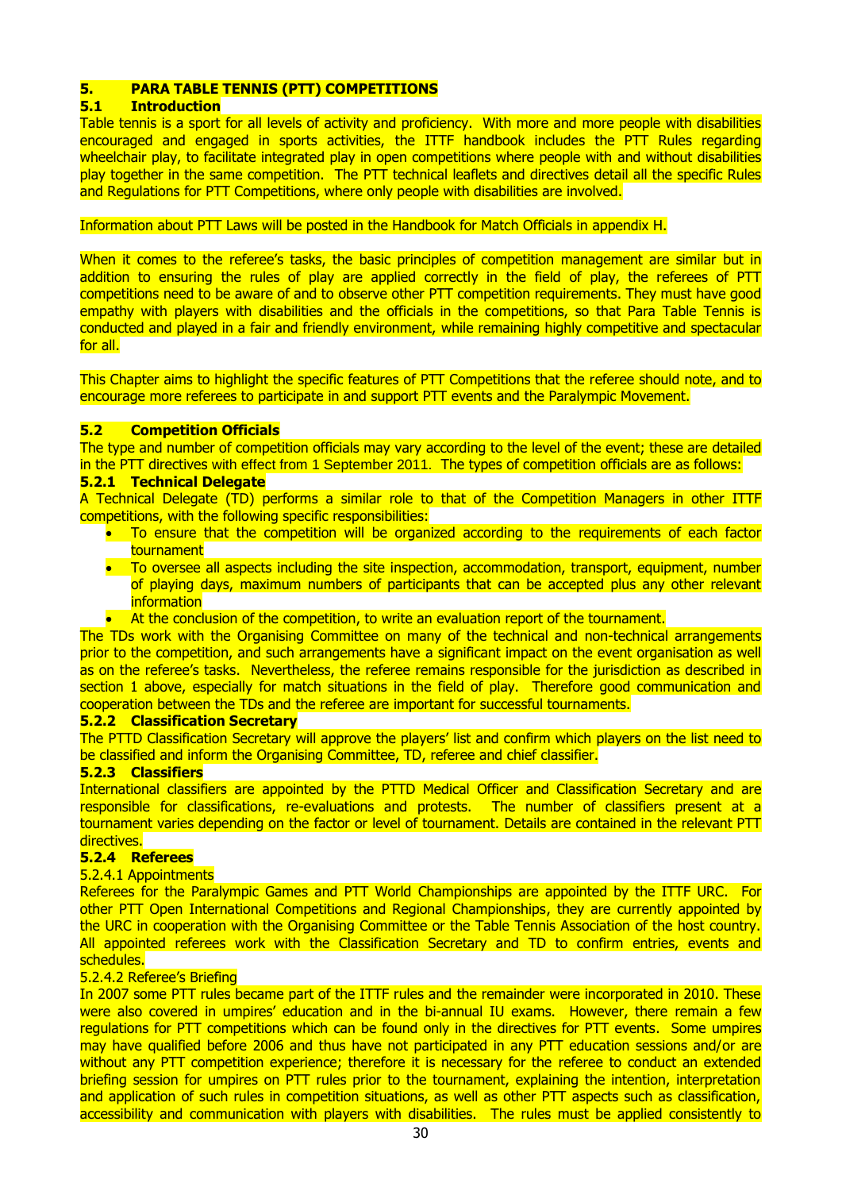## 5. PARA TABLE TENNIS (PTT) COMPETITIONS

### 5.1 Introduction

Table tennis is a sport for all levels of activity and proficiency. With more and more people with disabilities encouraged and engaged in sports activities, the ITTF handbook includes the PTT Rules regarding wheelchair play, to facilitate integrated play in open competitions where people with and without disabilities play together in the same competition. The PTT technical leaflets and directives detail all the specific Rules and Regulations for PTT Competitions, where only people with disabilities are involved.

Information about PTT Laws will be posted in the Handbook for Match Officials in appendix H.

When it comes to the referee's tasks, the basic principles of competition management are similar but in addition to ensuring the rules of play are applied correctly in the field of play, the referees of PTT competitions need to be aware of and to observe other PTT competition requirements. They must have good empathy with players with disabilities and the officials in the competitions, so that Para Table Tennis is conducted and played in a fair and friendly environment, while remaining highly competitive and spectacular for all.

This Chapter aims to highlight the specific features of PTT Competitions that the referee should note, and to encourage more referees to participate in and support PTT events and the Paralympic Movement.

### 5.2 Competition Officials

The type and number of competition officials may vary according to the level of the event; these are detailed in the PTT directives with effect from 1 September 2011. The types of competition officials are as follows:

#### 5.2.1 Technical Delegate

A Technical Delegate (TD) performs a similar role to that of the Competition Managers in other ITTF competitions, with the following specific responsibilities:

- To ensure that the competition will be organized according to the requirements of each factor tournament
- To oversee all aspects including the site inspection, accommodation, transport, equipment, number of playing days, maximum numbers of participants that can be accepted plus any other relevant information
- At the conclusion of the competition, to write an evaluation report of the tournament.

The TDs work with the Organising Committee on many of the technical and non-technical arrangements prior to the competition, and such arrangements have a significant impact on the event organisation as well as on the referee's tasks. Nevertheless, the referee remains responsible for the jurisdiction as described in section 1 above, especially for match situations in the field of play. Therefore good communication and cooperation between the TDs and the referee are important for successful tournaments.

#### 5.2.2 Classification Secretary

The PTTD Classification Secretary will approve the players' list and confirm which players on the list need to be classified and inform the Organising Committee, TD, referee and chief classifier.

#### 5.2.3 Classifiers

International classifiers are appointed by the PTTD Medical Officer and Classification Secretary and are responsible for classifications, re-evaluations and protests. The number of classifiers present at a tournament varies depending on the factor or level of tournament. Details are contained in the relevant PTT directives.

#### 5.2.4 Referees

5.2.4.1 Appointments

Referees for the Paralympic Games and PTT World Championships are appointed by the ITTF URC. For other PTT Open International Competitions and Regional Championships, they are currently appointed by the URC in cooperation with the Organising Committee or the Table Tennis Association of the host country. All appointed referees work with the Classification Secretary and TD to confirm entries, events and schedules.

5.2.4.2 Referee's Briefing

In 2007 some PTT rules became part of the ITTF rules and the remainder were incorporated in 2010. These were also covered in umpires' education and in the bi-annual IU exams. However, there remain a few regulations for PTT competitions which can be found only in the directives for PTT events. Some umpires may have qualified before 2006 and thus have not participated in any PTT education sessions and/or are without any PTT competition experience; therefore it is necessary for the referee to conduct an extended briefing session for umpires on PTT rules prior to the tournament, explaining the intention, interpretation and application of such rules in competition situations, as well as other PTT aspects such as classification, accessibility and communication with players with disabilities. The rules must be applied consistently to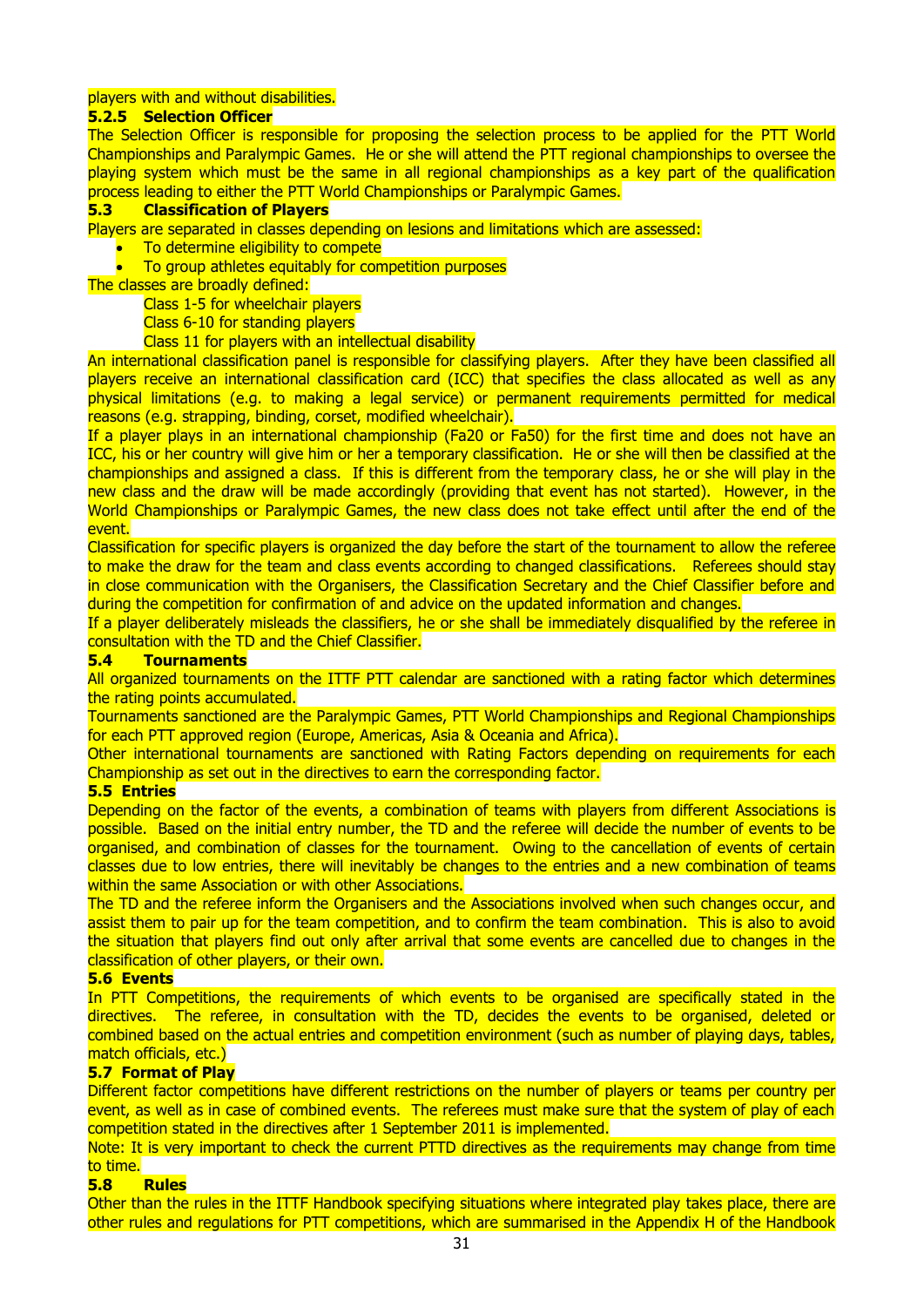players with and without disabilities.

### 5.2.5 Selection Officer

The Selection Officer is responsible for proposing the selection process to be applied for the PTT World Championships and Paralympic Games. He or she will attend the PTT regional championships to oversee the playing system which must be the same in all regional championships as a key part of the qualification process leading to either the PTT World Championships or Paralympic Games.

## 5.3 Classification of Players

Players are separated in classes depending on lesions and limitations which are assessed:

- To determine eligibility to compete
- To group athletes equitably for competition purposes

The classes are broadly defined:

Class 1-5 for wheelchair players
Class 6-10 for standing players
Class 11 for players with an intellectual disability

An international classification panel is responsible for classifying players. After they have been classified all players receive an international classification card (ICC) that specifies the class allocated as well as any physical limitations (e.g. to making a legal service) or permanent requirements permitted for medical reasons (e.g. strapping, binding, corset, modified wheelchair).

If a player plays in an international championship (Fa20 or Fa50) for the first time and does not have an ICC, his or her country will give him or her a temporary classification. He or she will then be classified at the championships and assigned a class. If this is different from the temporary class, he or she will play in the new class and the draw will be made accordingly (providing that event has not started). However, in the World Championships or Paralympic Games, the new class does not take effect until after the end of the event.

Classification for specific players is organized the day before the start of the tournament to allow the referee to make the draw for the team and class events according to changed classifications. Referees should stay in close communication with the Organisers, the Classification Secretary and the Chief Classifier before and during the competition for confirmation of and advice on the updated information and changes.

If a player deliberately misleads the classifiers, he or she shall be immediately disqualified by the referee in consultation with the TD and the Chief Classifier.

## 5.4 Tournaments

All organized tournaments on the ITTF PTT calendar are sanctioned with a rating factor which determines the rating points accumulated.

Tournaments sanctioned are the Paralympic Games, PTT World Championships and Regional Championships for each PTT approved region (Europe, Americas, Asia & Oceania and Africa).

Other international tournaments are sanctioned with Rating Factors depending on requirements for each Championship as set out in the directives to earn the corresponding factor.

## 5.5 Entries

Depending on the factor of the events, a combination of teams with players from different Associations is possible. Based on the initial entry number, the TD and the referee will decide the number of events to be organised, and combination of classes for the tournament. Owing to the cancellation of events of certain classes due to low entries, there will inevitably be changes to the entries and a new combination of teams within the same Association or with other Associations.

The TD and the referee inform the Organisers and the Associations involved when such changes occur, and assist them to pair up for the team competition, and to confirm the team combination. This is also to avoid the situation that players find out only after arrival that some events are cancelled due to changes in the classification of other players, or their own.

## 5.6 Events

In PTT Competitions, the requirements of which events to be organised are specifically stated in the directives. The referee, in consultation with the TD, decides the events to be organised, deleted or combined based on the actual entries and competition environment (such as number of playing days, tables, match officials, etc.)

## 5.7 Format of Play

Different factor competitions have different restrictions on the number of players or teams per country per event, as well as in case of combined events. The referees must make sure that the system of play of each competition stated in the directives after 1 September 2011 is implemented.

Note: It is very important to check the current PTTD directives as the requirements may change from time to time.

## 5.8 Rules

Other than the rules in the ITTF Handbook specifying situations where integrated play takes place, there are other rules and regulations for PTT competitions, which are summarised in the Appendix H of the Handbook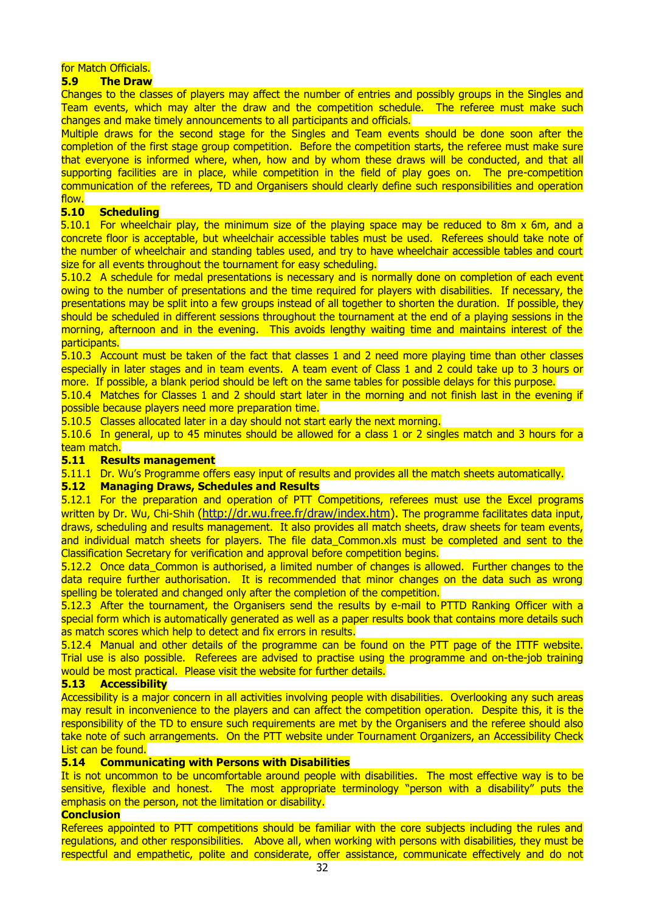for Match Officials.

### 5.9 The Draw

Changes to the classes of players may affect the number of entries and possibly groups in the Singles and Team events, which may alter the draw and the competition schedule. The referee must make such changes and make timely announcements to all participants and officials.

Multiple draws for the second stage for the Singles and Team events should be done soon after the completion of the first stage group competition. Before the competition starts, the referee must make sure that everyone is informed where, when, how and by whom these draws will be conducted, and that all supporting facilities are in place, while competition in the field of play goes on. The pre-competition communication of the referees, TD and Organisers should clearly define such responsibilities and operation flow.

### 5.10 Scheduling

5.10.1 For wheelchair play, the minimum size of the playing space may be reduced to 8m x 6m, and a concrete floor is acceptable, but wheelchair accessible tables must be used. Referees should take note of the number of wheelchair and standing tables used, and try to have wheelchair accessible tables and court size for all events throughout the tournament for easy scheduling.

5.10.2 A schedule for medal presentations is necessary and is normally done on completion of each event owing to the number of presentations and the time required for players with disabilities. If necessary, the presentations may be split into a few groups instead of all together to shorten the duration. If possible, they should be scheduled in different sessions throughout the tournament at the end of a playing sessions in the morning, afternoon and in the evening. This avoids lengthy waiting time and maintains interest of the participants.

5.10.3 Account must be taken of the fact that classes 1 and 2 need more playing time than other classes especially in later stages and in team events. A team event of Class 1 and 2 could take up to 3 hours or more. If possible, a blank period should be left on the same tables for possible delays for this purpose.

5.10.4 Matches for Classes 1 and 2 should start later in the morning and not finish last in the evening if possible because players need more preparation time.

5.10.5 Classes allocated later in a day should not start early the next morning.

5.10.6 In general, up to 45 minutes should be allowed for a class 1 or 2 singles match and 3 hours for a team match.

### 5.11 Results management

5.11.1 Dr. Wu's Programme offers easy input of results and provides all the match sheets automatically.

### 5.12 Managing Draws, Schedules and Results

5.12.1 For the preparation and operation of PTT Competitions, referees must use the Excel programs written by Dr. Wu, Chi-Shih (http://dr.wu.free.fr/draw/index.htm). The programme facilitates data input, draws, scheduling and results management. It also provides all match sheets, draw sheets for team events, and individual match sheets for players. The file data_Common.xls must be completed and sent to the Classification Secretary for verification and approval before competition begins.

5.12.2 Once data_Common is authorised, a limited number of changes is allowed. Further changes to the data require further authorisation. It is recommended that minor changes on the data such as wrong spelling be tolerated and changed only after the completion of the competition.

5.12.3 After the tournament, the Organisers send the results by e-mail to PTTD Ranking Officer with a special form which is automatically generated as well as a paper results book that contains more details such as match scores which help to detect and fix errors in results.

5.12.4 Manual and other details of the programme can be found on the PTT page of the ITTF website. Trial use is also possible. Referees are advised to practise using the programme and on-the-job training would be most practical. Please visit the website for further details.

### 5.13 Accessibility

Accessibility is a major concern in all activities involving people with disabilities. Overlooking any such areas may result in inconvenience to the players and can affect the competition operation. Despite this, it is the responsibility of the TD to ensure such requirements are met by the Organisers and the referee should also take note of such arrangements. On the PTT website under Tournament Organizers, an Accessibility Check List can be found.

### 5.14 Communicating with Persons with Disabilities

It is not uncommon to be uncomfortable around people with disabilities. The most effective way is to be sensitive, flexible and honest. The most appropriate terminology "person with a disability" puts the emphasis on the person, not the limitation or disability.

### Conclusion

Referees appointed to PTT competitions should be familiar with the core subjects including the rules and regulations, and other responsibilities. Above all, when working with persons with disabilities, they must be respectful and empathetic, polite and considerate, offer assistance, communicate effectively and do not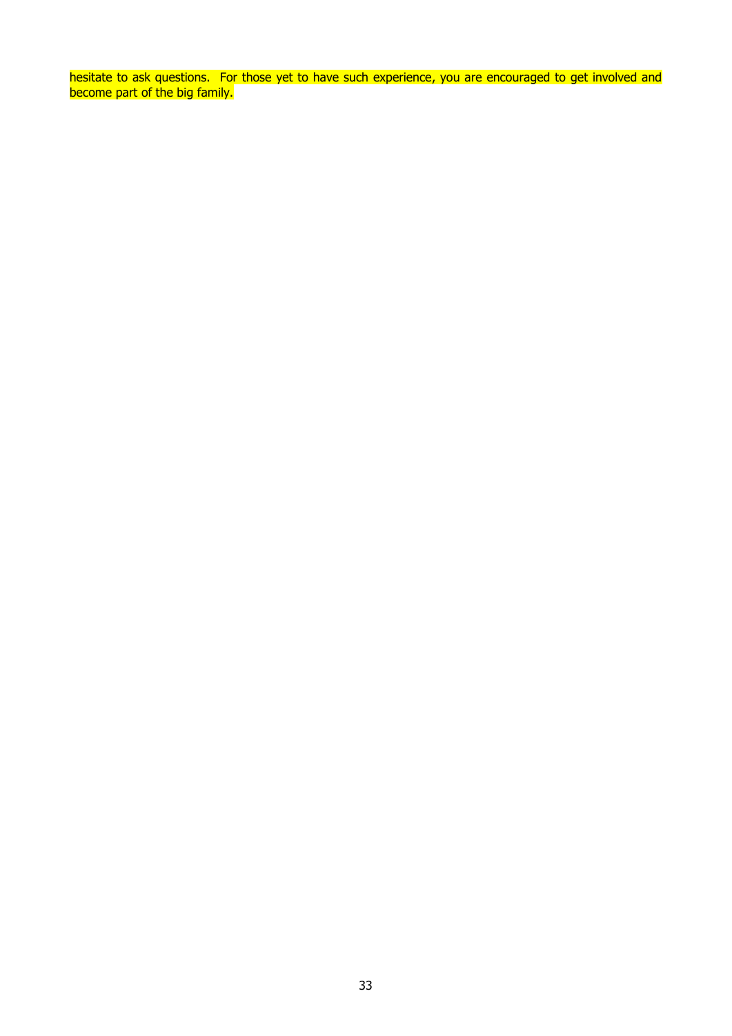hesitate to ask questions.  For those yet to have such experience, you are encouraged to get involved and become part of the big family.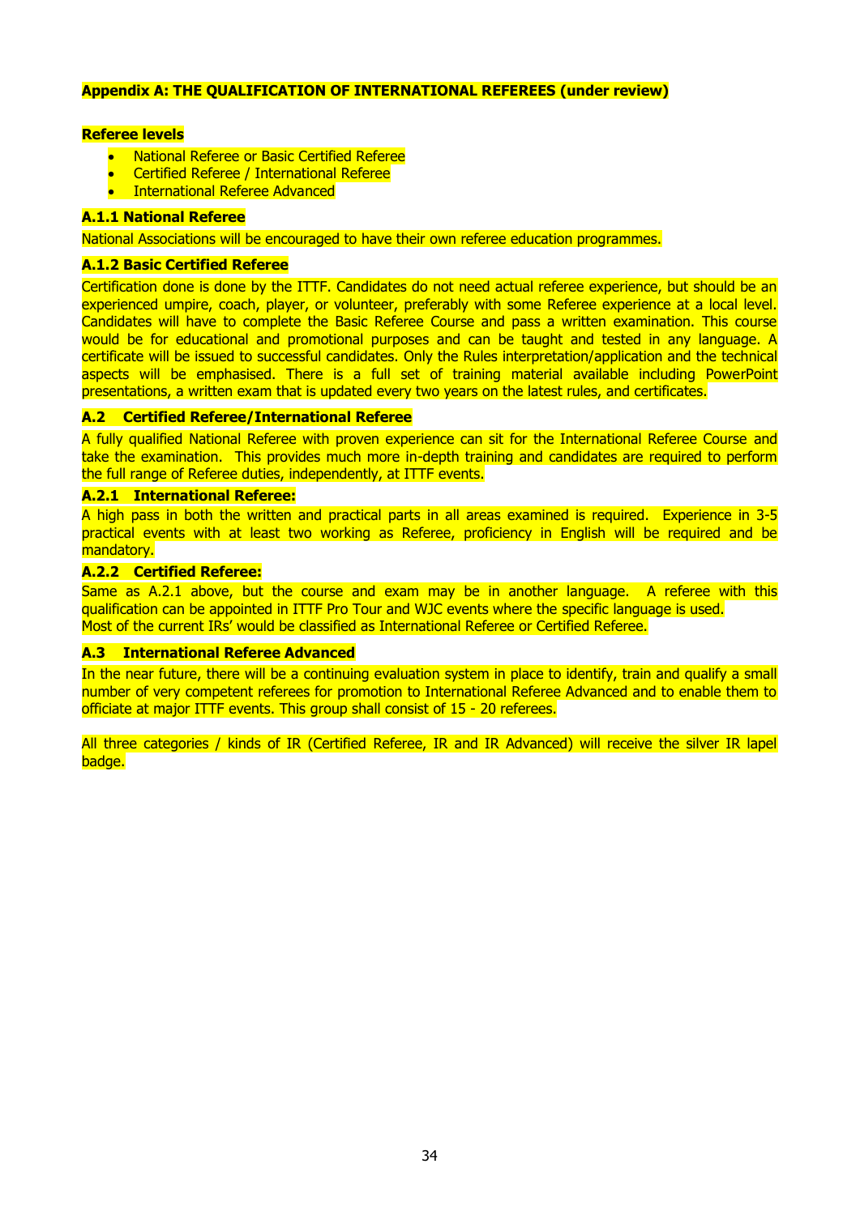## Appendix A: THE QUALIFICATION OF INTERNATIONAL REFEREES (under review)

**Referee levels**

- National Referee or Basic Certified Referee
- Certified Referee / International Referee
- International Referee Advanced

### A.1.1 National Referee

National Associations will be encouraged to have their own referee education programmes.

### A.1.2 Basic Certified Referee

Certification done is done by the ITTF. Candidates do not need actual referee experience, but should be an experienced umpire, coach, player, or volunteer, preferably with some Referee experience at a local level. Candidates will have to complete the Basic Referee Course and pass a written examination. This course would be for educational and promotional purposes and can be taught and tested in any language. A certificate will be issued to successful candidates. Only the Rules interpretation/application and the technical aspects will be emphasised. There is a full set of training material available including PowerPoint presentations, a written exam that is updated every two years on the latest rules, and certificates.

### A.2 Certified Referee/International Referee

A fully qualified National Referee with proven experience can sit for the International Referee Course and take the examination. This provides much more in-depth training and candidates are required to perform the full range of Referee duties, independently, at ITTF events.

### A.2.1 International Referee:

A high pass in both the written and practical parts in all areas examined is required. Experience in 3-5 practical events with at least two working as Referee, proficiency in English will be required and be mandatory.

### A.2.2 Certified Referee:

Same as A.2.1 above, but the course and exam may be in another language. A referee with this qualification can be appointed in ITTF Pro Tour and WJC events where the specific language is used.
Most of the current IRs' would be classified as International Referee or Certified Referee.

### A.3 International Referee Advanced

In the near future, there will be a continuing evaluation system in place to identify, train and qualify a small number of very competent referees for promotion to International Referee Advanced and to enable them to officiate at major ITTF events. This group shall consist of 15 - 20 referees.

All three categories / kinds of IR (Certified Referee, IR and IR Advanced) will receive the silver IR lapel badge.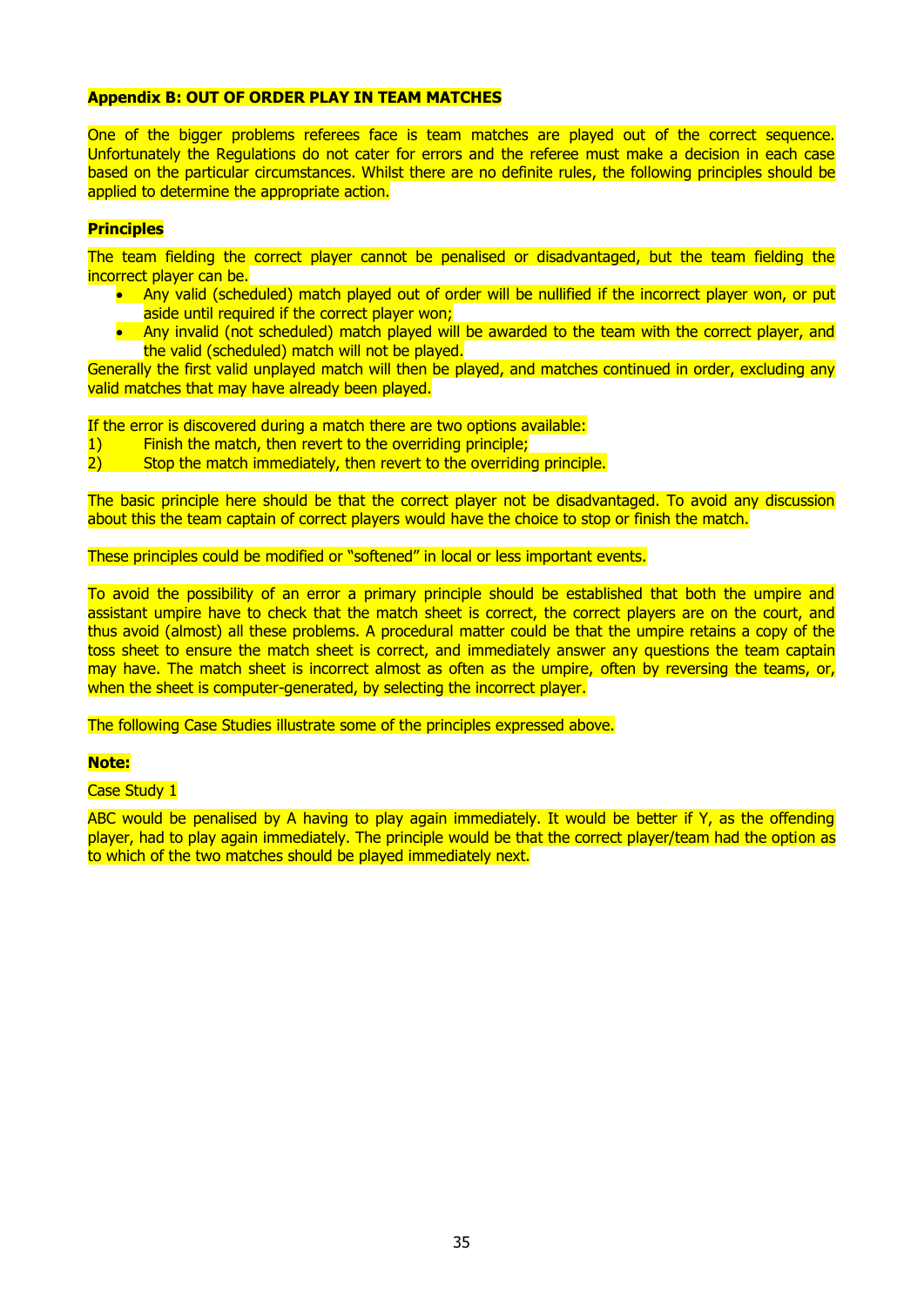**Appendix B: OUT OF ORDER PLAY IN TEAM MATCHES**

One of the bigger problems referees face is team matches are played out of the correct sequence. Unfortunately the Regulations do not cater for errors and the referee must make a decision in each case based on the particular circumstances. Whilst there are no definite rules, the following principles should be applied to determine the appropriate action.

**Principles**

The team fielding the correct player cannot be penalised or disadvantaged, but the team fielding the incorrect player can be.

- Any valid (scheduled) match played out of order will be nullified if the incorrect player won, or put aside until required if the correct player won;
- Any invalid (not scheduled) match played will be awarded to the team with the correct player, and the valid (scheduled) match will not be played.

Generally the first valid unplayed match will then be played, and matches continued in order, excluding any valid matches that may have already been played.

If the error is discovered during a match there are two options available:

1) Finish the match, then revert to the overriding principle;
2) Stop the match immediately, then revert to the overriding principle.

The basic principle here should be that the correct player not be disadvantaged. To avoid any discussion about this the team captain of correct players would have the choice to stop or finish the match.

These principles could be modified or "softened" in local or less important events.

To avoid the possibility of an error a primary principle should be established that both the umpire and assistant umpire have to check that the match sheet is correct, the correct players are on the court, and thus avoid (almost) all these problems. A procedural matter could be that the umpire retains a copy of the toss sheet to ensure the match sheet is correct, and immediately answer any questions the team captain may have. The match sheet is incorrect almost as often as the umpire, often by reversing the teams, or, when the sheet is computer-generated, by selecting the incorrect player.

The following Case Studies illustrate some of the principles expressed above.

**Note:**

Case Study 1

ABC would be penalised by A having to play again immediately. It would be better if Y, as the offending player, had to play again immediately. The principle would be that the correct player/team had the option as to which of the two matches should be played immediately next.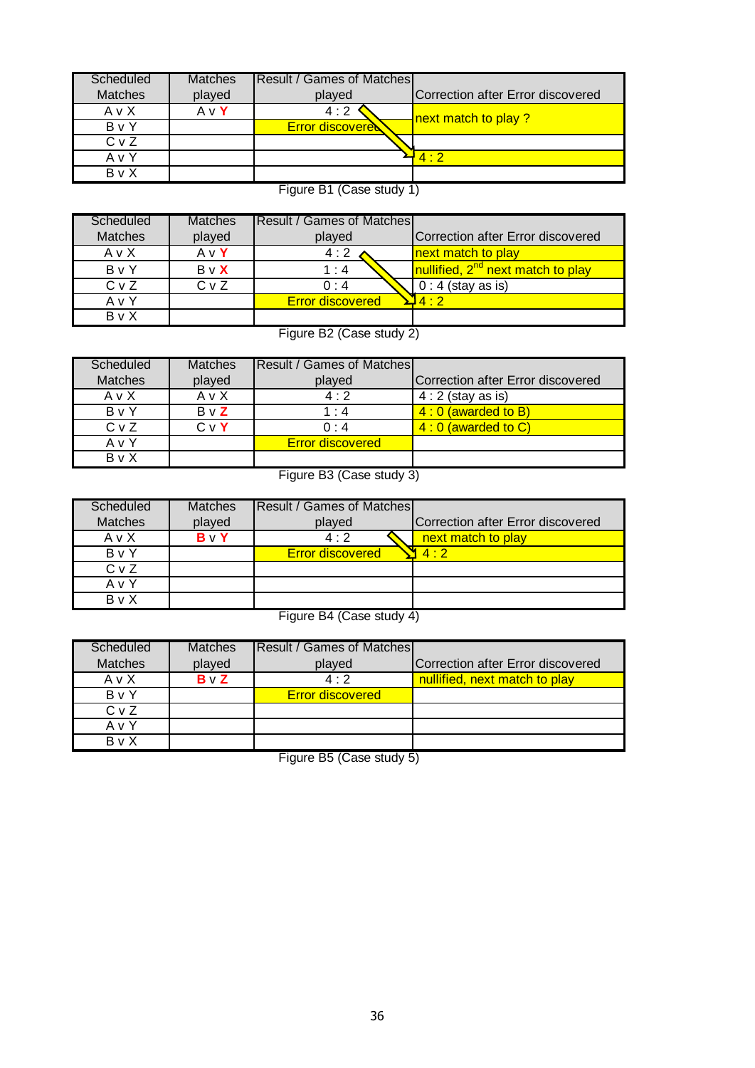| Scheduled Matches | Matches played | Result / Games of Matches played | Correction after Error discovered |
|---|---|---|---|
| A v X | A v **Y** | 4 : 2 | next match to play ? |
| B v Y | | Error discovered | |
| C v Z | | | |
| A v Y | | | 4 : 2 |
| B v X | | | |

Figure B1 (Case study 1)

| Scheduled Matches | Matches played | Result / Games of Matches played | Correction after Error discovered |
|---|---|---|---|
| A v X | A v **Y** | 4 : 2 | next match to play |
| B v Y | B v **X** | 1 : 4 | nullified, 2nd next match to play |
| C v Z | C v Z | 0 : 4 | 0 : 4 (stay as is) |
| A v Y | | Error discovered | 4 : 2 |
| B v X | | | |

Figure B2 (Case study 2)

| Scheduled Matches | Matches played | Result / Games of Matches played | Correction after Error discovered |
|---|---|---|---|
| A v X | A v X | 4 : 2 | 4 : 2 (stay as is) |
| B v Y | B v **Z** | 1 : 4 | 4 : 0 (awarded to B) |
| C v Z | C v **Y** | 0 : 4 | 4 : 0 (awarded to C) |
| A v Y | | Error discovered | |
| B v X | | | |

Figure B3 (Case study 3)

| Scheduled Matches | Matches played | Result / Games of Matches played | Correction after Error discovered |
|---|---|---|---|
| A v X | **B v Y** | 4 : 2 | next match to play |
| B v Y | | Error discovered | 4 : 2 |
| C v Z | | | |
| A v Y | | | |
| B v X | | | |

Figure B4 (Case study 4)

| Scheduled Matches | Matches played | Result / Games of Matches played | Correction after Error discovered |
|---|---|---|---|
| A v X | **B** v **Z** | 4 : 2 | nullified, next match to play |
| B v Y | | Error discovered | |
| C v Z | | | |
| A v Y | | | |
| B v X | | | |

Figure B5 (Case study 5)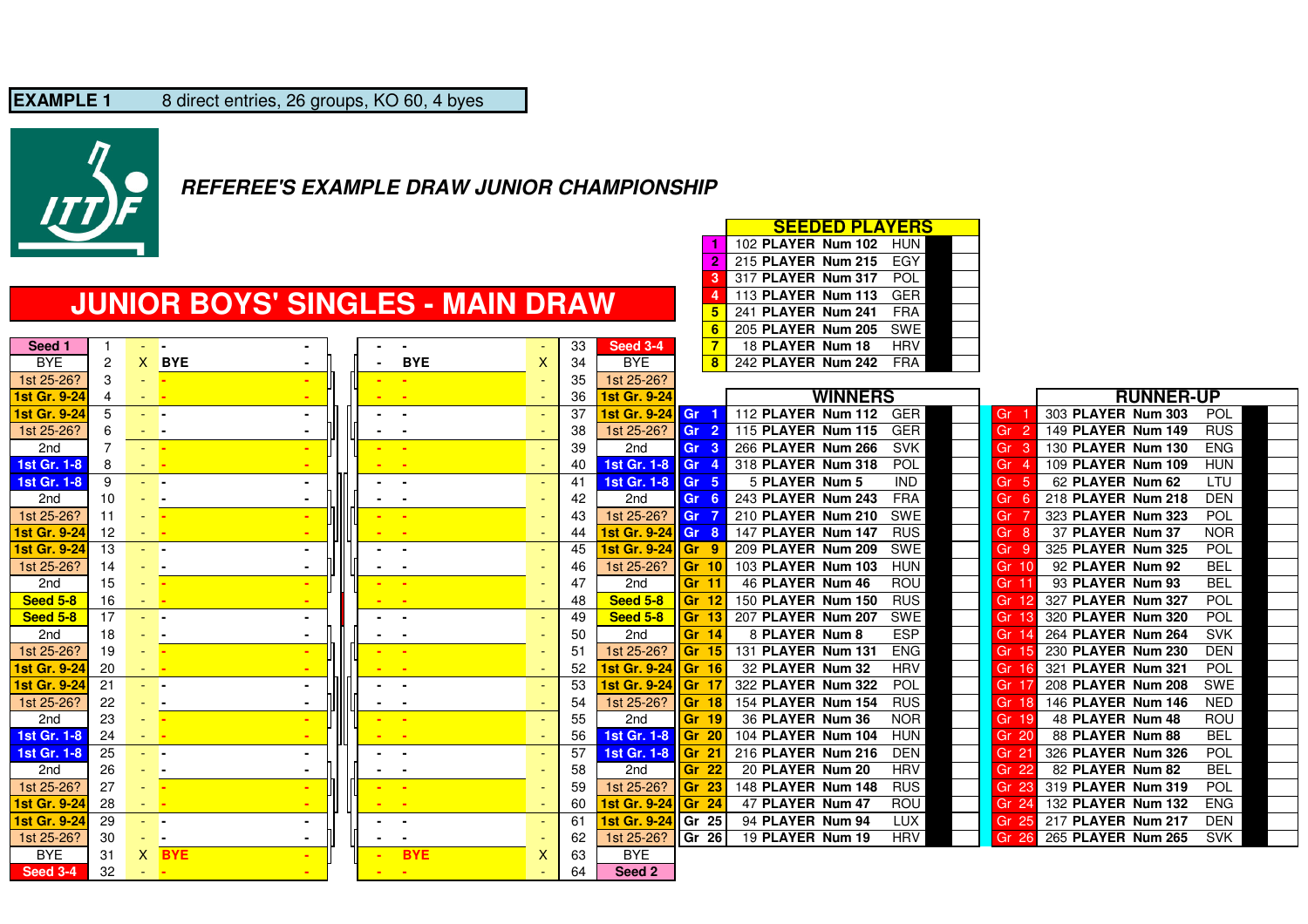**EXAMPLE 1** 8 direct entries, 26 groups, KO 60, 4 byes

***REFEREE'S EXAMPLE DRAW JUNIOR CHAMPIONSHIP***

# JUNIOR BOYS' SINGLES - MAIN DRAW

| Position | No. | | Player | | | Player | | No. | Position |
|---|---|---|---|---|---|---|---|---|---|
| Seed 1 | 1 | - | - | - | - | - | - | 33 | Seed 3-4 |
| BYE | 2 | X | BYE | - | - | BYE | X | 34 | BYE |
| 1st 25-26? | 3 | - | - | - | - | - | - | 35 | 1st 25-26? |
| 1st Gr. 9-24 | 4 | - | - | - | - | - | - | 36 | 1st Gr. 9-24 |
| 1st Gr. 9-24 | 5 | - | - | - | - | - | - | 37 | 1st Gr. 9-24 |
| 1st 25-26? | 6 | - | - | - | - | - | - | 38 | 1st 25-26? |
| 2nd | 7 | - | - | - | - | - | - | 39 | 2nd |
| 1st Gr. 1-8 | 8 | - | - | - | - | - | - | 40 | 1st Gr. 1-8 |
| 1st Gr. 1-8 | 9 | - | - | - | - | - | - | 41 | 1st Gr. 1-8 |
| 2nd | 10 | - | - | - | - | - | - | 42 | 2nd |
| 1st 25-26? | 11 | - | - | - | - | - | - | 43 | 1st 25-26? |
| 1st Gr. 9-24 | 12 | - | - | - | - | - | - | 44 | 1st Gr. 9-24 |
| 1st Gr. 9-24 | 13 | - | - | - | - | - | - | 45 | 1st Gr. 9-24 |
| 1st 25-26? | 14 | - | - | - | - | - | - | 46 | 1st 25-26? |
| 2nd | 15 | - | - | - | - | - | - | 47 | 2nd |
| Seed 5-8 | 16 | - | - | - | - | - | - | 48 | Seed 5-8 |
| Seed 5-8 | 17 | - | - | - | - | - | - | 49 | Seed 5-8 |
| 2nd | 18 | - | - | - | - | - | - | 50 | 2nd |
| 1st 25-26? | 19 | - | - | - | - | - | - | 51 | 1st 25-26? |
| 1st Gr. 9-24 | 20 | - | - | - | - | - | - | 52 | 1st Gr. 9-24 |
| 1st Gr. 9-24 | 21 | - | - | - | - | - | - | 53 | 1st Gr. 9-24 |
| 1st 25-26? | 22 | - | - | - | - | - | - | 54 | 1st 25-26? |
| 2nd | 23 | - | - | - | - | - | - | 55 | 2nd |
| 1st Gr. 1-8 | 24 | - | - | - | - | - | - | 56 | 1st Gr. 1-8 |
| 1st Gr. 1-8 | 25 | - | - | - | - | - | - | 57 | 1st Gr. 1-8 |
| 2nd | 26 | - | - | - | - | - | - | 58 | 2nd |
| 1st 25-26? | 27 | - | - | - | - | - | - | 59 | 1st 25-26? |
| 1st Gr. 9-24 | 28 | - | - | - | - | - | - | 60 | 1st Gr. 9-24 |
| 1st Gr. 9-24 | 29 | - | - | - | - | - | - | 61 | 1st Gr. 9-24 |
| 1st 25-26? | 30 | - | - | - | - | - | - | 62 | 1st 25-26? |
| BYE | 31 | X | BYE | - | - | BYE | X | 63 | BYE |
| Seed 3-4 | 32 | - | - | - | - | - | - | 64 | Seed 2 |

## SEEDED PLAYERS

| Seed | Player | Country |
|---|---|---|
| 1 | 102 PLAYER Num 102 | HUN |
| 2 | 215 PLAYER Num 215 | EGY |
| 3 | 317 PLAYER Num 317 | POL |
| 4 | 113 PLAYER Num 113 | GER |
| 5 | 241 PLAYER Num 241 | FRA |
| 6 | 205 PLAYER Num 205 | SWE |
| 7 | 18 PLAYER Num 18 | HRV |
| 8 | 242 PLAYER Num 242 | FRA |

## WINNERS / RUNNER-UP

| Group | Winner | Country | Group | Runner-up | Country |
|---|---|---|---|---|---|
| Gr 1 | 112 PLAYER Num 112 | GER | Gr 1 | 303 PLAYER Num 303 | POL |
| Gr 2 | 115 PLAYER Num 115 | GER | Gr 2 | 149 PLAYER Num 149 | RUS |
| Gr 3 | 266 PLAYER Num 266 | SVK | Gr 3 | 130 PLAYER Num 130 | ENG |
| Gr 4 | 318 PLAYER Num 318 | POL | Gr 4 | 109 PLAYER Num 109 | HUN |
| Gr 5 | 5 PLAYER Num 5 | IND | Gr 5 | 62 PLAYER Num 62 | LTU |
| Gr 6 | 243 PLAYER Num 243 | FRA | Gr 6 | 218 PLAYER Num 218 | DEN |
| Gr 7 | 210 PLAYER Num 210 | SWE | Gr 7 | 323 PLAYER Num 323 | POL |
| Gr 8 | 147 PLAYER Num 147 | RUS | Gr 8 | 37 PLAYER Num 37 | NOR |
| Gr 9 | 209 PLAYER Num 209 | SWE | Gr 9 | 325 PLAYER Num 325 | POL |
| Gr 10 | 103 PLAYER Num 103 | HUN | Gr 10 | 92 PLAYER Num 92 | BEL |
| Gr 11 | 46 PLAYER Num 46 | ROU | Gr 11 | 93 PLAYER Num 93 | BEL |
| Gr 12 | 150 PLAYER Num 150 | RUS | Gr 12 | 327 PLAYER Num 327 | POL |
| Gr 13 | 207 PLAYER Num 207 | SWE | Gr 13 | 320 PLAYER Num 320 | POL |
| Gr 14 | 8 PLAYER Num 8 | ESP | Gr 14 | 264 PLAYER Num 264 | SVK |
| Gr 15 | 131 PLAYER Num 131 | ENG | Gr 15 | 230 PLAYER Num 230 | DEN |
| Gr 16 | 32 PLAYER Num 32 | HRV | Gr 16 | 321 PLAYER Num 321 | POL |
| Gr 17 | 322 PLAYER Num 322 | POL | Gr 17 | 208 PLAYER Num 208 | SWE |
| Gr 18 | 154 PLAYER Num 154 | RUS | Gr 18 | 146 PLAYER Num 146 | NED |
| Gr 19 | 36 PLAYER Num 36 | NOR | Gr 19 | 48 PLAYER Num 48 | ROU |
| Gr 20 | 104 PLAYER Num 104 | HUN | Gr 20 | 88 PLAYER Num 88 | BEL |
| Gr 21 | 216 PLAYER Num 216 | DEN | Gr 21 | 326 PLAYER Num 326 | POL |
| Gr 22 | 20 PLAYER Num 20 | HRV | Gr 22 | 82 PLAYER Num 82 | BEL |
| Gr 23 | 148 PLAYER Num 148 | RUS | Gr 23 | 319 PLAYER Num 319 | POL |
| Gr 24 | 47 PLAYER Num 47 | ROU | Gr 24 | 132 PLAYER Num 132 | ENG |
| Gr 25 | 94 PLAYER Num 94 | LUX | Gr 25 | 217 PLAYER Num 217 | DEN |
| Gr 26 | 19 PLAYER Num 19 | HRV | Gr 26 | 265 PLAYER Num 265 | SVK |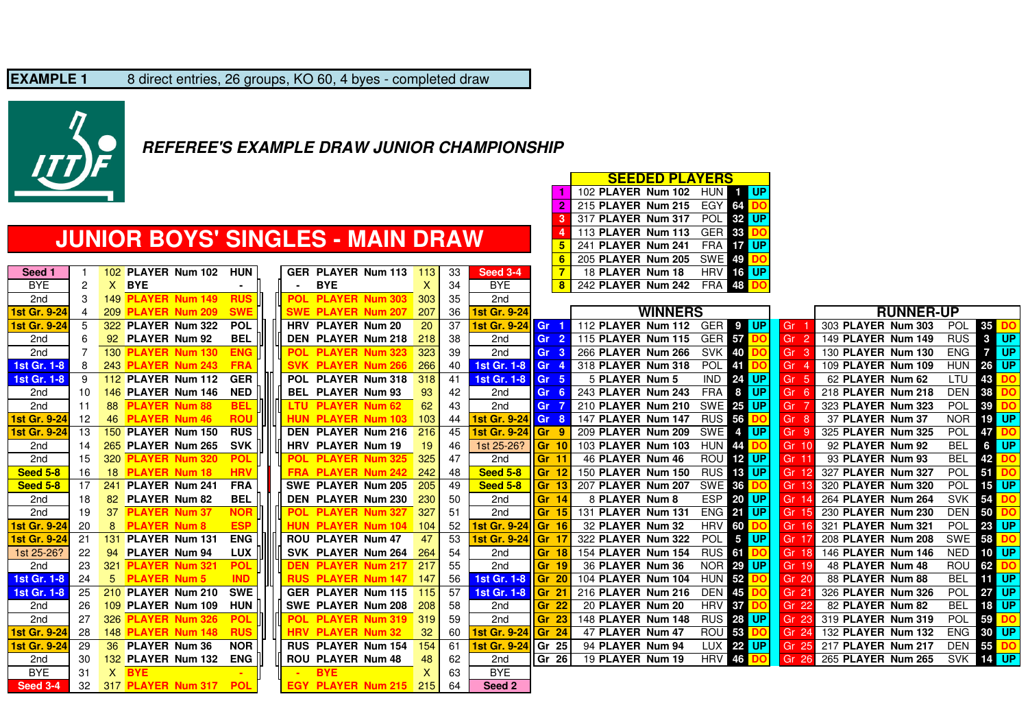**EXAMPLE 1** 8 direct entries, 26 groups, KO 60, 4 byes - completed draw

***REFEREE'S EXAMPLE DRAW JUNIOR CHAMPIONSHIP***

# JUNIOR BOYS' SINGLES - MAIN DRAW

| Position | No. | ID | Player | Assoc. | Assoc. | Player | ID | No. | Position |
|---|---|---|---|---|---|---|---|---|---|
| Seed 1 | 1 | 102 | PLAYER Num 102 | HUN | GER | PLAYER Num 113 | 113 | 33 | Seed 3-4 |
| BYE | 2 | X | BYE | - | - | BYE | X | 34 | BYE |
| 2nd | 3 | 149 | PLAYER Num 149 | RUS | POL | PLAYER Num 303 | 303 | 35 | 2nd |
| 1st Gr. 9-24 | 4 | 209 | PLAYER Num 209 | SWE | SWE | PLAYER Num 207 | 207 | 36 | 1st Gr. 9-24 |
| 1st Gr. 9-24 | 5 | 322 | PLAYER Num 322 | POL | HRV | PLAYER Num 20 | 20 | 37 | 1st Gr. 9-24 |
| 2nd | 6 | 92 | PLAYER Num 92 | BEL | DEN | PLAYER Num 218 | 218 | 38 | 2nd |
| 2nd | 7 | 130 | PLAYER Num 130 | ENG | POL | PLAYER Num 323 | 323 | 39 | 2nd |
| 1st Gr. 1-8 | 8 | 243 | PLAYER Num 243 | FRA | SVK | PLAYER Num 266 | 266 | 40 | 1st Gr. 1-8 |
| 1st Gr. 1-8 | 9 | 112 | PLAYER Num 112 | GER | POL | PLAYER Num 318 | 318 | 41 | 1st Gr. 1-8 |
| 2nd | 10 | 146 | PLAYER Num 146 | NED | BEL | PLAYER Num 93 | 93 | 42 | 2nd |
| 2nd | 11 | 88 | PLAYER Num 88 | BEL | LTU | PLAYER Num 62 | 62 | 43 | 2nd |
| 1st Gr. 9-24 | 12 | 46 | PLAYER Num 46 | ROU | HUN | PLAYER Num 103 | 103 | 44 | 1st Gr. 9-24 |
| 1st Gr. 9-24 | 13 | 150 | PLAYER Num 150 | RUS | DEN | PLAYER Num 216 | 216 | 45 | 1st Gr. 9-24 |
| 2nd | 14 | 265 | PLAYER Num 265 | SVK | HRV | PLAYER Num 19 | 19 | 46 | 1st 25-26? |
| 2nd | 15 | 320 | PLAYER Num 320 | POL | POL | PLAYER Num 325 | 325 | 47 | 2nd |
| Seed 5-8 | 16 | 18 | PLAYER Num 18 | HRV | FRA | PLAYER Num 242 | 242 | 48 | Seed 5-8 |
| Seed 5-8 | 17 | 241 | PLAYER Num 241 | FRA | SWE | PLAYER Num 205 | 205 | 49 | Seed 5-8 |
| 2nd | 18 | 82 | PLAYER Num 82 | BEL | DEN | PLAYER Num 230 | 230 | 50 | 2nd |
| 2nd | 19 | 37 | PLAYER Num 37 | NOR | POL | PLAYER Num 327 | 327 | 51 | 2nd |
| 1st Gr. 9-24 | 20 | 8 | PLAYER Num 8 | ESP | HUN | PLAYER Num 104 | 104 | 52 | 1st Gr. 9-24 |
| 1st Gr. 9-24 | 21 | 131 | PLAYER Num 131 | ENG | ROU | PLAYER Num 47 | 47 | 53 | 1st Gr. 9-24 |
| 1st 25-26? | 22 | 94 | PLAYER Num 94 | LUX | SVK | PLAYER Num 264 | 264 | 54 | 2nd |
| 2nd | 23 | 321 | PLAYER Num 321 | POL | DEN | PLAYER Num 217 | 217 | 55 | 2nd |
| 1st Gr. 1-8 | 24 | 5 | PLAYER Num 5 | IND | RUS | PLAYER Num 147 | 147 | 56 | 1st Gr. 1-8 |
| 1st Gr. 1-8 | 25 | 210 | PLAYER Num 210 | SWE | GER | PLAYER Num 115 | 115 | 57 | 1st Gr. 1-8 |
| 2nd | 26 | 109 | PLAYER Num 109 | HUN | SWE | PLAYER Num 208 | 208 | 58 | 2nd |
| 2nd | 27 | 326 | PLAYER Num 326 | POL | POL | PLAYER Num 319 | 319 | 59 | 2nd |
| 1st Gr. 9-24 | 28 | 148 | PLAYER Num 148 | RUS | HRV | PLAYER Num 32 | 32 | 60 | 1st Gr. 9-24 |
| 1st Gr. 9-24 | 29 | 36 | PLAYER Num 36 | NOR | RUS | PLAYER Num 154 | 154 | 61 | 1st Gr. 9-24 |
| 2nd | 30 | 132 | PLAYER Num 132 | ENG | ROU | PLAYER Num 48 | 48 | 62 | 2nd |
| BYE | 31 | X | BYE | - | - | BYE | X | 63 | BYE |
| Seed 3-4 | 32 | 317 | PLAYER Num 317 | POL | EGY | PLAYER Num 215 | 215 | 64 | Seed 2 |

## SEEDED PLAYERS

| Seed | ID | Player | Assoc. | Pos. | Half |
|---|---|---|---|---|---|
| 1 | 102 | PLAYER Num 102 | HUN | 1 | UP |
| 2 | 215 | PLAYER Num 215 | EGY | 64 | DO |
| 3 | 317 | PLAYER Num 317 | POL | 32 | UP |
| 4 | 113 | PLAYER Num 113 | GER | 33 | DO |
| 5 | 241 | PLAYER Num 241 | FRA | 17 | UP |
| 6 | 205 | PLAYER Num 205 | SWE | 49 | DO |
| 7 | 18 | PLAYER Num 18 | HRV | 16 | UP |
| 8 | 242 | PLAYER Num 242 | FRA | 48 | DO |

## WINNERS / RUNNER-UP

| Group | Winner ID | Winner | Assoc. | Pos. | Half | Group | Runner-up ID | Runner-up | Assoc. | Pos. | Half |
|---|---|---|---|---|---|---|---|---|---|---|---|
| Gr 1 | 112 | PLAYER Num 112 | GER | 9 | UP | Gr 1 | 303 | PLAYER Num 303 | POL | 35 | DO |
| Gr 2 | 115 | PLAYER Num 115 | GER | 57 | DO | Gr 2 | 149 | PLAYER Num 149 | RUS | 3 | UP |
| Gr 3 | 266 | PLAYER Num 266 | SVK | 40 | DO | Gr 3 | 130 | PLAYER Num 130 | ENG | 7 | UP |
| Gr 4 | 318 | PLAYER Num 318 | POL | 41 | DO | Gr 4 | 109 | PLAYER Num 109 | HUN | 26 | UP |
| Gr 5 | 5 | PLAYER Num 5 | IND | 24 | UP | Gr 5 | 62 | PLAYER Num 62 | LTU | 43 | DO |
| Gr 6 | 243 | PLAYER Num 243 | FRA | 8 | UP | Gr 6 | 218 | PLAYER Num 218 | DEN | 38 | DO |
| Gr 7 | 210 | PLAYER Num 210 | SWE | 25 | UP | Gr 7 | 323 | PLAYER Num 323 | POL | 39 | DO |
| Gr 8 | 147 | PLAYER Num 147 | RUS | 56 | DO | Gr 8 | 37 | PLAYER Num 37 | NOR | 19 | UP |
| Gr 9 | 209 | PLAYER Num 209 | SWE | 4 | UP | Gr 9 | 325 | PLAYER Num 325 | POL | 47 | DO |
| Gr 10 | 103 | PLAYER Num 103 | HUN | 44 | DO | Gr 10 | 92 | PLAYER Num 92 | BEL | 6 | UP |
| Gr 11 | 46 | PLAYER Num 46 | ROU | 12 | UP | Gr 11 | 93 | PLAYER Num 93 | BEL | 42 | DO |
| Gr 12 | 150 | PLAYER Num 150 | RUS | 13 | UP | Gr 12 | 327 | PLAYER Num 327 | POL | 51 | DO |
| Gr 13 | 207 | PLAYER Num 207 | SWE | 36 | DO | Gr 13 | 320 | PLAYER Num 320 | POL | 15 | UP |
| Gr 14 | 8 | PLAYER Num 8 | ESP | 20 | UP | Gr 14 | 264 | PLAYER Num 264 | SVK | 54 | DO |
| Gr 15 | 131 | PLAYER Num 131 | ENG | 21 | UP | Gr 15 | 230 | PLAYER Num 230 | DEN | 50 | DO |
| Gr 16 | 32 | PLAYER Num 32 | HRV | 60 | DO | Gr 16 | 321 | PLAYER Num 321 | POL | 23 | UP |
| Gr 17 | 322 | PLAYER Num 322 | POL | 5 | UP | Gr 17 | 208 | PLAYER Num 208 | SWE | 58 | DO |
| Gr 18 | 154 | PLAYER Num 154 | RUS | 61 | DO | Gr 18 | 146 | PLAYER Num 146 | NED | 10 | UP |
| Gr 19 | 36 | PLAYER Num 36 | NOR | 29 | UP | Gr 19 | 48 | PLAYER Num 48 | ROU | 62 | DO |
| Gr 20 | 104 | PLAYER Num 104 | HUN | 52 | DO | Gr 20 | 88 | PLAYER Num 88 | BEL | 11 | UP |
| Gr 21 | 216 | PLAYER Num 216 | DEN | 45 | DO | Gr 21 | 326 | PLAYER Num 326 | POL | 27 | UP |
| Gr 22 | 20 | PLAYER Num 20 | HRV | 37 | DO | Gr 22 | 82 | PLAYER Num 82 | BEL | 18 | UP |
| Gr 23 | 148 | PLAYER Num 148 | RUS | 28 | UP | Gr 23 | 319 | PLAYER Num 319 | POL | 59 | DO |
| Gr 24 | 47 | PLAYER Num 47 | ROU | 53 | DO | Gr 24 | 132 | PLAYER Num 132 | ENG | 30 | UP |
| Gr 25 | 94 | PLAYER Num 94 | LUX | 22 | UP | Gr 25 | 217 | PLAYER Num 217 | DEN | 55 | DO |
| Gr 26 | 19 | PLAYER Num 19 | HRV | 46 | DO | Gr 26 | 265 | PLAYER Num 265 | SVK | 14 | UP |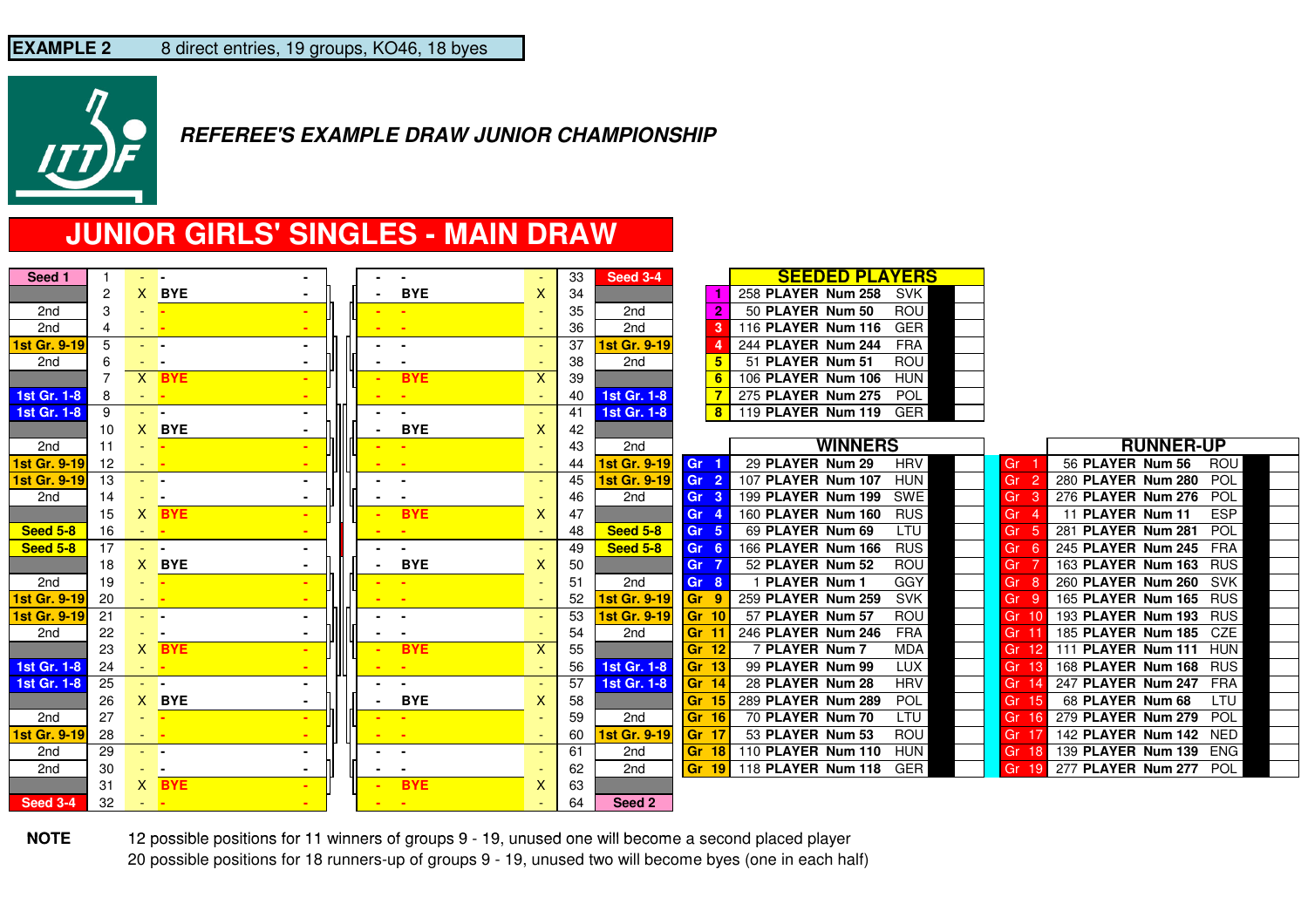**EXAMPLE 2** 8 direct entries, 19 groups, KO46, 18 byes

***REFEREE'S EXAMPLE DRAW JUNIOR CHAMPIONSHIP***

# JUNIOR GIRLS' SINGLES - MAIN DRAW

| Position | No. | X | Player | | Player | X | No. | Position |
|---|---|---|---|---|---|---|---|---|
| Seed 1 | 1 | - | - | - | - | - | 33 | Seed 3-4 |
| | 2 | X | BYE | - | BYE | X | 34 | |
| 2nd | 3 | - | - | - | - | - | 35 | 2nd |
| 2nd | 4 | - | - | - | - | - | 36 | 2nd |
| 1st Gr. 9-19 | 5 | - | - | - | - | - | 37 | 1st Gr. 9-19 |
| 2nd | 6 | - | - | - | - | - | 38 | 2nd |
| | 7 | X | BYE | - | BYE | X | 39 | |
| 1st Gr. 1-8 | 8 | - | - | - | - | - | 40 | 1st Gr. 1-8 |
| 1st Gr. 1-8 | 9 | - | - | - | - | - | 41 | 1st Gr. 1-8 |
| | 10 | X | BYE | - | BYE | X | 42 | |
| 2nd | 11 | - | - | - | - | - | 43 | 2nd |
| 1st Gr. 9-19 | 12 | - | - | - | - | - | 44 | 1st Gr. 9-19 |
| 1st Gr. 9-19 | 13 | - | - | - | - | - | 45 | 1st Gr. 9-19 |
| 2nd | 14 | - | - | - | - | - | 46 | 2nd |
| | 15 | X | BYE | - | BYE | X | 47 | |
| Seed 5-8 | 16 | - | - | - | - | - | 48 | Seed 5-8 |
| Seed 5-8 | 17 | - | - | - | - | - | 49 | Seed 5-8 |
| | 18 | X | BYE | - | BYE | X | 50 | |
| 2nd | 19 | - | - | - | - | - | 51 | 2nd |
| 1st Gr. 9-19 | 20 | - | - | - | - | - | 52 | 1st Gr. 9-19 |
| 1st Gr. 9-19 | 21 | - | - | - | - | - | 53 | 1st Gr. 9-19 |
| 2nd | 22 | - | - | - | - | - | 54 | 2nd |
| | 23 | X | BYE | - | BYE | X | 55 | |
| 1st Gr. 1-8 | 24 | - | - | - | - | - | 56 | 1st Gr. 1-8 |
| 1st Gr. 1-8 | 25 | - | - | - | - | - | 57 | 1st Gr. 1-8 |
| | 26 | X | BYE | - | BYE | X | 58 | |
| 2nd | 27 | - | - | - | - | - | 59 | 2nd |
| 1st Gr. 9-19 | 28 | - | - | - | - | - | 60 | 1st Gr. 9-19 |
| 2nd | 29 | - | - | - | - | - | 61 | 2nd |
| 2nd | 30 | - | - | - | - | - | 62 | 2nd |
| | 31 | X | BYE | - | BYE | X | 63 | |
| Seed 3-4 | 32 | - | - | - | - | - | 64 | Seed 2 |

**SEEDED PLAYERS**

| Seed | Player | Assoc. |
|---|---|---|
| 1 | 258 PLAYER Num 258 | SVK |
| 2 | 50 PLAYER Num 50 | ROU |
| 3 | 116 PLAYER Num 116 | GER |
| 4 | 244 PLAYER Num 244 | FRA |
| 5 | 51 PLAYER Num 51 | ROU |
| 6 | 106 PLAYER Num 106 | HUN |
| 7 | 275 PLAYER Num 275 | POL |
| 8 | 119 PLAYER Num 119 | GER |

| Group | WINNERS | Assoc. | Group | RUNNER-UP | Assoc. |
|---|---|---|---|---|---|
| Gr 1 | 29 PLAYER Num 29 | HRV | Gr 1 | 56 PLAYER Num 56 | ROU |
| Gr 2 | 107 PLAYER Num 107 | HUN | Gr 2 | 280 PLAYER Num 280 | POL |
| Gr 3 | 199 PLAYER Num 199 | SWE | Gr 3 | 276 PLAYER Num 276 | POL |
| Gr 4 | 160 PLAYER Num 160 | RUS | Gr 4 | 11 PLAYER Num 11 | ESP |
| Gr 5 | 69 PLAYER Num 69 | LTU | Gr 5 | 281 PLAYER Num 281 | POL |
| Gr 6 | 166 PLAYER Num 166 | RUS | Gr 6 | 245 PLAYER Num 245 | FRA |
| Gr 7 | 52 PLAYER Num 52 | ROU | Gr 7 | 163 PLAYER Num 163 | RUS |
| Gr 8 | 1 PLAYER Num 1 | GGY | Gr 8 | 260 PLAYER Num 260 | SVK |
| Gr 9 | 259 PLAYER Num 259 | SVK | Gr 9 | 165 PLAYER Num 165 | RUS |
| Gr 10 | 57 PLAYER Num 57 | ROU | Gr 10 | 193 PLAYER Num 193 | RUS |
| Gr 11 | 246 PLAYER Num 246 | FRA | Gr 11 | 185 PLAYER Num 185 | CZE |
| Gr 12 | 7 PLAYER Num 7 | MDA | Gr 12 | 111 PLAYER Num 111 | HUN |
| Gr 13 | 99 PLAYER Num 99 | LUX | Gr 13 | 168 PLAYER Num 168 | RUS |
| Gr 14 | 28 PLAYER Num 28 | HRV | Gr 14 | 247 PLAYER Num 247 | FRA |
| Gr 15 | 289 PLAYER Num 289 | POL | Gr 15 | 68 PLAYER Num 68 | LTU |
| Gr 16 | 70 PLAYER Num 70 | LTU | Gr 16 | 279 PLAYER Num 279 | POL |
| Gr 17 | 53 PLAYER Num 53 | ROU | Gr 17 | 142 PLAYER Num 142 | NED |
| Gr 18 | 110 PLAYER Num 110 | HUN | Gr 18 | 139 PLAYER Num 139 | ENG |
| Gr 19 | 118 PLAYER Num 118 | GER | Gr 19 | 277 PLAYER Num 277 | POL |

**NOTE**

12 possible positions for 11 winners of groups 9 - 19, unused one will become a second placed player

20 possible positions for 18 runners-up of groups 9 - 19, unused two will become byes (one in each half)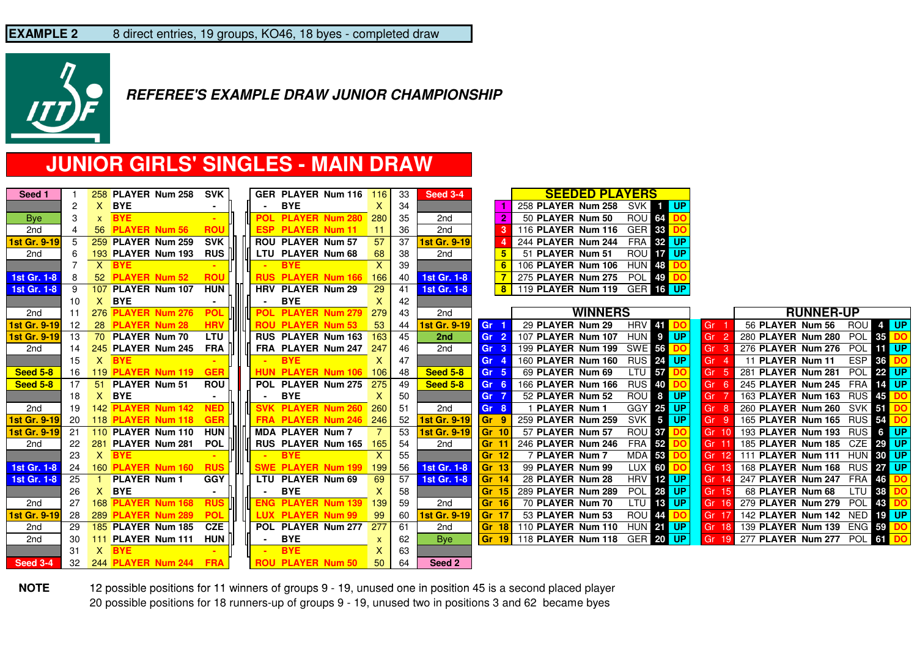**EXAMPLE 2** 8 direct entries, 19 groups, KO46, 18 byes - completed draw

***REFEREE'S EXAMPLE DRAW JUNIOR CHAMPIONSHIP***

# JUNIOR GIRLS' SINGLES - MAIN DRAW

| | Pos | No. | Name | Assoc | Assoc | Name | No. | Pos | |
|---|---|---|---|---|---|---|---|---|---|
| Seed 1 | 1 | 258 | PLAYER Num 258 | SVK | GER | PLAYER Num 116 | 116 | 33 | Seed 3-4 |
| | 2 | X | BYE | - | - | BYE | X | 34 | |
| Bye | 3 | x | BYE | - | POL | PLAYER Num 280 | 280 | 35 | 2nd |
| 2nd | 4 | 56 | PLAYER Num 56 | ROU | ESP | PLAYER Num 11 | 11 | 36 | 2nd |
| 1st Gr. 9-19 | 5 | 259 | PLAYER Num 259 | SVK | ROU | PLAYER Num 57 | 57 | 37 | 1st Gr. 9-19 |
| 2nd | 6 | 193 | PLAYER Num 193 | RUS | LTU | PLAYER Num 68 | 68 | 38 | 2nd |
| | 7 | X | BYE | - | - | BYE | X | 39 | |
| 1st Gr. 1-8 | 8 | 52 | PLAYER Num 52 | ROU | RUS | PLAYER Num 166 | 166 | 40 | 1st Gr. 1-8 |
| 1st Gr. 1-8 | 9 | 107 | PLAYER Num 107 | HUN | HRV | PLAYER Num 29 | 29 | 41 | 1st Gr. 1-8 |
| | 10 | X | BYE | - | - | BYE | X | 42 | |
| 2nd | 11 | 276 | PLAYER Num 276 | POL | POL | PLAYER Num 279 | 279 | 43 | 2nd |
| 1st Gr. 9-19 | 12 | 28 | PLAYER Num 28 | HRV | ROU | PLAYER Num 53 | 53 | 44 | 1st Gr. 9-19 |
| 1st Gr. 9-19 | 13 | 70 | PLAYER Num 70 | LTU | RUS | PLAYER Num 163 | 163 | 45 | 2nd |
| 2nd | 14 | 245 | PLAYER Num 245 | FRA | FRA | PLAYER Num 247 | 247 | 46 | 2nd |
| | 15 | X | BYE | - | - | BYE | X | 47 | |
| Seed 5-8 | 16 | 119 | PLAYER Num 119 | GER | HUN | PLAYER Num 106 | 106 | 48 | Seed 5-8 |
| Seed 5-8 | 17 | 51 | PLAYER Num 51 | ROU | POL | PLAYER Num 275 | 275 | 49 | Seed 5-8 |
| | 18 | X | BYE | - | - | BYE | X | 50 | |
| 2nd | 19 | 142 | PLAYER Num 142 | NED | SVK | PLAYER Num 260 | 260 | 51 | 2nd |
| 1st Gr. 9-19 | 20 | 118 | PLAYER Num 118 | GER | FRA | PLAYER Num 246 | 246 | 52 | 1st Gr. 9-19 |
| 1st Gr. 9-19 | 21 | 110 | PLAYER Num 110 | HUN | MDA | PLAYER Num 7 | 7 | 53 | 1st Gr. 9-19 |
| 2nd | 22 | 281 | PLAYER Num 281 | POL | RUS | PLAYER Num 165 | 165 | 54 | 2nd |
| | 23 | X | BYE | - | - | BYE | X | 55 | |
| 1st Gr. 1-8 | 24 | 160 | PLAYER Num 160 | RUS | SWE | PLAYER Num 199 | 199 | 56 | 1st Gr. 1-8 |
| 1st Gr. 1-8 | 25 | 1 | PLAYER Num 1 | GGY | LTU | PLAYER Num 69 | 69 | 57 | 1st Gr. 1-8 |
| | 26 | X | BYE | - | - | BYE | X | 58 | |
| 2nd | 27 | 168 | PLAYER Num 168 | RUS | ENG | PLAYER Num 139 | 139 | 59 | 2nd |
| 1st Gr. 9-19 | 28 | 289 | PLAYER Num 289 | POL | LUX | PLAYER Num 99 | 99 | 60 | 1st Gr. 9-19 |
| 2nd | 29 | 185 | PLAYER Num 185 | CZE | POL | PLAYER Num 277 | 277 | 61 | 2nd |
| 2nd | 30 | 111 | PLAYER Num 111 | HUN | - | BYE | x | 62 | Bye |
| | 31 | X | BYE | - | - | BYE | X | 63 | |
| Seed 3-4 | 32 | 244 | PLAYER Num 244 | FRA | ROU | PLAYER Num 50 | 50 | 64 | Seed 2 |

## SEEDED PLAYERS

| Seed | Player | Assoc | Pos | |
|---|---|---|---|---|
| 1 | 258 PLAYER Num 258 | SVK | 1 | UP |
| 2 | 50 PLAYER Num 50 | ROU | 64 | DO |
| 3 | 116 PLAYER Num 116 | GER | 33 | DO |
| 4 | 244 PLAYER Num 244 | FRA | 32 | UP |
| 5 | 51 PLAYER Num 51 | ROU | 17 | UP |
| 6 | 106 PLAYER Num 106 | HUN | 48 | DO |
| 7 | 275 PLAYER Num 275 | POL | 49 | DO |
| 8 | 119 PLAYER Num 119 | GER | 16 | UP |

## WINNERS / RUNNER-UP

| Group | Winner | Assoc | Pos | | Group | Runner-up | Assoc | Pos | |
|---|---|---|---|---|---|---|---|---|---|
| Gr 1 | 29 PLAYER Num 29 | HRV | 41 | DO | Gr 1 | 56 PLAYER Num 56 | ROU | 4 | UP |
| Gr 2 | 107 PLAYER Num 107 | HUN | 9 | UP | Gr 2 | 280 PLAYER Num 280 | POL | 35 | DO |
| Gr 3 | 199 PLAYER Num 199 | SWE | 56 | DO | Gr 3 | 276 PLAYER Num 276 | POL | 11 | UP |
| Gr 4 | 160 PLAYER Num 160 | RUS | 24 | UP | Gr 4 | 11 PLAYER Num 11 | ESP | 36 | DO |
| Gr 5 | 69 PLAYER Num 69 | LTU | 57 | DO | Gr 5 | 281 PLAYER Num 281 | POL | 22 | UP |
| Gr 6 | 166 PLAYER Num 166 | RUS | 40 | DO | Gr 6 | 245 PLAYER Num 245 | FRA | 14 | UP |
| Gr 7 | 52 PLAYER Num 52 | ROU | 8 | UP | Gr 7 | 163 PLAYER Num 163 | RUS | 45 | DO |
| Gr 8 | 1 PLAYER Num 1 | GGY | 25 | UP | Gr 8 | 260 PLAYER Num 260 | SVK | 51 | DO |
| Gr 9 | 259 PLAYER Num 259 | SVK | 5 | UP | Gr 9 | 165 PLAYER Num 165 | RUS | 54 | DO |
| Gr 10 | 57 PLAYER Num 57 | ROU | 37 | DO | Gr 10 | 193 PLAYER Num 193 | RUS | 6 | UP |
| Gr 11 | 246 PLAYER Num 246 | FRA | 52 | DO | Gr 11 | 185 PLAYER Num 185 | CZE | 29 | UP |
| Gr 12 | 7 PLAYER Num 7 | MDA | 53 | DO | Gr 12 | 111 PLAYER Num 111 | HUN | 30 | UP |
| Gr 13 | 99 PLAYER Num 99 | LUX | 60 | DO | Gr 13 | 168 PLAYER Num 168 | RUS | 27 | UP |
| Gr 14 | 28 PLAYER Num 28 | HRV | 12 | UP | Gr 14 | 247 PLAYER Num 247 | FRA | 46 | DO |
| Gr 15 | 289 PLAYER Num 289 | POL | 28 | UP | Gr 15 | 68 PLAYER Num 68 | LTU | 38 | DO |
| Gr 16 | 70 PLAYER Num 70 | LTU | 13 | UP | Gr 16 | 279 PLAYER Num 279 | POL | 43 | DO |
| Gr 17 | 53 PLAYER Num 53 | ROU | 44 | DO | Gr 17 | 142 PLAYER Num 142 | NED | 19 | UP |
| Gr 18 | 110 PLAYER Num 110 | HUN | 21 | UP | Gr 18 | 139 PLAYER Num 139 | ENG | 59 | DO |
| Gr 19 | 118 PLAYER Num 118 | GER | 20 | UP | Gr 19 | 277 PLAYER Num 277 | POL | 61 | DO |

**NOTE** 12 possible positions for 11 winners of groups 9 - 19, unused one in position 45 is a second placed player
20 possible positions for 18 runners-up of groups 9 - 19, unused two in positions 3 and 62 became byes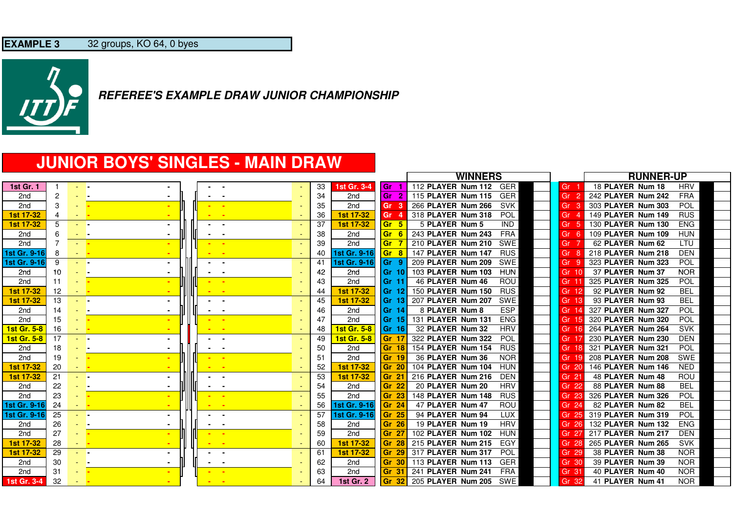**EXAMPLE 3** 32 groups, KO 64, 0 byes

***REFEREE'S EXAMPLE DRAW JUNIOR CHAMPIONSHIP***

# JUNIOR BOYS' SINGLES - MAIN DRAW

| | | | | | | | |
|---|---|---|---|---|---|---|---|
| 1st Gr. 1 | 1 | - | - | - | - | 33 | 1st Gr. 3-4 |
| 2nd | 2 | - | - | - | - | 34 | 2nd |
| 2nd | 3 | - | - | - | - | 35 | 2nd |
| 1st 17-32 | 4 | - | - | - | - | 36 | 1st 17-32 |
| 1st 17-32 | 5 | - | - | - | - | 37 | 1st 17-32 |
| 2nd | 6 | - | - | - | - | 38 | 2nd |
| 2nd | 7 | - | - | - | - | 39 | 2nd |
| 1st Gr. 9-16 | 8 | - | - | - | - | 40 | 1st Gr. 9-16 |
| 1st Gr. 9-16 | 9 | - | - | - | - | 41 | 1st Gr. 9-16 |
| 2nd | 10 | - | - | - | - | 42 | 2nd |
| 2nd | 11 | - | - | - | - | 43 | 2nd |
| 1st 17-32 | 12 | - | - | - | - | 44 | 1st 17-32 |
| 1st 17-32 | 13 | - | - | - | - | 45 | 1st 17-32 |
| 2nd | 14 | - | - | - | - | 46 | 2nd |
| 2nd | 15 | - | - | - | - | 47 | 2nd |
| 1st Gr. 5-8 | 16 | - | - | - | - | 48 | 1st Gr. 5-8 |
| 1st Gr. 5-8 | 17 | - | - | - | - | 49 | 1st Gr. 5-8 |
| 2nd | 18 | - | - | - | - | 50 | 2nd |
| 2nd | 19 | - | - | - | - | 51 | 2nd |
| 1st 17-32 | 20 | - | - | - | - | 52 | 1st 17-32 |
| 1st 17-32 | 21 | - | - | - | - | 53 | 1st 17-32 |
| 2nd | 22 | - | - | - | - | 54 | 2nd |
| 2nd | 23 | - | - | - | - | 55 | 2nd |
| 1st Gr. 9-16 | 24 | - | - | - | - | 56 | 1st Gr. 9-16 |
| 1st Gr. 9-16 | 25 | - | - | - | - | 57 | 1st Gr. 9-16 |
| 2nd | 26 | - | - | - | - | 58 | 2nd |
| 2nd | 27 | - | - | - | - | 59 | 2nd |
| 1st 17-32 | 28 | - | - | - | - | 60 | 1st 17-32 |
| 1st 17-32 | 29 | - | - | - | - | 61 | 1st 17-32 |
| 2nd | 30 | - | - | - | - | 62 | 2nd |
| 2nd | 31 | - | - | - | - | 63 | 2nd |
| 1st Gr. 3-4 | 32 | - | - | - | - | 64 | 1st Gr. 2 |

| Group | WINNERS | | Group | RUNNER-UP | |
|---|---|---|---|---|---|
| Gr 1 | 112 PLAYER Num 112 | GER | Gr 1 | 18 PLAYER Num 18 | HRV |
| Gr 2 | 115 PLAYER Num 115 | GER | Gr 2 | 242 PLAYER Num 242 | FRA |
| Gr 3 | 266 PLAYER Num 266 | SVK | Gr 3 | 303 PLAYER Num 303 | POL |
| Gr 4 | 318 PLAYER Num 318 | POL | Gr 4 | 149 PLAYER Num 149 | RUS |
| Gr 5 | 5 PLAYER Num 5 | IND | Gr 5 | 130 PLAYER Num 130 | ENG |
| Gr 6 | 243 PLAYER Num 243 | FRA | Gr 6 | 109 PLAYER Num 109 | HUN |
| Gr 7 | 210 PLAYER Num 210 | SWE | Gr 7 | 62 PLAYER Num 62 | LTU |
| Gr 8 | 147 PLAYER Num 147 | RUS | Gr 8 | 218 PLAYER Num 218 | DEN |
| Gr 9 | 209 PLAYER Num 209 | SWE | Gr 9 | 323 PLAYER Num 323 | POL |
| Gr 10 | 103 PLAYER Num 103 | HUN | Gr 10 | 37 PLAYER Num 37 | NOR |
| Gr 11 | 46 PLAYER Num 46 | ROU | Gr 11 | 325 PLAYER Num 325 | POL |
| Gr 12 | 150 PLAYER Num 150 | RUS | Gr 12 | 92 PLAYER Num 92 | BEL |
| Gr 13 | 207 PLAYER Num 207 | SWE | Gr 13 | 93 PLAYER Num 93 | BEL |
| Gr 14 | 8 PLAYER Num 8 | ESP | Gr 14 | 327 PLAYER Num 327 | POL |
| Gr 15 | 131 PLAYER Num 131 | ENG | Gr 15 | 320 PLAYER Num 320 | POL |
| Gr 16 | 32 PLAYER Num 32 | HRV | Gr 16 | 264 PLAYER Num 264 | SVK |
| Gr 17 | 322 PLAYER Num 322 | POL | Gr 17 | 230 PLAYER Num 230 | DEN |
| Gr 18 | 154 PLAYER Num 154 | RUS | Gr 18 | 321 PLAYER Num 321 | POL |
| Gr 19 | 36 PLAYER Num 36 | NOR | Gr 19 | 208 PLAYER Num 208 | SWE |
| Gr 20 | 104 PLAYER Num 104 | HUN | Gr 20 | 146 PLAYER Num 146 | NED |
| Gr 21 | 216 PLAYER Num 216 | DEN | Gr 21 | 48 PLAYER Num 48 | ROU |
| Gr 22 | 20 PLAYER Num 20 | HRV | Gr 22 | 88 PLAYER Num 88 | BEL |
| Gr 23 | 148 PLAYER Num 148 | RUS | Gr 23 | 326 PLAYER Num 326 | POL |
| Gr 24 | 47 PLAYER Num 47 | ROU | Gr 24 | 82 PLAYER Num 82 | BEL |
| Gr 25 | 94 PLAYER Num 94 | LUX | Gr 25 | 319 PLAYER Num 319 | POL |
| Gr 26 | 19 PLAYER Num 19 | HRV | Gr 26 | 132 PLAYER Num 132 | ENG |
| Gr 27 | 102 PLAYER Num 102 | HUN | Gr 27 | 217 PLAYER Num 217 | DEN |
| Gr 28 | 215 PLAYER Num 215 | EGY | Gr 28 | 265 PLAYER Num 265 | SVK |
| Gr 29 | 317 PLAYER Num 317 | POL | Gr 29 | 38 PLAYER Num 38 | NOR |
| Gr 30 | 113 PLAYER Num 113 | GER | Gr 30 | 39 PLAYER Num 39 | NOR |
| Gr 31 | 241 PLAYER Num 241 | FRA | Gr 31 | 40 PLAYER Num 40 | NOR |
| Gr 32 | 205 PLAYER Num 205 | SWE | Gr 32 | 41 PLAYER Num 41 | NOR |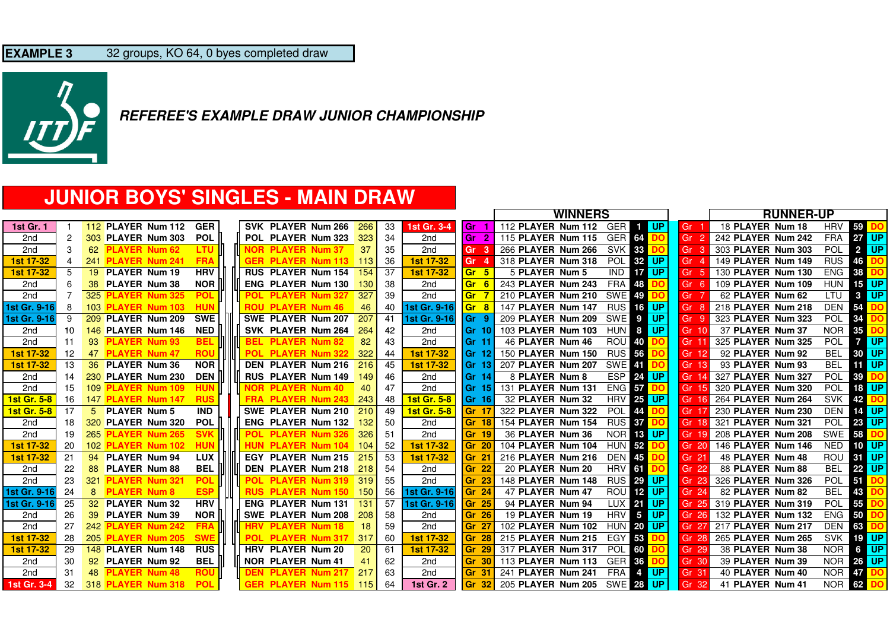**EXAMPLE 3** 32 groups, KO 64, 0 byes completed draw

***REFEREE'S EXAMPLE DRAW JUNIOR CHAMPIONSHIP***

# JUNIOR BOYS' SINGLES - MAIN DRAW

| Seed | Pos | Num | Player | Assoc | Assoc | Player | Num | Pos | Seed |
|---|---|---|---|---|---|---|---|---|---|
| 1st Gr. 1 | 1 | 112 | PLAYER Num 112 | GER | SVK | PLAYER Num 266 | 266 | 33 | 1st Gr. 3-4 |
| 2nd | 2 | 303 | PLAYER Num 303 | POL | POL | PLAYER Num 323 | 323 | 34 | 2nd |
| 2nd | 3 | 62 | PLAYER Num 62 | LTU | NOR | PLAYER Num 37 | 37 | 35 | 2nd |
| 1st 17-32 | 4 | 241 | PLAYER Num 241 | FRA | GER | PLAYER Num 113 | 113 | 36 | 1st 17-32 |
| 1st 17-32 | 5 | 19 | PLAYER Num 19 | HRV | RUS | PLAYER Num 154 | 154 | 37 | 1st 17-32 |
| 2nd | 6 | 38 | PLAYER Num 38 | NOR | ENG | PLAYER Num 130 | 130 | 38 | 2nd |
| 2nd | 7 | 325 | PLAYER Num 325 | POL | POL | PLAYER Num 327 | 327 | 39 | 2nd |
| 1st Gr. 9-16 | 8 | 103 | PLAYER Num 103 | HUN | ROU | PLAYER Num 46 | 46 | 40 | 1st Gr. 9-16 |
| 1st Gr. 9-16 | 9 | 209 | PLAYER Num 209 | SWE | SWE | PLAYER Num 207 | 207 | 41 | 1st Gr. 9-16 |
| 2nd | 10 | 146 | PLAYER Num 146 | NED | SVK | PLAYER Num 264 | 264 | 42 | 2nd |
| 2nd | 11 | 93 | PLAYER Num 93 | BEL | BEL | PLAYER Num 82 | 82 | 43 | 2nd |
| 1st 17-32 | 12 | 47 | PLAYER Num 47 | ROU | POL | PLAYER Num 322 | 322 | 44 | 1st 17-32 |
| 1st 17-32 | 13 | 36 | PLAYER Num 36 | NOR | DEN | PLAYER Num 216 | 216 | 45 | 1st 17-32 |
| 2nd | 14 | 230 | PLAYER Num 230 | DEN | RUS | PLAYER Num 149 | 149 | 46 | 2nd |
| 2nd | 15 | 109 | PLAYER Num 109 | HUN | NOR | PLAYER Num 40 | 40 | 47 | 2nd |
| 1st Gr. 5-8 | 16 | 147 | PLAYER Num 147 | RUS | FRA | PLAYER Num 243 | 243 | 48 | 1st Gr. 5-8 |
| 1st Gr. 5-8 | 17 | 5 | PLAYER Num 5 | IND | SWE | PLAYER Num 210 | 210 | 49 | 1st Gr. 5-8 |
| 2nd | 18 | 320 | PLAYER Num 320 | POL | ENG | PLAYER Num 132 | 132 | 50 | 2nd |
| 2nd | 19 | 265 | PLAYER Num 265 | SVK | POL | PLAYER Num 326 | 326 | 51 | 2nd |
| 1st 17-32 | 20 | 102 | PLAYER Num 102 | HUN | HUN | PLAYER Num 104 | 104 | 52 | 1st 17-32 |
| 1st 17-32 | 21 | 94 | PLAYER Num 94 | LUX | EGY | PLAYER Num 215 | 215 | 53 | 1st 17-32 |
| 2nd | 22 | 88 | PLAYER Num 88 | BEL | DEN | PLAYER Num 218 | 218 | 54 | 2nd |
| 2nd | 23 | 321 | PLAYER Num 321 | POL | POL | PLAYER Num 319 | 319 | 55 | 2nd |
| 1st Gr. 9-16 | 24 | 8 | PLAYER Num 8 | ESP | RUS | PLAYER Num 150 | 150 | 56 | 1st Gr. 9-16 |
| 1st Gr. 9-16 | 25 | 32 | PLAYER Num 32 | HRV | ENG | PLAYER Num 131 | 131 | 57 | 1st Gr. 9-16 |
| 2nd | 26 | 39 | PLAYER Num 39 | NOR | SWE | PLAYER Num 208 | 208 | 58 | 2nd |
| 2nd | 27 | 242 | PLAYER Num 242 | FRA | HRV | PLAYER Num 18 | 18 | 59 | 2nd |
| 1st 17-32 | 28 | 205 | PLAYER Num 205 | SWE | POL | PLAYER Num 317 | 317 | 60 | 1st 17-32 |
| 1st 17-32 | 29 | 148 | PLAYER Num 148 | RUS | HRV | PLAYER Num 20 | 20 | 61 | 1st 17-32 |
| 2nd | 30 | 92 | PLAYER Num 92 | BEL | NOR | PLAYER Num 41 | 41 | 62 | 2nd |
| 2nd | 31 | 48 | PLAYER Num 48 | ROU | DEN | PLAYER Num 217 | 217 | 63 | 2nd |
| 1st Gr. 3-4 | 32 | 318 | PLAYER Num 318 | POL | GER | PLAYER Num 115 | 115 | 64 | 1st Gr. 2 |

| Group | WINNERS | | | Pos | | Group | RUNNER-UP | | | Pos | |
|---|---|---|---|---|---|---|---|---|---|---|---|
| Gr 1 | 112 | PLAYER Num 112 | GER | 1 | UP | Gr 1 | 18 | PLAYER Num 18 | HRV | 59 | DO |
| Gr 2 | 115 | PLAYER Num 115 | GER | 64 | DO | Gr 2 | 242 | PLAYER Num 242 | FRA | 27 | UP |
| Gr 3 | 266 | PLAYER Num 266 | SVK | 33 | DO | Gr 3 | 303 | PLAYER Num 303 | POL | 2 | UP |
| Gr 4 | 318 | PLAYER Num 318 | POL | 32 | UP | Gr 4 | 149 | PLAYER Num 149 | RUS | 46 | DO |
| Gr 5 | 5 | PLAYER Num 5 | IND | 17 | UP | Gr 5 | 130 | PLAYER Num 130 | ENG | 38 | DO |
| Gr 6 | 243 | PLAYER Num 243 | FRA | 48 | DO | Gr 6 | 109 | PLAYER Num 109 | HUN | 15 | UP |
| Gr 7 | 210 | PLAYER Num 210 | SWE | 49 | DO | Gr 7 | 62 | PLAYER Num 62 | LTU | 3 | UP |
| Gr 8 | 147 | PLAYER Num 147 | RUS | 16 | UP | Gr 8 | 218 | PLAYER Num 218 | DEN | 54 | DO |
| Gr 9 | 209 | PLAYER Num 209 | SWE | 9 | UP | Gr 9 | 323 | PLAYER Num 323 | POL | 34 | DO |
| Gr 10 | 103 | PLAYER Num 103 | HUN | 8 | UP | Gr 10 | 37 | PLAYER Num 37 | NOR | 35 | DO |
| Gr 11 | 46 | PLAYER Num 46 | ROU | 40 | DO | Gr 11 | 325 | PLAYER Num 325 | POL | 7 | UP |
| Gr 12 | 150 | PLAYER Num 150 | RUS | 56 | DO | Gr 12 | 92 | PLAYER Num 92 | BEL | 30 | UP |
| Gr 13 | 207 | PLAYER Num 207 | SWE | 41 | DO | Gr 13 | 93 | PLAYER Num 93 | BEL | 11 | UP |
| Gr 14 | 8 | PLAYER Num 8 | ESP | 24 | UP | Gr 14 | 327 | PLAYER Num 327 | POL | 39 | DO |
| Gr 15 | 131 | PLAYER Num 131 | ENG | 57 | DO | Gr 15 | 320 | PLAYER Num 320 | POL | 18 | UP |
| Gr 16 | 32 | PLAYER Num 32 | HRV | 25 | UP | Gr 16 | 264 | PLAYER Num 264 | SVK | 42 | DO |
| Gr 17 | 322 | PLAYER Num 322 | POL | 44 | DO | Gr 17 | 230 | PLAYER Num 230 | DEN | 14 | UP |
| Gr 18 | 154 | PLAYER Num 154 | RUS | 37 | DO | Gr 18 | 321 | PLAYER Num 321 | POL | 23 | UP |
| Gr 19 | 36 | PLAYER Num 36 | NOR | 13 | UP | Gr 19 | 208 | PLAYER Num 208 | SWE | 58 | DO |
| Gr 20 | 104 | PLAYER Num 104 | HUN | 52 | DO | Gr 20 | 146 | PLAYER Num 146 | NED | 10 | UP |
| Gr 21 | 216 | PLAYER Num 216 | DEN | 45 | DO | Gr 21 | 48 | PLAYER Num 48 | ROU | 31 | UP |
| Gr 22 | 20 | PLAYER Num 20 | HRV | 61 | DO | Gr 22 | 88 | PLAYER Num 88 | BEL | 22 | UP |
| Gr 23 | 148 | PLAYER Num 148 | RUS | 29 | UP | Gr 23 | 326 | PLAYER Num 326 | POL | 51 | DO |
| Gr 24 | 47 | PLAYER Num 47 | ROU | 12 | UP | Gr 24 | 82 | PLAYER Num 82 | BEL | 43 | DO |
| Gr 25 | 94 | PLAYER Num 94 | LUX | 21 | UP | Gr 25 | 319 | PLAYER Num 319 | POL | 55 | DO |
| Gr 26 | 19 | PLAYER Num 19 | HRV | 5 | UP | Gr 26 | 132 | PLAYER Num 132 | ENG | 50 | DO |
| Gr 27 | 102 | PLAYER Num 102 | HUN | 20 | UP | Gr 27 | 217 | PLAYER Num 217 | DEN | 63 | DO |
| Gr 28 | 215 | PLAYER Num 215 | EGY | 53 | DO | Gr 28 | 265 | PLAYER Num 265 | SVK | 19 | UP |
| Gr 29 | 317 | PLAYER Num 317 | POL | 60 | DO | Gr 29 | 38 | PLAYER Num 38 | NOR | 6 | UP |
| Gr 30 | 113 | PLAYER Num 113 | GER | 36 | DO | Gr 30 | 39 | PLAYER Num 39 | NOR | 26 | UP |
| Gr 31 | 241 | PLAYER Num 241 | FRA | 4 | UP | Gr 31 | 40 | PLAYER Num 40 | NOR | 47 | DO |
| Gr 32 | 205 | PLAYER Num 205 | SWE | 28 | UP | Gr 32 | 41 | PLAYER Num 41 | NOR | 62 | DO |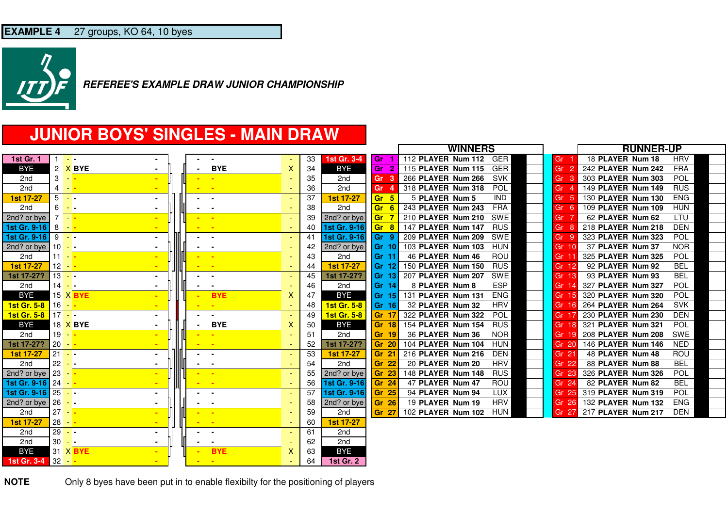**EXAMPLE 4** 27 groups, KO 64, 10 byes

***REFEREE'S EXAMPLE DRAW JUNIOR CHAMPIONSHIP***

# JUNIOR BOYS' SINGLES - MAIN DRAW

| Position | No. | | Player | | | Player | | No. | Position |
|---|---|---|---|---|---|---|---|---|---|
| 1st Gr. 1 | 1 | - | - | - | - | - | - | 33 | 1st Gr. 3-4 |
| BYE | 2 | X | BYE | - | - | BYE | X | 34 | BYE |
| 2nd | 3 | - | - | - | - | - | - | 35 | 2nd |
| 2nd | 4 | - | - | - | - | - | - | 36 | 2nd |
| 1st 17-27 | 5 | - | - | - | - | - | - | 37 | 1st 17-27 |
| 2nd | 6 | - | - | - | - | - | - | 38 | 2nd |
| 2nd? or bye | 7 | - | - | - | - | - | - | 39 | 2nd? or bye |
| 1st Gr. 9-16 | 8 | - | - | - | - | - | - | 40 | 1st Gr. 9-16 |
| 1st Gr. 9-16 | 9 | - | - | - | - | - | - | 41 | 1st Gr. 9-16 |
| 2nd? or bye | 10 | - | - | - | - | - | - | 42 | 2nd? or bye |
| 2nd | 11 | - | - | - | - | - | - | 43 | 2nd |
| 1st 17-27 | 12 | - | - | - | - | - | - | 44 | 1st 17-27 |
| 1st 17-27? | 13 | - | - | - | - | - | - | 45 | 1st 17-27? |
| 2nd | 14 | - | - | - | - | - | - | 46 | 2nd |
| BYE | 15 | X | BYE | - | - | BYE | X | 47 | BYE |
| 1st Gr. 5-8 | 16 | - | - | - | - | - | - | 48 | 1st Gr. 5-8 |
| 1st Gr. 5-8 | 17 | - | - | - | - | - | - | 49 | 1st Gr. 5-8 |
| BYE | 18 | X | BYE | - | - | BYE | X | 50 | BYE |
| 2nd | 19 | - | - | - | - | - | - | 51 | 2nd |
| 1st 17-27? | 20 | - | - | - | - | - | - | 52 | 1st 17-27? |
| 1st 17-27 | 21 | - | - | - | - | - | - | 53 | 1st 17-27 |
| 2nd | 22 | - | - | - | - | - | - | 54 | 2nd |
| 2nd? or bye | 23 | - | - | - | - | - | - | 55 | 2nd? or bye |
| 1st Gr. 9-16 | 24 | - | - | - | - | - | - | 56 | 1st Gr. 9-16 |
| 1st Gr. 9-16 | 25 | - | - | - | - | - | - | 57 | 1st Gr. 9-16 |
| 2nd? or bye | 26 | - | - | - | - | - | - | 58 | 2nd? or bye |
| 2nd | 27 | - | - | - | - | - | - | 59 | 2nd |
| 1st 17-27 | 28 | - | - | - | - | - | - | 60 | 1st 17-27 |
| 2nd | 29 | - | - | - | - | - | - | 61 | 2nd |
| 2nd | 30 | - | - | - | - | - | - | 62 | 2nd |
| BYE | 31 | X | BYE | - | - | BYE | X | 63 | BYE |
| 1st Gr. 3-4 | 32 | - | - | - | - | - | - | 64 | 1st Gr. 2 |

| WINNERS | | | | RUNNER-UP | | | |
|---|---|---|---|---|---|---|---|
| Gr | No. | Player | Assoc. | Gr | No. | Player | Assoc. |
| Gr 1 | 112 | PLAYER Num 112 | GER | Gr 1 | 18 | PLAYER Num 18 | HRV |
| Gr 2 | 115 | PLAYER Num 115 | GER | Gr 2 | 242 | PLAYER Num 242 | FRA |
| Gr 3 | 266 | PLAYER Num 266 | SVK | Gr 3 | 303 | PLAYER Num 303 | POL |
| Gr 4 | 318 | PLAYER Num 318 | POL | Gr 4 | 149 | PLAYER Num 149 | RUS |
| Gr 5 | 5 | PLAYER Num 5 | IND | Gr 5 | 130 | PLAYER Num 130 | ENG |
| Gr 6 | 243 | PLAYER Num 243 | FRA | Gr 6 | 109 | PLAYER Num 109 | HUN |
| Gr 7 | 210 | PLAYER Num 210 | SWE | Gr 7 | 62 | PLAYER Num 62 | LTU |
| Gr 8 | 147 | PLAYER Num 147 | RUS | Gr 8 | 218 | PLAYER Num 218 | DEN |
| Gr 9 | 209 | PLAYER Num 209 | SWE | Gr 9 | 323 | PLAYER Num 323 | POL |
| Gr 10 | 103 | PLAYER Num 103 | HUN | Gr 10 | 37 | PLAYER Num 37 | NOR |
| Gr 11 | 46 | PLAYER Num 46 | ROU | Gr 11 | 325 | PLAYER Num 325 | POL |
| Gr 12 | 150 | PLAYER Num 150 | RUS | Gr 12 | 92 | PLAYER Num 92 | BEL |
| Gr 13 | 207 | PLAYER Num 207 | SWE | Gr 13 | 93 | PLAYER Num 93 | BEL |
| Gr 14 | 8 | PLAYER Num 8 | ESP | Gr 14 | 327 | PLAYER Num 327 | POL |
| Gr 15 | 131 | PLAYER Num 131 | ENG | Gr 15 | 320 | PLAYER Num 320 | POL |
| Gr 16 | 32 | PLAYER Num 32 | HRV | Gr 16 | 264 | PLAYER Num 264 | SVK |
| Gr 17 | 322 | PLAYER Num 322 | POL | Gr 17 | 230 | PLAYER Num 230 | DEN |
| Gr 18 | 154 | PLAYER Num 154 | RUS | Gr 18 | 321 | PLAYER Num 321 | POL |
| Gr 19 | 36 | PLAYER Num 36 | NOR | Gr 19 | 208 | PLAYER Num 208 | SWE |
| Gr 20 | 104 | PLAYER Num 104 | HUN | Gr 20 | 146 | PLAYER Num 146 | NED |
| Gr 21 | 216 | PLAYER Num 216 | DEN | Gr 21 | 48 | PLAYER Num 48 | ROU |
| Gr 22 | 20 | PLAYER Num 20 | HRV | Gr 22 | 88 | PLAYER Num 88 | BEL |
| Gr 23 | 148 | PLAYER Num 148 | RUS | Gr 23 | 326 | PLAYER Num 326 | POL |
| Gr 24 | 47 | PLAYER Num 47 | ROU | Gr 24 | 82 | PLAYER Num 82 | BEL |
| Gr 25 | 94 | PLAYER Num 94 | LUX | Gr 25 | 319 | PLAYER Num 319 | POL |
| Gr 26 | 19 | PLAYER Num 19 | HRV | Gr 26 | 132 | PLAYER Num 132 | ENG |
| Gr 27 | 102 | PLAYER Num 102 | HUN | Gr 27 | 217 | PLAYER Num 217 | DEN |

**NOTE** Only 8 byes have been put in to enable flexibilty for the positioning of players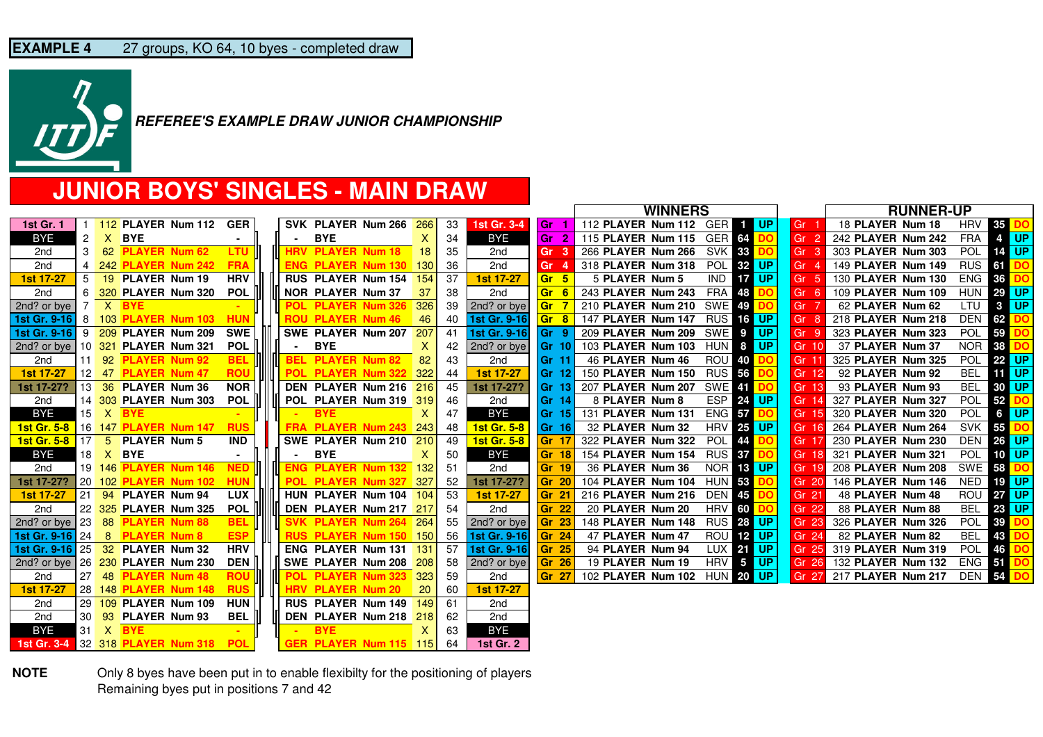**EXAMPLE 4** 27 groups, KO 64, 10 byes - completed draw

***REFEREE'S EXAMPLE DRAW JUNIOR CHAMPIONSHIP***

# JUNIOR BOYS' SINGLES - MAIN DRAW

| Seed | Pos | Num | Player | Assoc | | Assoc | Player | Num | Pos | Seed |
|---|---|---|---|---|---|---|---|---|---|---|
| 1st Gr. 1 | 1 | 112 | PLAYER Num 112 | GER | | SVK | PLAYER Num 266 | 266 | 33 | 1st Gr. 3-4 |
| BYE | 2 | X | BYE | - | | - | BYE | X | 34 | BYE |
| 2nd | 3 | 62 | PLAYER Num 62 | LTU | | HRV | PLAYER Num 18 | 18 | 35 | 2nd |
| 2nd | 4 | 242 | PLAYER Num 242 | FRA | | ENG | PLAYER Num 130 | 130 | 36 | 2nd |
| 1st 17-27 | 5 | 19 | PLAYER Num 19 | HRV | | RUS | PLAYER Num 154 | 154 | 37 | 1st 17-27 |
| 2nd | 6 | 320 | PLAYER Num 320 | POL | | NOR | PLAYER Num 37 | 37 | 38 | 2nd |
| 2nd? or bye | 7 | X | BYE | - | | POL | PLAYER Num 326 | 326 | 39 | 2nd? or bye |
| 1st Gr. 9-16 | 8 | 103 | PLAYER Num 103 | HUN | | ROU | PLAYER Num 46 | 46 | 40 | 1st Gr. 9-16 |
| 1st Gr. 9-16 | 9 | 209 | PLAYER Num 209 | SWE | | SWE | PLAYER Num 207 | 207 | 41 | 1st Gr. 9-16 |
| 2nd? or bye | 10 | 321 | PLAYER Num 321 | POL | | - | BYE | X | 42 | 2nd? or bye |
| 2nd | 11 | 92 | PLAYER Num 92 | BEL | | BEL | PLAYER Num 82 | 82 | 43 | 2nd |
| 1st 17-27 | 12 | 47 | PLAYER Num 47 | ROU | | POL | PLAYER Num 322 | 322 | 44 | 1st 17-27 |
| 1st 17-27? | 13 | 36 | PLAYER Num 36 | NOR | | DEN | PLAYER Num 216 | 216 | 45 | 1st 17-27? |
| 2nd | 14 | 303 | PLAYER Num 303 | POL | | POL | PLAYER Num 319 | 319 | 46 | 2nd |
| BYE | 15 | X | BYE | - | | - | BYE | X | 47 | BYE |
| 1st Gr. 5-8 | 16 | 147 | PLAYER Num 147 | RUS | | FRA | PLAYER Num 243 | 243 | 48 | 1st Gr. 5-8 |
| 1st Gr. 5-8 | 17 | 5 | PLAYER Num 5 | IND | | SWE | PLAYER Num 210 | 210 | 49 | 1st Gr. 5-8 |
| BYE | 18 | X | BYE | - | | - | BYE | X | 50 | BYE |
| 2nd | 19 | 146 | PLAYER Num 146 | NED | | ENG | PLAYER Num 132 | 132 | 51 | 2nd |
| 1st 17-27? | 20 | 102 | PLAYER Num 102 | HUN | | POL | PLAYER Num 327 | 327 | 52 | 1st 17-27? |
| 1st 17-27 | 21 | 94 | PLAYER Num 94 | LUX | | HUN | PLAYER Num 104 | 104 | 53 | 1st 17-27 |
| 2nd | 22 | 325 | PLAYER Num 325 | POL | | DEN | PLAYER Num 217 | 217 | 54 | 2nd |
| 2nd? or bye | 23 | 88 | PLAYER Num 88 | BEL | | SVK | PLAYER Num 264 | 264 | 55 | 2nd? or bye |
| 1st Gr. 9-16 | 24 | 8 | PLAYER Num 8 | ESP | | RUS | PLAYER Num 150 | 150 | 56 | 1st Gr. 9-16 |
| 1st Gr. 9-16 | 25 | 32 | PLAYER Num 32 | HRV | | ENG | PLAYER Num 131 | 131 | 57 | 1st Gr. 9-16 |
| 2nd? or bye | 26 | 230 | PLAYER Num 230 | DEN | | SWE | PLAYER Num 208 | 208 | 58 | 2nd? or bye |
| 2nd | 27 | 48 | PLAYER Num 48 | ROU | | POL | PLAYER Num 323 | 323 | 59 | 2nd |
| 1st 17-27 | 28 | 148 | PLAYER Num 148 | RUS | | HRV | PLAYER Num 20 | 20 | 60 | 1st 17-27 |
| 2nd | 29 | 109 | PLAYER Num 109 | HUN | | RUS | PLAYER Num 149 | 149 | 61 | 2nd |
| 2nd | 30 | 93 | PLAYER Num 93 | BEL | | DEN | PLAYER Num 218 | 218 | 62 | 2nd |
| BYE | 31 | X | BYE | - | | - | BYE | X | 63 | BYE |
| 1st Gr. 3-4 | 32 | 318 | PLAYER Num 318 | POL | | GER | PLAYER Num 115 | 115 | 64 | 1st Gr. 2 |

| WINNERS | | | | | | RUNNER-UP | | | | | |
|---|---|---|---|---|---|---|---|---|---|---|---|
| Group | Num | Player | Assoc | Pos | | Group | Num | Player | Assoc | Pos | |
| Gr 1 | 112 | PLAYER Num 112 | GER | 1 | UP | Gr 1 | 18 | PLAYER Num 18 | HRV | 35 | DO |
| Gr 2 | 115 | PLAYER Num 115 | GER | 64 | DO | Gr 2 | 242 | PLAYER Num 242 | FRA | 4 | UP |
| Gr 3 | 266 | PLAYER Num 266 | SVK | 33 | DO | Gr 3 | 303 | PLAYER Num 303 | POL | 14 | UP |
| Gr 4 | 318 | PLAYER Num 318 | POL | 32 | UP | Gr 4 | 149 | PLAYER Num 149 | RUS | 61 | DO |
| Gr 5 | 5 | PLAYER Num 5 | IND | 17 | UP | Gr 5 | 130 | PLAYER Num 130 | ENG | 36 | DO |
| Gr 6 | 243 | PLAYER Num 243 | FRA | 48 | DO | Gr 6 | 109 | PLAYER Num 109 | HUN | 29 | UP |
| Gr 7 | 210 | PLAYER Num 210 | SWE | 49 | DO | Gr 7 | 62 | PLAYER Num 62 | LTU | 3 | UP |
| Gr 8 | 147 | PLAYER Num 147 | RUS | 16 | UP | Gr 8 | 218 | PLAYER Num 218 | DEN | 62 | DO |
| Gr 9 | 209 | PLAYER Num 209 | SWE | 9 | UP | Gr 9 | 323 | PLAYER Num 323 | POL | 59 | DO |
| Gr 10 | 103 | PLAYER Num 103 | HUN | 8 | UP | Gr 10 | 37 | PLAYER Num 37 | NOR | 38 | DO |
| Gr 11 | 46 | PLAYER Num 46 | ROU | 40 | DO | Gr 11 | 325 | PLAYER Num 325 | POL | 22 | UP |
| Gr 12 | 150 | PLAYER Num 150 | RUS | 56 | DO | Gr 12 | 92 | PLAYER Num 92 | BEL | 11 | UP |
| Gr 13 | 207 | PLAYER Num 207 | SWE | 41 | DO | Gr 13 | 93 | PLAYER Num 93 | BEL | 30 | UP |
| Gr 14 | 8 | PLAYER Num 8 | ESP | 24 | UP | Gr 14 | 327 | PLAYER Num 327 | POL | 52 | DO |
| Gr 15 | 131 | PLAYER Num 131 | ENG | 57 | DO | Gr 15 | 320 | PLAYER Num 320 | POL | 6 | UP |
| Gr 16 | 32 | PLAYER Num 32 | HRV | 25 | UP | Gr 16 | 264 | PLAYER Num 264 | SVK | 55 | DO |
| Gr 17 | 322 | PLAYER Num 322 | POL | 44 | DO | Gr 17 | 230 | PLAYER Num 230 | DEN | 26 | UP |
| Gr 18 | 154 | PLAYER Num 154 | RUS | 37 | DO | Gr 18 | 321 | PLAYER Num 321 | POL | 10 | UP |
| Gr 19 | 36 | PLAYER Num 36 | NOR | 13 | UP | Gr 19 | 208 | PLAYER Num 208 | SWE | 58 | DO |
| Gr 20 | 104 | PLAYER Num 104 | HUN | 53 | DO | Gr 20 | 146 | PLAYER Num 146 | NED | 19 | UP |
| Gr 21 | 216 | PLAYER Num 216 | DEN | 45 | DO | Gr 21 | 48 | PLAYER Num 48 | ROU | 27 | UP |
| Gr 22 | 20 | PLAYER Num 20 | HRV | 60 | DO | Gr 22 | 88 | PLAYER Num 88 | BEL | 23 | UP |
| Gr 23 | 148 | PLAYER Num 148 | RUS | 28 | UP | Gr 23 | 326 | PLAYER Num 326 | POL | 39 | DO |
| Gr 24 | 47 | PLAYER Num 47 | ROU | 12 | UP | Gr 24 | 82 | PLAYER Num 82 | BEL | 43 | DO |
| Gr 25 | 94 | PLAYER Num 94 | LUX | 21 | UP | Gr 25 | 319 | PLAYER Num 319 | POL | 46 | DO |
| Gr 26 | 19 | PLAYER Num 19 | HRV | 5 | UP | Gr 26 | 132 | PLAYER Num 132 | ENG | 51 | DO |
| Gr 27 | 102 | PLAYER Num 102 | HUN | 20 | UP | Gr 27 | 217 | PLAYER Num 217 | DEN | 54 | DO |

**NOTE** Only 8 byes have been put in to enable flexibilty for the positioning of players
Remaining byes put in positions 7 and 42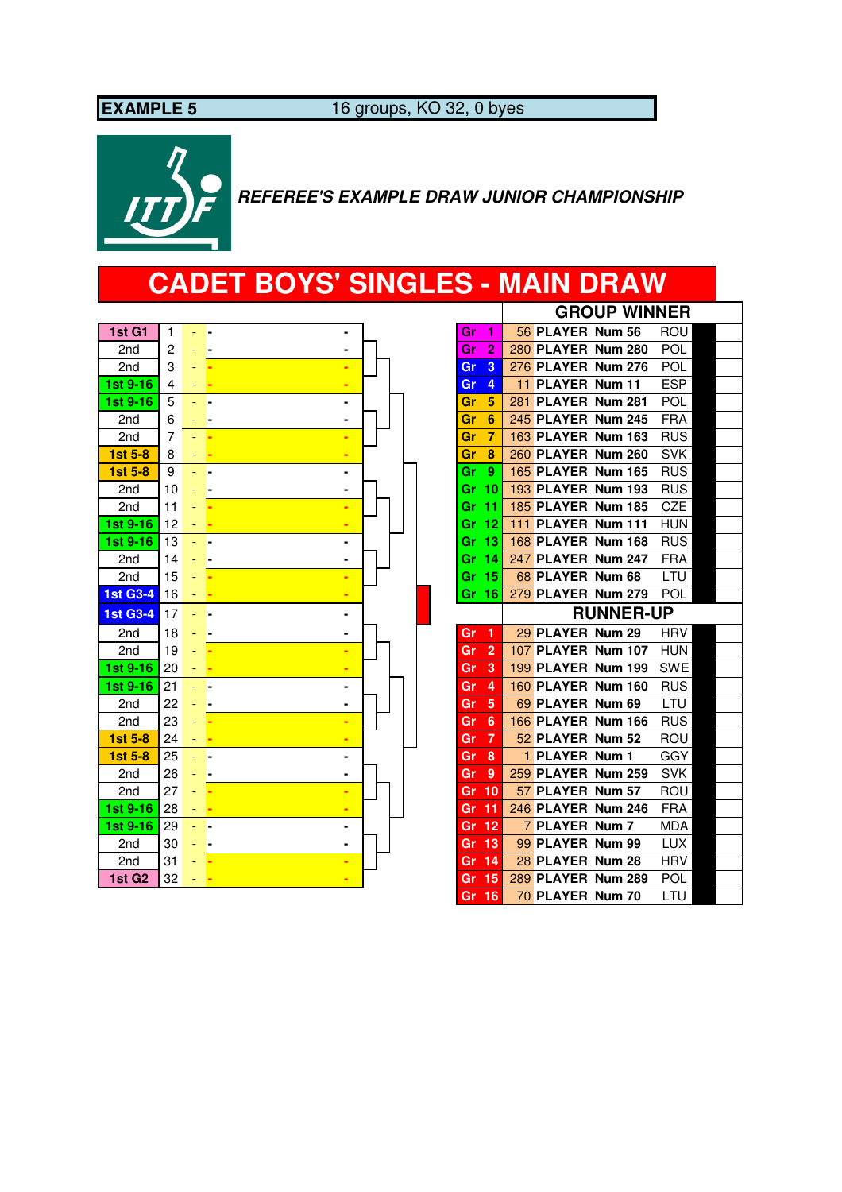**EXAMPLE 5** 16 groups, KO 32, 0 byes

***REFEREE'S EXAMPLE DRAW JUNIOR CHAMPIONSHIP***

# CADET BOYS' SINGLES - MAIN DRAW

| Seed | Pos | | Player | |
|---|---|---|---|---|
| 1st G1 | 1 | - | - | - |
| 2nd | 2 | - | - | - |
| 2nd | 3 | - | - | - |
| 1st 9-16 | 4 | - | - | - |
| 1st 9-16 | 5 | - | - | - |
| 2nd | 6 | - | - | - |
| 2nd | 7 | - | - | - |
| 1st 5-8 | 8 | - | - | - |
| 1st 5-8 | 9 | - | - | - |
| 2nd | 10 | - | - | - |
| 2nd | 11 | - | - | - |
| 1st 9-16 | 12 | - | - | - |
| 1st 9-16 | 13 | - | - | - |
| 2nd | 14 | - | - | - |
| 2nd | 15 | - | - | - |
| 1st G3-4 | 16 | - | - | - |
| 1st G3-4 | 17 | - | - | - |
| 2nd | 18 | - | - | - |
| 2nd | 19 | - | - | - |
| 1st 9-16 | 20 | - | - | - |
| 1st 9-16 | 21 | - | - | - |
| 2nd | 22 | - | - | - |
| 2nd | 23 | - | - | - |
| 1st 5-8 | 24 | - | - | - |
| 1st 5-8 | 25 | - | - | - |
| 2nd | 26 | - | - | - |
| 2nd | 27 | - | - | - |
| 1st 9-16 | 28 | - | - | - |
| 1st 9-16 | 29 | - | - | - |
| 2nd | 30 | - | - | - |
| 2nd | 31 | - | - | - |
| 1st G2 | 32 | - | - | - |

**GROUP WINNER**

| Group | Player | Assoc. |
|---|---|---|
| Gr 1 | 56 PLAYER Num 56 | ROU |
| Gr 2 | 280 PLAYER Num 280 | POL |
| Gr 3 | 276 PLAYER Num 276 | POL |
| Gr 4 | 11 PLAYER Num 11 | ESP |
| Gr 5 | 281 PLAYER Num 281 | POL |
| Gr 6 | 245 PLAYER Num 245 | FRA |
| Gr 7 | 163 PLAYER Num 163 | RUS |
| Gr 8 | 260 PLAYER Num 260 | SVK |
| Gr 9 | 165 PLAYER Num 165 | RUS |
| Gr 10 | 193 PLAYER Num 193 | RUS |
| Gr 11 | 185 PLAYER Num 185 | CZE |
| Gr 12 | 111 PLAYER Num 111 | HUN |
| Gr 13 | 168 PLAYER Num 168 | RUS |
| Gr 14 | 247 PLAYER Num 247 | FRA |
| Gr 15 | 68 PLAYER Num 68 | LTU |
| Gr 16 | 279 PLAYER Num 279 | POL |

**RUNNER-UP**

| Group | Player | Assoc. |
|---|---|---|
| Gr 1 | 29 PLAYER Num 29 | HRV |
| Gr 2 | 107 PLAYER Num 107 | HUN |
| Gr 3 | 199 PLAYER Num 199 | SWE |
| Gr 4 | 160 PLAYER Num 160 | RUS |
| Gr 5 | 69 PLAYER Num 69 | LTU |
| Gr 6 | 166 PLAYER Num 166 | RUS |
| Gr 7 | 52 PLAYER Num 52 | ROU |
| Gr 8 | 1 PLAYER Num 1 | GGY |
| Gr 9 | 259 PLAYER Num 259 | SVK |
| Gr 10 | 57 PLAYER Num 57 | ROU |
| Gr 11 | 246 PLAYER Num 246 | FRA |
| Gr 12 | 7 PLAYER Num 7 | MDA |
| Gr 13 | 99 PLAYER Num 99 | LUX |
| Gr 14 | 28 PLAYER Num 28 | HRV |
| Gr 15 | 289 PLAYER Num 289 | POL |
| Gr 16 | 70 PLAYER Num 70 | LTU |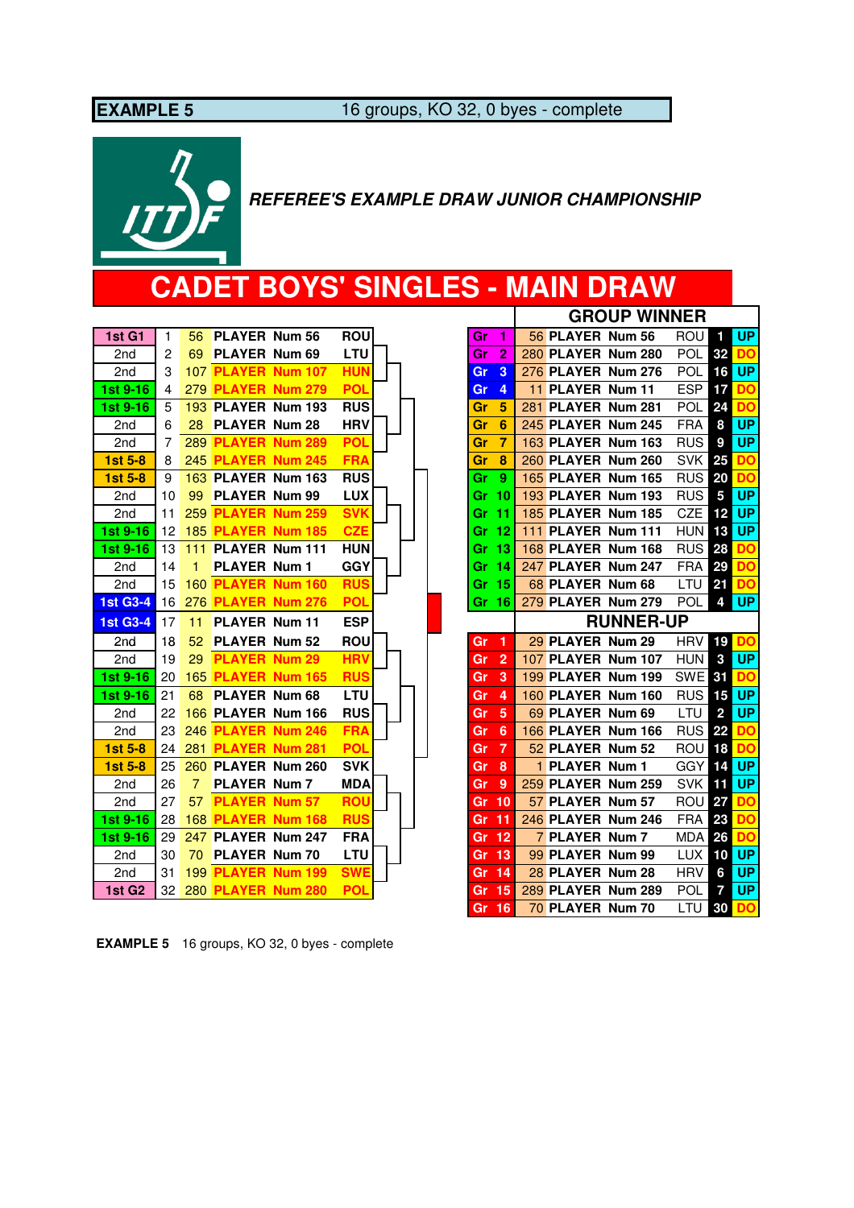**EXAMPLE 5** 16 groups, KO 32, 0 byes - complete

***REFEREE'S EXAMPLE DRAW JUNIOR CHAMPIONSHIP***

# CADET BOYS' SINGLES - MAIN DRAW

| Seed | Pos | No. | Player | Assoc |
|---|---|---|---|---|
| 1st G1 | 1 | 56 | PLAYER Num 56 | ROU |
| 2nd | 2 | 69 | PLAYER Num 69 | LTU |
| 2nd | 3 | 107 | PLAYER Num 107 | HUN |
| 1st 9-16 | 4 | 279 | PLAYER Num 279 | POL |
| 1st 9-16 | 5 | 193 | PLAYER Num 193 | RUS |
| 2nd | 6 | 28 | PLAYER Num 28 | HRV |
| 2nd | 7 | 289 | PLAYER Num 289 | POL |
| 1st 5-8 | 8 | 245 | PLAYER Num 245 | FRA |
| 1st 5-8 | 9 | 163 | PLAYER Num 163 | RUS |
| 2nd | 10 | 99 | PLAYER Num 99 | LUX |
| 2nd | 11 | 259 | PLAYER Num 259 | SVK |
| 1st 9-16 | 12 | 185 | PLAYER Num 185 | CZE |
| 1st 9-16 | 13 | 111 | PLAYER Num 111 | HUN |
| 2nd | 14 | 1 | PLAYER Num 1 | GGY |
| 2nd | 15 | 160 | PLAYER Num 160 | RUS |
| 1st G3-4 | 16 | 276 | PLAYER Num 276 | POL |
| 1st G3-4 | 17 | 11 | PLAYER Num 11 | ESP |
| 2nd | 18 | 52 | PLAYER Num 52 | ROU |
| 2nd | 19 | 29 | PLAYER Num 29 | HRV |
| 1st 9-16 | 20 | 165 | PLAYER Num 165 | RUS |
| 1st 9-16 | 21 | 68 | PLAYER Num 68 | LTU |
| 2nd | 22 | 166 | PLAYER Num 166 | RUS |
| 2nd | 23 | 246 | PLAYER Num 246 | FRA |
| 1st 5-8 | 24 | 281 | PLAYER Num 281 | POL |
| 1st 5-8 | 25 | 260 | PLAYER Num 260 | SVK |
| 2nd | 26 | 7 | PLAYER Num 7 | MDA |
| 2nd | 27 | 57 | PLAYER Num 57 | ROU |
| 1st 9-16 | 28 | 168 | PLAYER Num 168 | RUS |
| 1st 9-16 | 29 | 247 | PLAYER Num 247 | FRA |
| 2nd | 30 | 70 | PLAYER Num 70 | LTU |
| 2nd | 31 | 199 | PLAYER Num 199 | SWE |
| 1st G2 | 32 | 280 | PLAYER Num 280 | POL |

**GROUP WINNER**

| Group | No. | Player | Assoc | Pos | Half |
|---|---|---|---|---|---|
| Gr 1 | 56 | PLAYER Num 56 | ROU | 1 | UP |
| Gr 2 | 280 | PLAYER Num 280 | POL | 32 | DO |
| Gr 3 | 276 | PLAYER Num 276 | POL | 16 | UP |
| Gr 4 | 11 | PLAYER Num 11 | ESP | 17 | DO |
| Gr 5 | 281 | PLAYER Num 281 | POL | 24 | DO |
| Gr 6 | 245 | PLAYER Num 245 | FRA | 8 | UP |
| Gr 7 | 163 | PLAYER Num 163 | RUS | 9 | UP |
| Gr 8 | 260 | PLAYER Num 260 | SVK | 25 | DO |
| Gr 9 | 165 | PLAYER Num 165 | RUS | 20 | DO |
| Gr 10 | 193 | PLAYER Num 193 | RUS | 5 | UP |
| Gr 11 | 185 | PLAYER Num 185 | CZE | 12 | UP |
| Gr 12 | 111 | PLAYER Num 111 | HUN | 13 | UP |
| Gr 13 | 168 | PLAYER Num 168 | RUS | 28 | DO |
| Gr 14 | 247 | PLAYER Num 247 | FRA | 29 | DO |
| Gr 15 | 68 | PLAYER Num 68 | LTU | 21 | DO |
| Gr 16 | 279 | PLAYER Num 279 | POL | 4 | UP |

**RUNNER-UP**

| Group | No. | Player | Assoc | Pos | Half |
|---|---|---|---|---|---|
| Gr 1 | 29 | PLAYER Num 29 | HRV | 19 | DO |
| Gr 2 | 107 | PLAYER Num 107 | HUN | 3 | UP |
| Gr 3 | 199 | PLAYER Num 199 | SWE | 31 | DO |
| Gr 4 | 160 | PLAYER Num 160 | RUS | 15 | UP |
| Gr 5 | 69 | PLAYER Num 69 | LTU | 2 | UP |
| Gr 6 | 166 | PLAYER Num 166 | RUS | 22 | DO |
| Gr 7 | 52 | PLAYER Num 52 | ROU | 18 | DO |
| Gr 8 | 1 | PLAYER Num 1 | GGY | 14 | UP |
| Gr 9 | 259 | PLAYER Num 259 | SVK | 11 | UP |
| Gr 10 | 57 | PLAYER Num 57 | ROU | 27 | DO |
| Gr 11 | 246 | PLAYER Num 246 | FRA | 23 | DO |
| Gr 12 | 7 | PLAYER Num 7 | MDA | 26 | DO |
| Gr 13 | 99 | PLAYER Num 99 | LUX | 10 | UP |
| Gr 14 | 28 | PLAYER Num 28 | HRV | 6 | UP |
| Gr 15 | 289 | PLAYER Num 289 | POL | 7 | UP |
| Gr 16 | 70 | PLAYER Num 70 | LTU | 30 | DO |

**EXAMPLE 5** 16 groups, KO 32, 0 byes - complete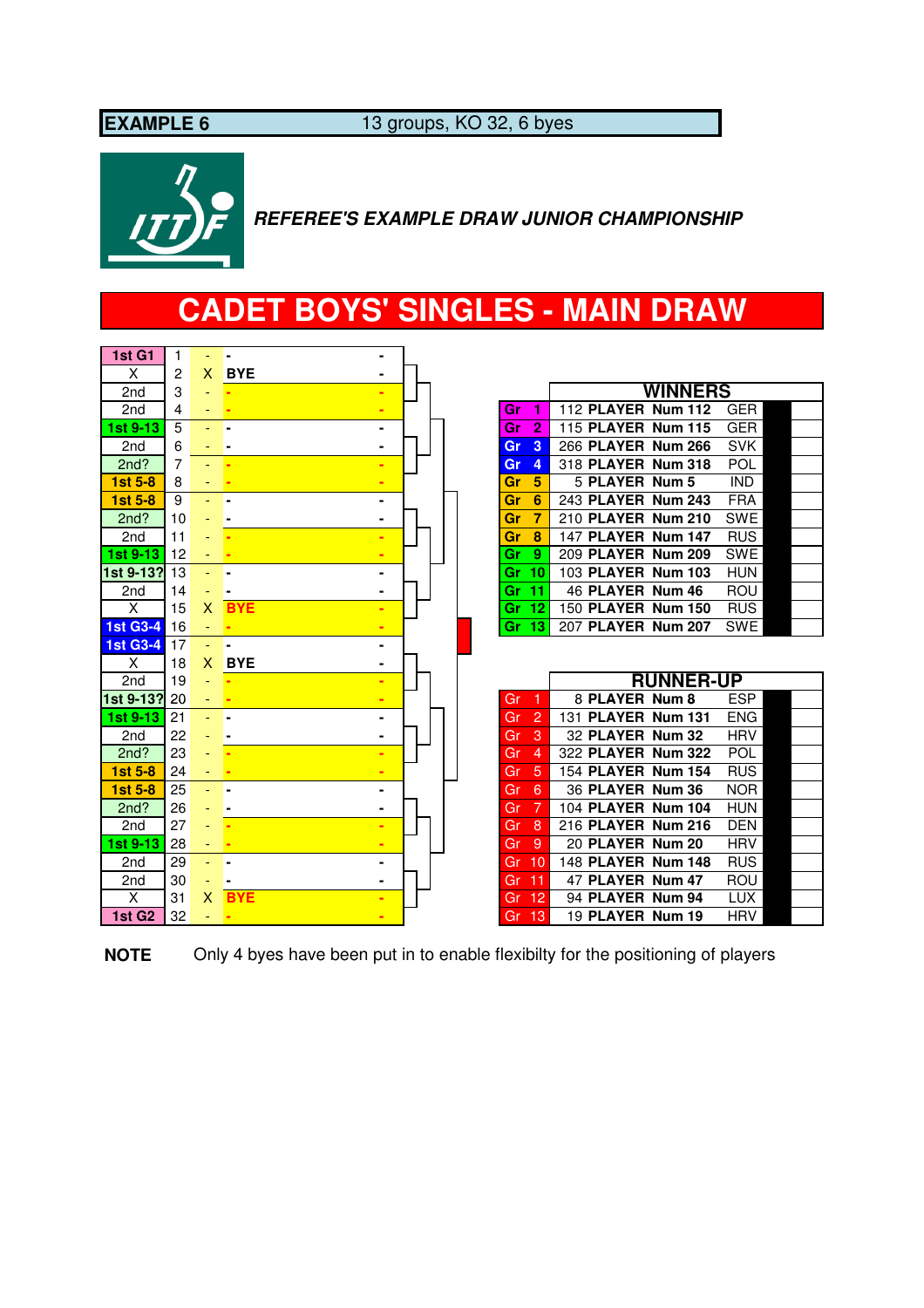**EXAMPLE 6** 13 groups, KO 32, 6 byes

***REFEREE'S EXAMPLE DRAW JUNIOR CHAMPIONSHIP***

# CADET BOYS' SINGLES - MAIN DRAW

| Seed | Pos | | Player | |
|---|---|---|---|---|
| 1st G1 | 1 | - | - | - |
| X | 2 | X | BYE | - |
| 2nd | 3 | - | - | - |
| 2nd | 4 | - | - | - |
| 1st 9-13 | 5 | - | - | - |
| 2nd | 6 | - | - | - |
| 2nd? | 7 | - | - | - |
| 1st 5-8 | 8 | - | - | - |
| 1st 5-8 | 9 | - | - | - |
| 2nd? | 10 | - | - | - |
| 2nd | 11 | - | - | - |
| 1st 9-13 | 12 | - | - | - |
| 1st 9-13? | 13 | - | - | - |
| 2nd | 14 | - | - | - |
| X | 15 | X | BYE | - |
| 1st G3-4 | 16 | - | - | - |
| 1st G3-4 | 17 | - | - | - |
| X | 18 | X | BYE | - |
| 2nd | 19 | - | - | - |
| 1st 9-13? | 20 | - | - | - |
| 1st 9-13 | 21 | - | - | - |
| 2nd | 22 | - | - | - |
| 2nd? | 23 | - | - | - |
| 1st 5-8 | 24 | - | - | - |
| 1st 5-8 | 25 | - | - | - |
| 2nd? | 26 | - | - | - |
| 2nd | 27 | - | - | - |
| 1st 9-13 | 28 | - | - | - |
| 2nd | 29 | - | - | - |
| 2nd | 30 | - | - | - |
| X | 31 | X | BYE | - |
| 1st G2 | 32 | - | - | - |

| Group | WINNERS | Assoc. |
|---|---|---|
| Gr 1 | 112 PLAYER Num 112 | GER |
| Gr 2 | 115 PLAYER Num 115 | GER |
| Gr 3 | 266 PLAYER Num 266 | SVK |
| Gr 4 | 318 PLAYER Num 318 | POL |
| Gr 5 | 5 PLAYER Num 5 | IND |
| Gr 6 | 243 PLAYER Num 243 | FRA |
| Gr 7 | 210 PLAYER Num 210 | SWE |
| Gr 8 | 147 PLAYER Num 147 | RUS |
| Gr 9 | 209 PLAYER Num 209 | SWE |
| Gr 10 | 103 PLAYER Num 103 | HUN |
| Gr 11 | 46 PLAYER Num 46 | ROU |
| Gr 12 | 150 PLAYER Num 150 | RUS |
| Gr 13 | 207 PLAYER Num 207 | SWE |

| Group | RUNNER-UP | Assoc. |
|---|---|---|
| Gr 1 | 8 PLAYER Num 8 | ESP |
| Gr 2 | 131 PLAYER Num 131 | ENG |
| Gr 3 | 32 PLAYER Num 32 | HRV |
| Gr 4 | 322 PLAYER Num 322 | POL |
| Gr 5 | 154 PLAYER Num 154 | RUS |
| Gr 6 | 36 PLAYER Num 36 | NOR |
| Gr 7 | 104 PLAYER Num 104 | HUN |
| Gr 8 | 216 PLAYER Num 216 | DEN |
| Gr 9 | 20 PLAYER Num 20 | HRV |
| Gr 10 | 148 PLAYER Num 148 | RUS |
| Gr 11 | 47 PLAYER Num 47 | ROU |
| Gr 12 | 94 PLAYER Num 94 | LUX |
| Gr 13 | 19 PLAYER Num 19 | HRV |

**NOTE** Only 4 byes have been put in to enable flexibilty for the positioning of players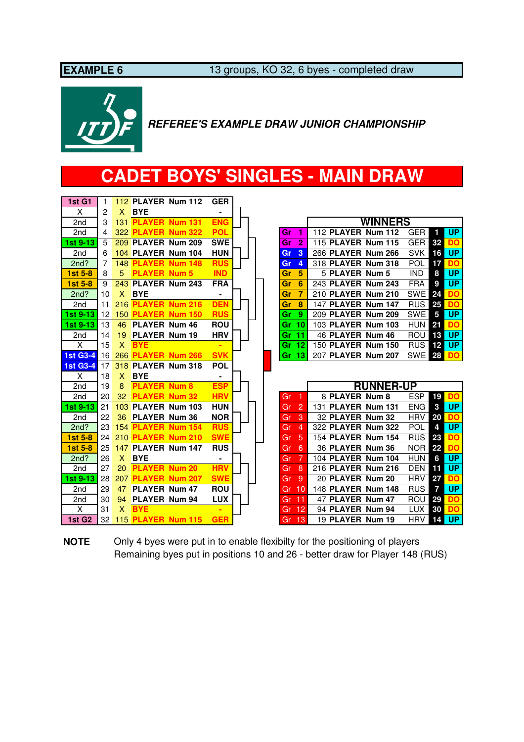**EXAMPLE 6** 13 groups, KO 32, 6 byes - completed draw

***REFEREE'S EXAMPLE DRAW JUNIOR CHAMPIONSHIP***

# CADET BOYS' SINGLES - MAIN DRAW

| | | | | |
|---|---|---|---|---|
| 1st G1 | 1 | 112 | PLAYER Num 112 | GER |
| X | 2 | X | BYE | - |
| 2nd | 3 | 131 | PLAYER Num 131 | ENG |
| 2nd | 4 | 322 | PLAYER Num 322 | POL |
| 1st 9-13 | 5 | 209 | PLAYER Num 209 | SWE |
| 2nd | 6 | 104 | PLAYER Num 104 | HUN |
| 2nd? | 7 | 148 | PLAYER Num 148 | RUS |
| 1st 5-8 | 8 | 5 | PLAYER Num 5 | IND |
| 1st 5-8 | 9 | 243 | PLAYER Num 243 | FRA |
| 2nd? | 10 | X | BYE | - |
| 2nd | 11 | 216 | PLAYER Num 216 | DEN |
| 1st 9-13 | 12 | 150 | PLAYER Num 150 | RUS |
| 1st 9-13 | 13 | 46 | PLAYER Num 46 | ROU |
| 2nd | 14 | 19 | PLAYER Num 19 | HRV |
| X | 15 | X | BYE | - |
| 1st G3-4 | 16 | 266 | PLAYER Num 266 | SVK |
| 1st G3-4 | 17 | 318 | PLAYER Num 318 | POL |
| X | 18 | X | BYE | - |
| 2nd | 19 | 8 | PLAYER Num 8 | ESP |
| 2nd | 20 | 32 | PLAYER Num 32 | HRV |
| 1st 9-13 | 21 | 103 | PLAYER Num 103 | HUN |
| 2nd | 22 | 36 | PLAYER Num 36 | NOR |
| 2nd? | 23 | 154 | PLAYER Num 154 | RUS |
| 1st 5-8 | 24 | 210 | PLAYER Num 210 | SWE |
| 1st 5-8 | 25 | 147 | PLAYER Num 147 | RUS |
| 2nd? | 26 | X | BYE | - |
| 2nd | 27 | 20 | PLAYER Num 20 | HRV |
| 1st 9-13 | 28 | 207 | PLAYER Num 207 | SWE |
| 2nd | 29 | 47 | PLAYER Num 47 | ROU |
| 2nd | 30 | 94 | PLAYER Num 94 | LUX |
| X | 31 | X | BYE | - |
| 1st G2 | 32 | 115 | PLAYER Num 115 | GER |

**WINNERS**

| | | | | |
|---|---|---|---|---|
| Gr 1 | 112 PLAYER Num 112 | GER | 1 | UP |
| Gr 2 | 115 PLAYER Num 115 | GER | 32 | DO |
| Gr 3 | 266 PLAYER Num 266 | SVK | 16 | UP |
| Gr 4 | 318 PLAYER Num 318 | POL | 17 | DO |
| Gr 5 | 5 PLAYER Num 5 | IND | 8 | UP |
| Gr 6 | 243 PLAYER Num 243 | FRA | 9 | UP |
| Gr 7 | 210 PLAYER Num 210 | SWE | 24 | DO |
| Gr 8 | 147 PLAYER Num 147 | RUS | 25 | DO |
| Gr 9 | 209 PLAYER Num 209 | SWE | 5 | UP |
| Gr 10 | 103 PLAYER Num 103 | HUN | 21 | DO |
| Gr 11 | 46 PLAYER Num 46 | ROU | 13 | UP |
| Gr 12 | 150 PLAYER Num 150 | RUS | 12 | UP |
| Gr 13 | 207 PLAYER Num 207 | SWE | 28 | DO |

**RUNNER-UP**

| | | | | |
|---|---|---|---|---|
| Gr 1 | 8 PLAYER Num 8 | ESP | 19 | DO |
| Gr 2 | 131 PLAYER Num 131 | ENG | 3 | UP |
| Gr 3 | 32 PLAYER Num 32 | HRV | 20 | DO |
| Gr 4 | 322 PLAYER Num 322 | POL | 4 | UP |
| Gr 5 | 154 PLAYER Num 154 | RUS | 23 | DO |
| Gr 6 | 36 PLAYER Num 36 | NOR | 22 | DO |
| Gr 7 | 104 PLAYER Num 104 | HUN | 6 | UP |
| Gr 8 | 216 PLAYER Num 216 | DEN | 11 | UP |
| Gr 9 | 20 PLAYER Num 20 | HRV | 27 | DO |
| Gr 10 | 148 PLAYER Num 148 | RUS | 7 | UP |
| Gr 11 | 47 PLAYER Num 47 | ROU | 29 | DO |
| Gr 12 | 94 PLAYER Num 94 | LUX | 30 | DO |
| Gr 13 | 19 PLAYER Num 19 | HRV | 14 | UP |

**NOTE** Only 4 byes were put in to enable flexibilty for the positioning of players
Remaining byes put in positions 10 and 26 - better draw for Player 148 (RUS)